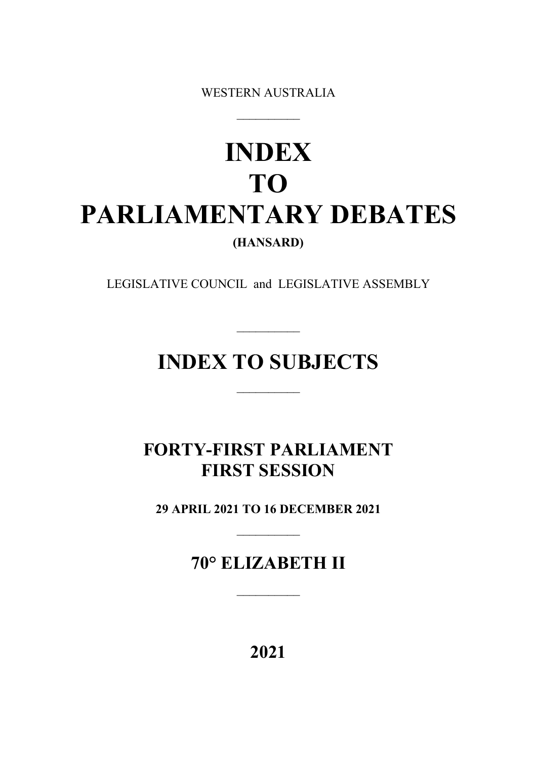WESTERN AUSTRALIA

---

# INDEX
# TO
# PARLIAMENTARY DEBATES

**(HANSARD)**

LEGISLATIVE COUNCIL and LEGISLATIVE ASSEMBLY

---

## INDEX TO SUBJECTS

---

## FORTY-FIRST PARLIAMENT
## FIRST SESSION

**29 APRIL 2021 TO 16 DECEMBER 2021**

---

## 70° ELIZABETH II

---

**2021**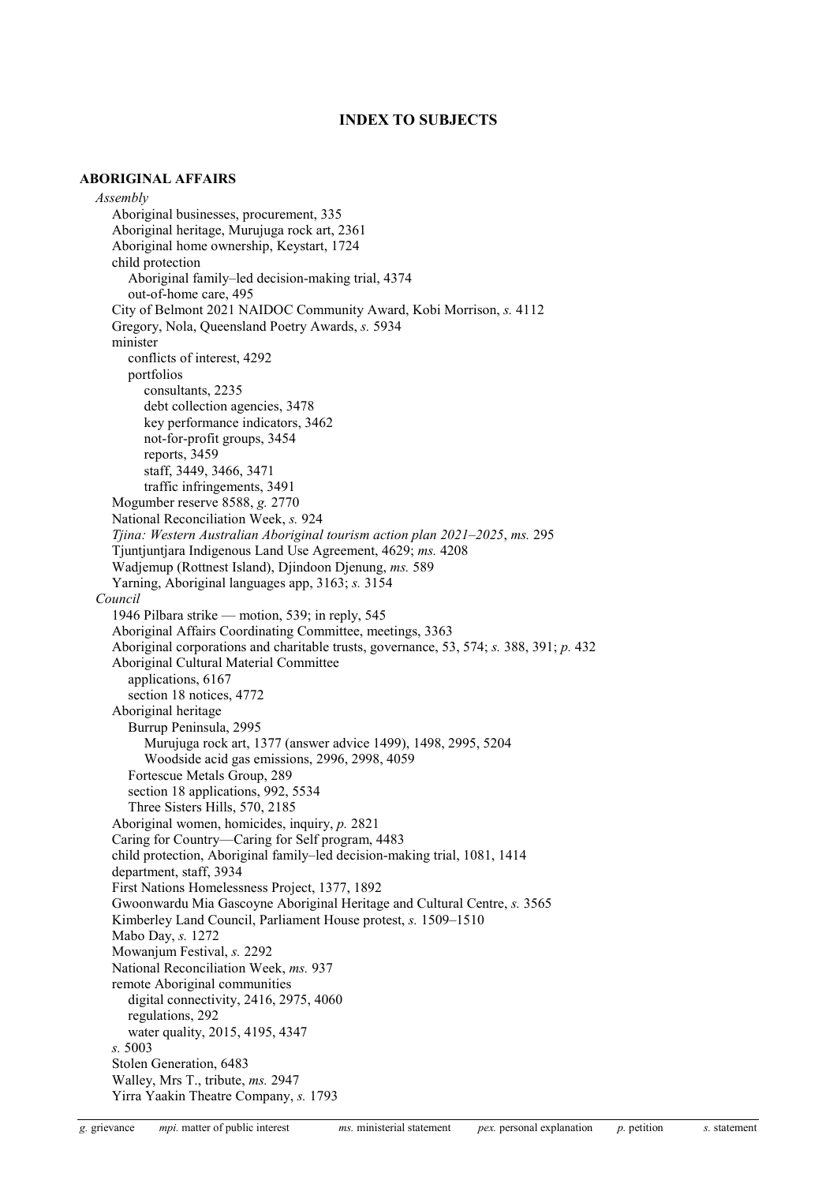## INDEX TO SUBJECTS

**ABORIGINAL AFFAIRS**

*Assembly*

- Aboriginal businesses, procurement, 335
- Aboriginal heritage, Murujuga rock art, 2361
- Aboriginal home ownership, Keystart, 1724
- child protection
  - Aboriginal family–led decision-making trial, 4374
  - out-of-home care, 495
- City of Belmont 2021 NAIDOC Community Award, Kobi Morrison, *s.* 4112
- Gregory, Nola, Queensland Poetry Awards, *s.* 5934
- minister
  - conflicts of interest, 4292
  - portfolios
    - consultants, 2235
    - debt collection agencies, 3478
    - key performance indicators, 3462
    - not-for-profit groups, 3454
    - reports, 3459
    - staff, 3449, 3466, 3471
    - traffic infringements, 3491
- Mogumber reserve 8588, *g.* 2770
- National Reconciliation Week, *s.* 924
- *Tjina: Western Australian Aboriginal tourism action plan 2021–2025*, *ms.* 295
- Tjuntjuntjara Indigenous Land Use Agreement, 4629; *ms.* 4208
- Wadjemup (Rottnest Island), Djindoon Djenung, *ms.* 589
- Yarning, Aboriginal languages app, 3163; *s.* 3154

*Council*

- 1946 Pilbara strike — motion, 539; in reply, 545
- Aboriginal Affairs Coordinating Committee, meetings, 3363
- Aboriginal corporations and charitable trusts, governance, 53, 574; *s.* 388, 391; *p.* 432
- Aboriginal Cultural Material Committee
  - applications, 6167
  - section 18 notices, 4772
- Aboriginal heritage
  - Burrup Peninsula, 2995
    - Murujuga rock art, 1377 (answer advice 1499), 1498, 2995, 5204
    - Woodside acid gas emissions, 2996, 2998, 4059
  - Fortescue Metals Group, 289
  - section 18 applications, 992, 5534
  - Three Sisters Hills, 570, 2185
- Aboriginal women, homicides, inquiry, *p.* 2821
- Caring for Country—Caring for Self program, 4483
- child protection, Aboriginal family–led decision-making trial, 1081, 1414
- department, staff, 3934
- First Nations Homelessness Project, 1377, 1892
- Gwoonwardu Mia Gascoyne Aboriginal Heritage and Cultural Centre, *s.* 3565
- Kimberley Land Council, Parliament House protest, *s.* 1509–1510
- Mabo Day, *s.* 1272
- Mowanjum Festival, *s.* 2292
- National Reconciliation Week, *ms.* 937
- remote Aboriginal communities
  - digital connectivity, 2416, 2975, 4060
  - regulations, 292
  - water quality, 2015, 4195, 4347
- *s.* 5003
- Stolen Generation, 6483
- Walley, Mrs T., tribute, *ms.* 2947
- Yirra Yaakin Theatre Company, *s.* 1793

*g.* grievance *mpi.* matter of public interest *ms.* ministerial statement *pex.* personal explanation *p.* petition *s.* statement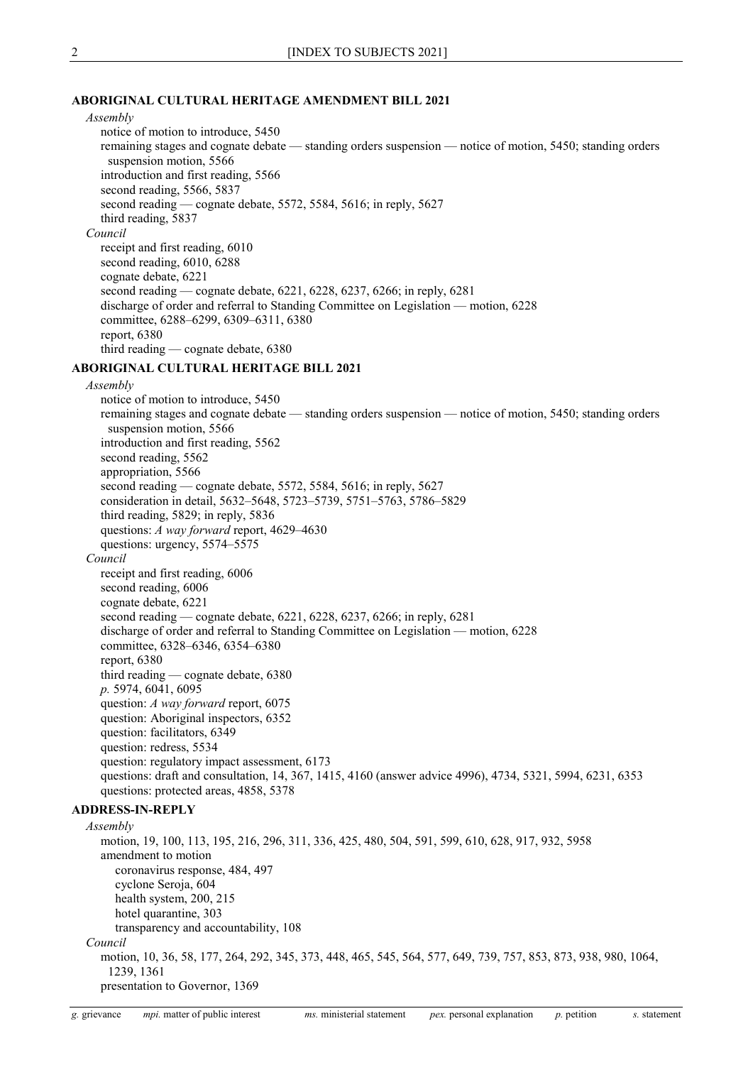## ABORIGINAL CULTURAL HERITAGE AMENDMENT BILL 2021

*Assembly*

- notice of motion to introduce, 5450
- remaining stages and cognate debate — standing orders suspension — notice of motion, 5450; standing orders suspension motion, 5566
- introduction and first reading, 5566
- second reading, 5566, 5837
- second reading — cognate debate, 5572, 5584, 5616; in reply, 5627
- third reading, 5837

*Council*

- receipt and first reading, 6010
- second reading, 6010, 6288
- cognate debate, 6221
- second reading — cognate debate, 6221, 6228, 6237, 6266; in reply, 6281
- discharge of order and referral to Standing Committee on Legislation — motion, 6228
- committee, 6288–6299, 6309–6311, 6380
- report, 6380
- third reading — cognate debate, 6380

## ABORIGINAL CULTURAL HERITAGE BILL 2021

*Assembly*

- notice of motion to introduce, 5450
- remaining stages and cognate debate — standing orders suspension — notice of motion, 5450; standing orders suspension motion, 5566
- introduction and first reading, 5562
- second reading, 5562
- appropriation, 5566
- second reading — cognate debate, 5572, 5584, 5616; in reply, 5627
- consideration in detail, 5632–5648, 5723–5739, 5751–5763, 5786–5829
- third reading, 5829; in reply, 5836
- questions: *A way forward* report, 4629–4630
- questions: urgency, 5574–5575

*Council*

- receipt and first reading, 6006
- second reading, 6006
- cognate debate, 6221
- second reading — cognate debate, 6221, 6228, 6237, 6266; in reply, 6281
- discharge of order and referral to Standing Committee on Legislation — motion, 6228
- committee, 6328–6346, 6354–6380
- report, 6380
- third reading — cognate debate, 6380
- *p.* 5974, 6041, 6095
- question: *A way forward* report, 6075
- question: Aboriginal inspectors, 6352
- question: facilitators, 6349
- question: redress, 5534
- question: regulatory impact assessment, 6173
- questions: draft and consultation, 14, 367, 1415, 4160 (answer advice 4996), 4734, 5321, 5994, 6231, 6353
- questions: protected areas, 4858, 5378

## ADDRESS-IN-REPLY

*Assembly*

- motion, 19, 100, 113, 195, 216, 296, 311, 336, 425, 480, 504, 591, 599, 610, 628, 917, 932, 5958
- amendment to motion
  - coronavirus response, 484, 497
  - cyclone Seroja, 604
  - health system, 200, 215
  - hotel quarantine, 303
  - transparency and accountability, 108

*Council*

- motion, 10, 36, 58, 177, 264, 292, 345, 373, 448, 465, 545, 564, 577, 649, 739, 757, 853, 873, 938, 980, 1064, 1239, 1361
- presentation to Governor, 1369

*g.* grievance *mpi.* matter of public interest *ms.* ministerial statement *pex.* personal explanation *p.* petition *s.* statement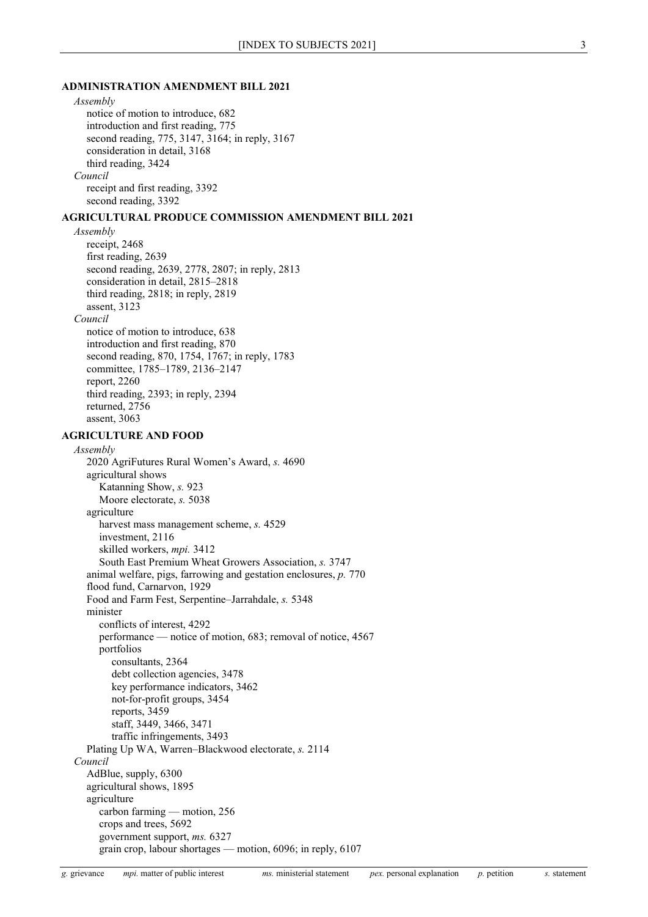**ADMINISTRATION AMENDMENT BILL 2021**

*Assembly*

- notice of motion to introduce, 682
- introduction and first reading, 775
- second reading, 775, 3147, 3164; in reply, 3167
- consideration in detail, 3168
- third reading, 3424

*Council*

- receipt and first reading, 3392
- second reading, 3392

**AGRICULTURAL PRODUCE COMMISSION AMENDMENT BILL 2021**

*Assembly*

- receipt, 2468
- first reading, 2639
- second reading, 2639, 2778, 2807; in reply, 2813
- consideration in detail, 2815–2818
- third reading, 2818; in reply, 2819
- assent, 3123

*Council*

- notice of motion to introduce, 638
- introduction and first reading, 870
- second reading, 870, 1754, 1767; in reply, 1783
- committee, 1785–1789, 2136–2147
- report, 2260
- third reading, 2393; in reply, 2394
- returned, 2756
- assent, 3063

**AGRICULTURE AND FOOD**

*Assembly*

- 2020 AgriFutures Rural Women's Award, *s.* 4690
- agricultural shows
  - Katanning Show, *s.* 923
  - Moore electorate, *s.* 5038
- agriculture
  - harvest mass management scheme, *s.* 4529
  - investment, 2116
  - skilled workers, *mpi.* 3412
  - South East Premium Wheat Growers Association, *s.* 3747
- animal welfare, pigs, farrowing and gestation enclosures, *p.* 770
- flood fund, Carnarvon, 1929
- Food and Farm Fest, Serpentine–Jarrahdale, *s.* 5348
- minister
  - conflicts of interest, 4292
  - performance — notice of motion, 683; removal of notice, 4567
  - portfolios
    - consultants, 2364
    - debt collection agencies, 3478
    - key performance indicators, 3462
    - not-for-profit groups, 3454
    - reports, 3459
    - staff, 3449, 3466, 3471
    - traffic infringements, 3493
- Plating Up WA, Warren–Blackwood electorate, *s.* 2114

*Council*

- AdBlue, supply, 6300
- agricultural shows, 1895
- agriculture
  - carbon farming — motion, 256
  - crops and trees, 5692
  - government support, *ms.* 6327
  - grain crop, labour shortages — motion, 6096; in reply, 6107

*g.* grievance *mpi.* matter of public interest *ms.* ministerial statement *pex.* personal explanation *p.* petition *s.* statement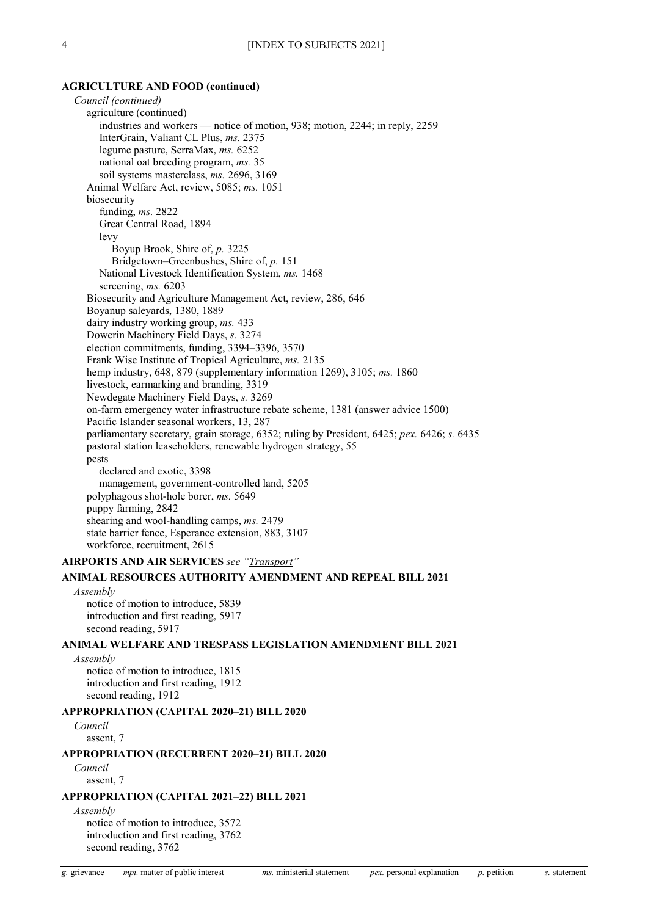**AGRICULTURE AND FOOD (continued)**

*Council (continued)*

agriculture (continued)

industries and workers — notice of motion, 938; motion, 2244; in reply, 2259

InterGrain, Valiant CL Plus, *ms.* 2375

legume pasture, SerraMax, *ms.* 6252

national oat breeding program, *ms.* 35

soil systems masterclass, *ms.* 2696, 3169

Animal Welfare Act, review, 5085; *ms.* 1051

biosecurity

funding, *ms.* 2822

Great Central Road, 1894

levy

Boyup Brook, Shire of, *p.* 3225

Bridgetown–Greenbushes, Shire of, *p.* 151

National Livestock Identification System, *ms.* 1468

screening, *ms.* 6203

Biosecurity and Agriculture Management Act, review, 286, 646

Boyanup saleyards, 1380, 1889

dairy industry working group, *ms.* 433

Dowerin Machinery Field Days, *s.* 3274

election commitments, funding, 3394–3396, 3570

Frank Wise Institute of Tropical Agriculture, *ms.* 2135

hemp industry, 648, 879 (supplementary information 1269), 3105; *ms.* 1860

livestock, earmarking and branding, 3319

Newdegate Machinery Field Days, *s.* 3269

on-farm emergency water infrastructure rebate scheme, 1381 (answer advice 1500)

Pacific Islander seasonal workers, 13, 287

parliamentary secretary, grain storage, 6352; ruling by President, 6425; *pex.* 6426; *s.* 6435

pastoral station leaseholders, renewable hydrogen strategy, 55

pests

declared and exotic, 3398

management, government-controlled land, 5205

polyphagous shot-hole borer, *ms.* 5649

puppy farming, 2842

shearing and wool-handling camps, *ms.* 2479

state barrier fence, Esperance extension, 883, 3107

workforce, recruitment, 2615

**AIRPORTS AND AIR SERVICES** *see "Transport"*

**ANIMAL RESOURCES AUTHORITY AMENDMENT AND REPEAL BILL 2021**

*Assembly*

notice of motion to introduce, 5839

introduction and first reading, 5917

second reading, 5917

**ANIMAL WELFARE AND TRESPASS LEGISLATION AMENDMENT BILL 2021**

*Assembly*

notice of motion to introduce, 1815

introduction and first reading, 1912

second reading, 1912

**APPROPRIATION (CAPITAL 2020–21) BILL 2020**

*Council*

assent, 7

**APPROPRIATION (RECURRENT 2020–21) BILL 2020**

*Council*

assent, 7

**APPROPRIATION (CAPITAL 2021–22) BILL 2021**

*Assembly*

notice of motion to introduce, 3572

introduction and first reading, 3762

second reading, 3762

*g.* grievance *mpi.* matter of public interest *ms.* ministerial statement *pex.* personal explanation *p.* petition *s.* statement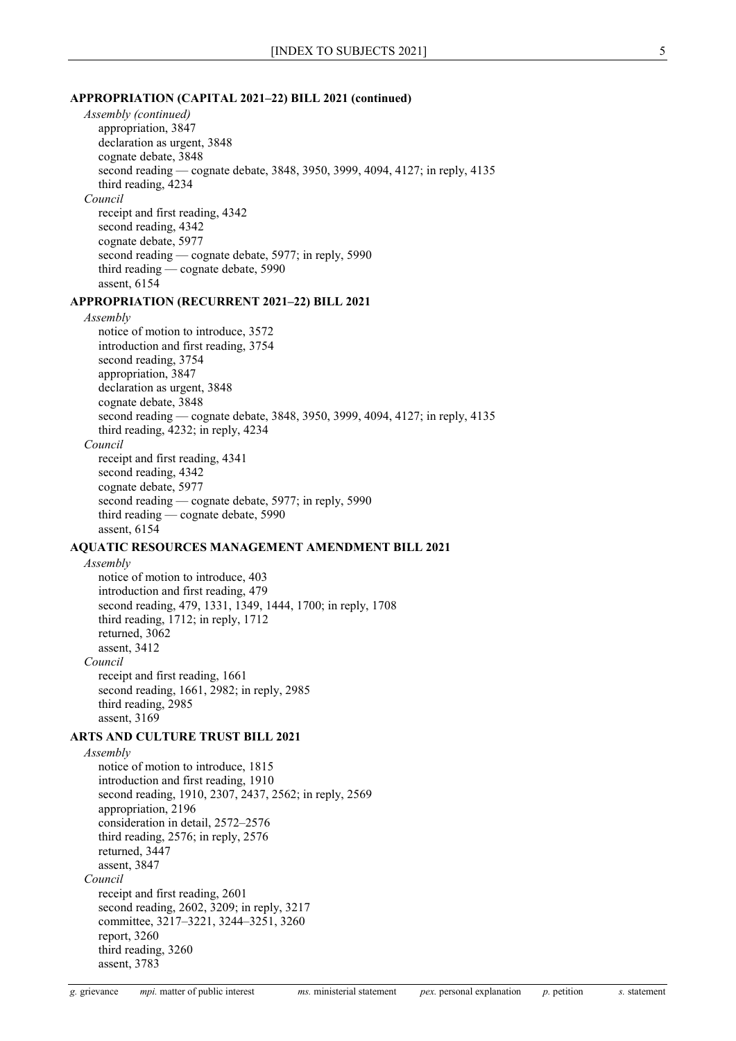**APPROPRIATION (CAPITAL 2021–22) BILL 2021 (continued)**

*Assembly (continued)*

appropriation, 3847
declaration as urgent, 3848
cognate debate, 3848
second reading — cognate debate, 3848, 3950, 3999, 4094, 4127; in reply, 4135
third reading, 4234

*Council*

receipt and first reading, 4342
second reading, 4342
cognate debate, 5977
second reading — cognate debate, 5977; in reply, 5990
third reading — cognate debate, 5990
assent, 6154

**APPROPRIATION (RECURRENT 2021–22) BILL 2021**

*Assembly*

notice of motion to introduce, 3572
introduction and first reading, 3754
second reading, 3754
appropriation, 3847
declaration as urgent, 3848
cognate debate, 3848
second reading — cognate debate, 3848, 3950, 3999, 4094, 4127; in reply, 4135
third reading, 4232; in reply, 4234

*Council*

receipt and first reading, 4341
second reading, 4342
cognate debate, 5977
second reading — cognate debate, 5977; in reply, 5990
third reading — cognate debate, 5990
assent, 6154

**AQUATIC RESOURCES MANAGEMENT AMENDMENT BILL 2021**

*Assembly*

notice of motion to introduce, 403
introduction and first reading, 479
second reading, 479, 1331, 1349, 1444, 1700; in reply, 1708
third reading, 1712; in reply, 1712
returned, 3062
assent, 3412

*Council*

receipt and first reading, 1661
second reading, 1661, 2982; in reply, 2985
third reading, 2985
assent, 3169

**ARTS AND CULTURE TRUST BILL 2021**

*Assembly*

notice of motion to introduce, 1815
introduction and first reading, 1910
second reading, 1910, 2307, 2437, 2562; in reply, 2569
appropriation, 2196
consideration in detail, 2572–2576
third reading, 2576; in reply, 2576
returned, 3447
assent, 3847

*Council*

receipt and first reading, 2601
second reading, 2602, 3209; in reply, 3217
committee, 3217–3221, 3244–3251, 3260
report, 3260
third reading, 3260
assent, 3783

*g.* grievance *mpi.* matter of public interest *ms.* ministerial statement *pex.* personal explanation *p.* petition *s.* statement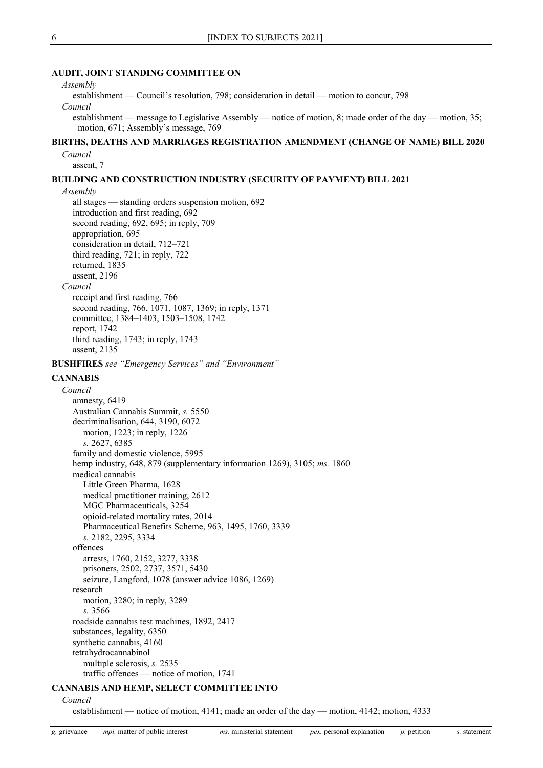**AUDIT, JOINT STANDING COMMITTEE ON**

*Assembly*

establishment — Council's resolution, 798; consideration in detail — motion to concur, 798

*Council*

establishment — message to Legislative Assembly — notice of motion, 8; made order of the day — motion, 35; motion, 671; Assembly's message, 769

**BIRTHS, DEATHS AND MARRIAGES REGISTRATION AMENDMENT (CHANGE OF NAME) BILL 2020**

*Council*

assent, 7

**BUILDING AND CONSTRUCTION INDUSTRY (SECURITY OF PAYMENT) BILL 2021**

*Assembly*

all stages — standing orders suspension motion, 692
introduction and first reading, 692
second reading, 692, 695; in reply, 709
appropriation, 695
consideration in detail, 712–721
third reading, 721; in reply, 722
returned, 1835
assent, 2196

*Council*

receipt and first reading, 766
second reading, 766, 1071, 1087, 1369; in reply, 1371
committee, 1384–1403, 1503–1508, 1742
report, 1742
third reading, 1743; in reply, 1743
assent, 2135

**BUSHFIRES** *see "Emergency Services" and "Environment"*

**CANNABIS**

*Council*

amnesty, 6419
Australian Cannabis Summit, *s.* 5550
decriminalisation, 644, 3190, 6072
  motion, 1223; in reply, 1226
  *s.* 2627, 6385
family and domestic violence, 5995
hemp industry, 648, 879 (supplementary information 1269), 3105; *ms.* 1860
medical cannabis
  Little Green Pharma, 1628
  medical practitioner training, 2612
  MGC Pharmaceuticals, 3254
  opioid-related mortality rates, 2014
  Pharmaceutical Benefits Scheme, 963, 1495, 1760, 3339
  *s.* 2182, 2295, 3334
offences
  arrests, 1760, 2152, 3277, 3338
  prisoners, 2502, 2737, 3571, 5430
  seizure, Langford, 1078 (answer advice 1086, 1269)
research
  motion, 3280; in reply, 3289
  *s.* 3566
roadside cannabis test machines, 1892, 2417
substances, legality, 6350
synthetic cannabis, 4160
tetrahydrocannabinol
  multiple sclerosis, *s.* 2535
  traffic offences — notice of motion, 1741

**CANNABIS AND HEMP, SELECT COMMITTEE INTO**

*Council*

establishment — notice of motion, 4141; made an order of the day — motion, 4142; motion, 4333

*g.* grievance  *mpi.* matter of public interest  *ms.* ministerial statement  *pex.* personal explanation  *p.* petition  *s.* statement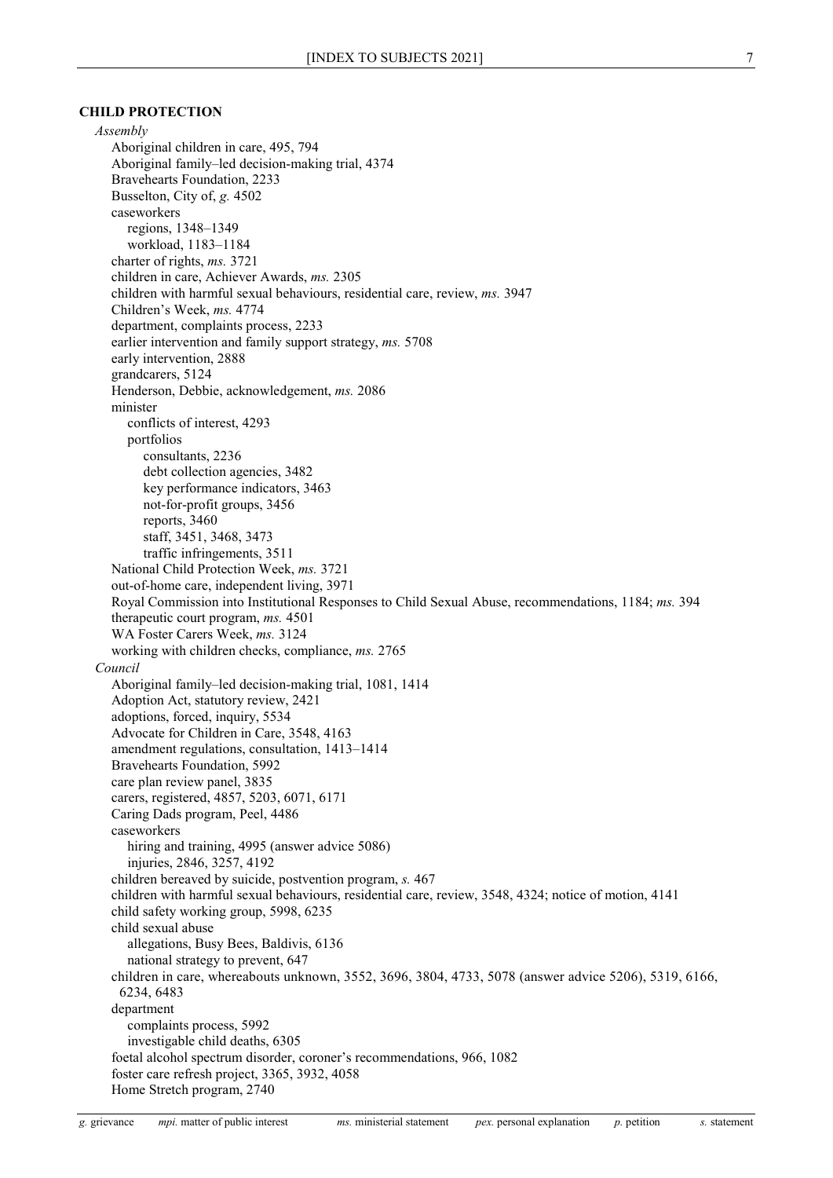**CHILD PROTECTION**

*Assembly*

- Aboriginal children in care, 495, 794
- Aboriginal family–led decision-making trial, 4374
- Bravehearts Foundation, 2233
- Busselton, City of, *g.* 4502
- caseworkers
  - regions, 1348–1349
  - workload, 1183–1184
- charter of rights, *ms.* 3721
- children in care, Achiever Awards, *ms.* 2305
- children with harmful sexual behaviours, residential care, review, *ms.* 3947
- Children's Week, *ms.* 4774
- department, complaints process, 2233
- earlier intervention and family support strategy, *ms.* 5708
- early intervention, 2888
- grandcarers, 5124
- Henderson, Debbie, acknowledgement, *ms.* 2086
- minister
  - conflicts of interest, 4293
  - portfolios
    - consultants, 2236
    - debt collection agencies, 3482
    - key performance indicators, 3463
    - not-for-profit groups, 3456
    - reports, 3460
    - staff, 3451, 3468, 3473
    - traffic infringements, 3511
- National Child Protection Week, *ms.* 3721
- out-of-home care, independent living, 3971
- Royal Commission into Institutional Responses to Child Sexual Abuse, recommendations, 1184; *ms.* 394
- therapeutic court program, *ms.* 4501
- WA Foster Carers Week, *ms.* 3124
- working with children checks, compliance, *ms.* 2765

*Council*

- Aboriginal family–led decision-making trial, 1081, 1414
- Adoption Act, statutory review, 2421
- adoptions, forced, inquiry, 5534
- Advocate for Children in Care, 3548, 4163
- amendment regulations, consultation, 1413–1414
- Bravehearts Foundation, 5992
- care plan review panel, 3835
- carers, registered, 4857, 5203, 6071, 6171
- Caring Dads program, Peel, 4486
- caseworkers
  - hiring and training, 4995 (answer advice 5086)
  - injuries, 2846, 3257, 4192
- children bereaved by suicide, postvention program, *s.* 467
- children with harmful sexual behaviours, residential care, review, 3548, 4324; notice of motion, 4141
- child safety working group, 5998, 6235
- child sexual abuse
  - allegations, Busy Bees, Baldivis, 6136
  - national strategy to prevent, 647
- children in care, whereabouts unknown, 3552, 3696, 3804, 4733, 5078 (answer advice 5206), 5319, 6166, 6234, 6483
- department
  - complaints process, 5992
  - investigable child deaths, 6305
- foetal alcohol spectrum disorder, coroner's recommendations, 966, 1082
- foster care refresh project, 3365, 3932, 4058
- Home Stretch program, 2740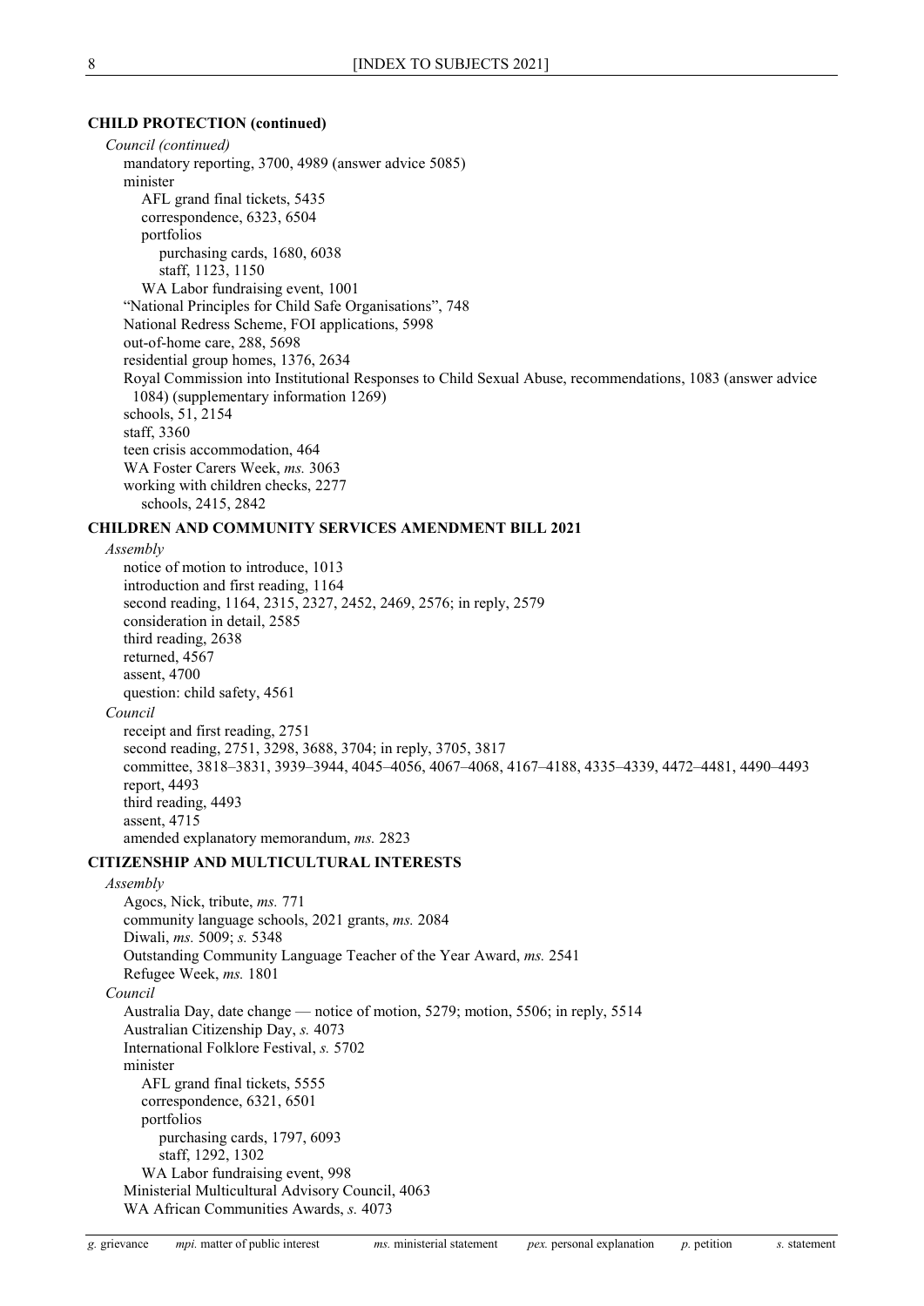**CHILD PROTECTION (continued)**

*Council (continued)*

mandatory reporting, 3700, 4989 (answer advice 5085)

minister

AFL grand final tickets, 5435

correspondence, 6323, 6504

portfolios

purchasing cards, 1680, 6038

staff, 1123, 1150

WA Labor fundraising event, 1001

"National Principles for Child Safe Organisations", 748

National Redress Scheme, FOI applications, 5998

out-of-home care, 288, 5698

residential group homes, 1376, 2634

Royal Commission into Institutional Responses to Child Sexual Abuse, recommendations, 1083 (answer advice 1084) (supplementary information 1269)

schools, 51, 2154

staff, 3360

teen crisis accommodation, 464

WA Foster Carers Week, *ms.* 3063

working with children checks, 2277

schools, 2415, 2842

**CHILDREN AND COMMUNITY SERVICES AMENDMENT BILL 2021**

*Assembly*

notice of motion to introduce, 1013

introduction and first reading, 1164

second reading, 1164, 2315, 2327, 2452, 2469, 2576; in reply, 2579

consideration in detail, 2585

third reading, 2638

returned, 4567

assent, 4700

question: child safety, 4561

*Council*

receipt and first reading, 2751

second reading, 2751, 3298, 3688, 3704; in reply, 3705, 3817

committee, 3818–3831, 3939–3944, 4045–4056, 4067–4068, 4167–4188, 4335–4339, 4472–4481, 4490–4493

report, 4493

third reading, 4493

assent, 4715

amended explanatory memorandum, *ms.* 2823

**CITIZENSHIP AND MULTICULTURAL INTERESTS**

*Assembly*

Agocs, Nick, tribute, *ms.* 771

community language schools, 2021 grants, *ms.* 2084

Diwali, *ms.* 5009; *s.* 5348

Outstanding Community Language Teacher of the Year Award, *ms.* 2541

Refugee Week, *ms.* 1801

*Council*

Australia Day, date change — notice of motion, 5279; motion, 5506; in reply, 5514

Australian Citizenship Day, *s.* 4073

International Folklore Festival, *s.* 5702

minister

AFL grand final tickets, 5555

correspondence, 6321, 6501

portfolios

purchasing cards, 1797, 6093

staff, 1292, 1302

WA Labor fundraising event, 998

Ministerial Multicultural Advisory Council, 4063

WA African Communities Awards, *s.* 4073

*g.* grievance *mpi.* matter of public interest *ms.* ministerial statement *pex.* personal explanation *p.* petition *s.* statement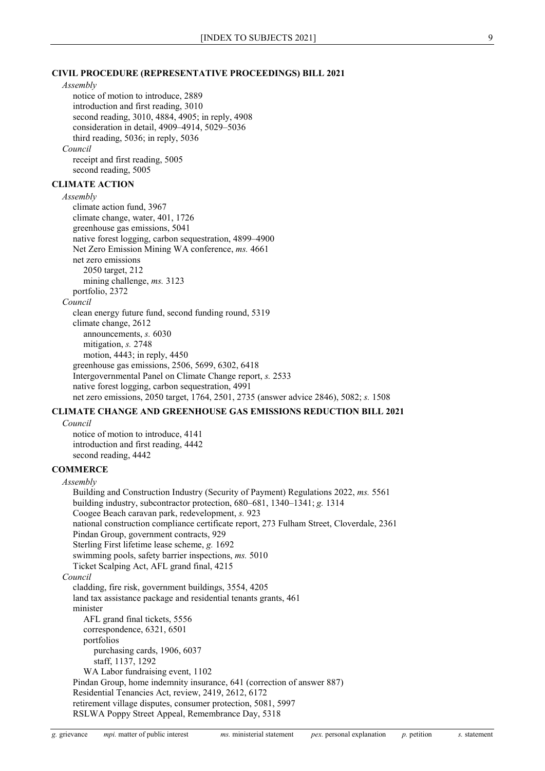**CIVIL PROCEDURE (REPRESENTATIVE PROCEEDINGS) BILL 2021**

*Assembly*

- notice of motion to introduce, 2889
- introduction and first reading, 3010
- second reading, 3010, 4884, 4905; in reply, 4908
- consideration in detail, 4909–4914, 5029–5036
- third reading, 5036; in reply, 5036

*Council*

- receipt and first reading, 5005
- second reading, 5005

**CLIMATE ACTION**

*Assembly*

- climate action fund, 3967
- climate change, water, 401, 1726
- greenhouse gas emissions, 5041
- native forest logging, carbon sequestration, 4899–4900
- Net Zero Emission Mining WA conference, *ms.* 4661
- net zero emissions
  - 2050 target, 212
  - mining challenge, *ms.* 3123
- portfolio, 2372

*Council*

- clean energy future fund, second funding round, 5319
- climate change, 2612
  - announcements, *s.* 6030
  - mitigation, *s.* 2748
  - motion, 4443; in reply, 4450
- greenhouse gas emissions, 2506, 5699, 6302, 6418
- Intergovernmental Panel on Climate Change report, *s.* 2533
- native forest logging, carbon sequestration, 4991
- net zero emissions, 2050 target, 1764, 2501, 2735 (answer advice 2846), 5082; *s.* 1508

**CLIMATE CHANGE AND GREENHOUSE GAS EMISSIONS REDUCTION BILL 2021**

*Council*

- notice of motion to introduce, 4141
- introduction and first reading, 4442
- second reading, 4442

**COMMERCE**

*Assembly*

- Building and Construction Industry (Security of Payment) Regulations 2022, *ms.* 5561
- building industry, subcontractor protection, 680–681, 1340–1341; *g.* 1314
- Coogee Beach caravan park, redevelopment, *s.* 923
- national construction compliance certificate report, 273 Fulham Street, Cloverdale, 2361
- Pindan Group, government contracts, 929
- Sterling First lifetime lease scheme, *g.* 1692
- swimming pools, safety barrier inspections, *ms.* 5010
- Ticket Scalping Act, AFL grand final, 4215

*Council*

- cladding, fire risk, government buildings, 3554, 4205
- land tax assistance package and residential tenants grants, 461
- minister
  - AFL grand final tickets, 5556
  - correspondence, 6321, 6501
  - portfolios
    - purchasing cards, 1906, 6037
    - staff, 1137, 1292
  - WA Labor fundraising event, 1102
- Pindan Group, home indemnity insurance, 641 (correction of answer 887)
- Residential Tenancies Act, review, 2419, 2612, 6172
- retirement village disputes, consumer protection, 5081, 5997
- RSLWA Poppy Street Appeal, Remembrance Day, 5318

*g.* grievance *mpi.* matter of public interest *ms.* ministerial statement *pex.* personal explanation *p.* petition *s.* statement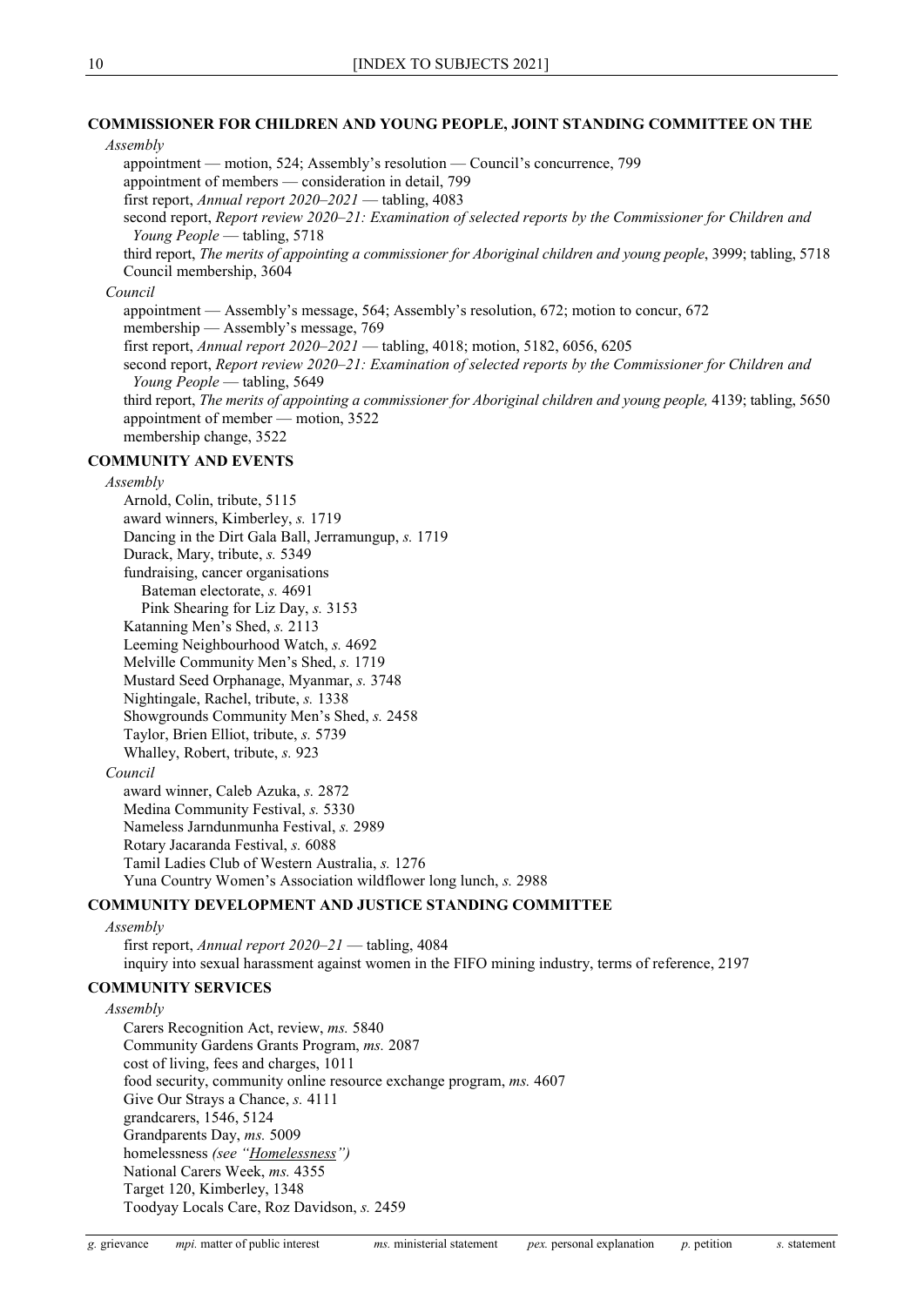## COMMISSIONER FOR CHILDREN AND YOUNG PEOPLE, JOINT STANDING COMMITTEE ON THE

*Assembly*

appointment — motion, 524; Assembly's resolution — Council's concurrence, 799
appointment of members — consideration in detail, 799
first report, *Annual report 2020–2021* — tabling, 4083
second report, *Report review 2020–21: Examination of selected reports by the Commissioner for Children and Young People* — tabling, 5718
third report, *The merits of appointing a commissioner for Aboriginal children and young people*, 3999; tabling, 5718
Council membership, 3604

*Council*

appointment — Assembly's message, 564; Assembly's resolution, 672; motion to concur, 672
membership — Assembly's message, 769
first report, *Annual report 2020–2021* — tabling, 4018; motion, 5182, 6056, 6205
second report, *Report review 2020–21: Examination of selected reports by the Commissioner for Children and Young People* — tabling, 5649
third report, *The merits of appointing a commissioner for Aboriginal children and young people,* 4139; tabling, 5650
appointment of member — motion, 3522
membership change, 3522

## COMMUNITY AND EVENTS

*Assembly*

Arnold, Colin, tribute, 5115
award winners, Kimberley, *s.* 1719
Dancing in the Dirt Gala Ball, Jerramungup, *s.* 1719
Durack, Mary, tribute, *s.* 5349
fundraising, cancer organisations
  Bateman electorate, *s.* 4691
  Pink Shearing for Liz Day, *s.* 3153
Katanning Men's Shed, *s.* 2113
Leeming Neighbourhood Watch, *s.* 4692
Melville Community Men's Shed, *s.* 1719
Mustard Seed Orphanage, Myanmar, *s.* 3748
Nightingale, Rachel, tribute, *s.* 1338
Showgrounds Community Men's Shed, *s.* 2458
Taylor, Brien Elliot, tribute, *s.* 5739
Whalley, Robert, tribute, *s.* 923

*Council*

award winner, Caleb Azuka, *s.* 2872
Medina Community Festival, *s.* 5330
Nameless Jarndunmunha Festival, *s.* 2989
Rotary Jacaranda Festival, *s.* 6088
Tamil Ladies Club of Western Australia, *s.* 1276
Yuna Country Women's Association wildflower long lunch, *s.* 2988

## COMMUNITY DEVELOPMENT AND JUSTICE STANDING COMMITTEE

*Assembly*

first report, *Annual report 2020–21* — tabling, 4084
inquiry into sexual harassment against women in the FIFO mining industry, terms of reference, 2197

## COMMUNITY SERVICES

*Assembly*

Carers Recognition Act, review, *ms.* 5840
Community Gardens Grants Program, *ms.* 2087
cost of living, fees and charges, 1011
food security, community online resource exchange program, *ms.* 4607
Give Our Strays a Chance, *s.* 4111
grandcarers, 1546, 5124
Grandparents Day, *ms.* 5009
homelessness *(see "Homelessness")*
National Carers Week, *ms.* 4355
Target 120, Kimberley, 1348
Toodyay Locals Care, Roz Davidson, *s.* 2459

*g.* grievance *mpi.* matter of public interest *ms.* ministerial statement *pex.* personal explanation *p.* petition *s.* statement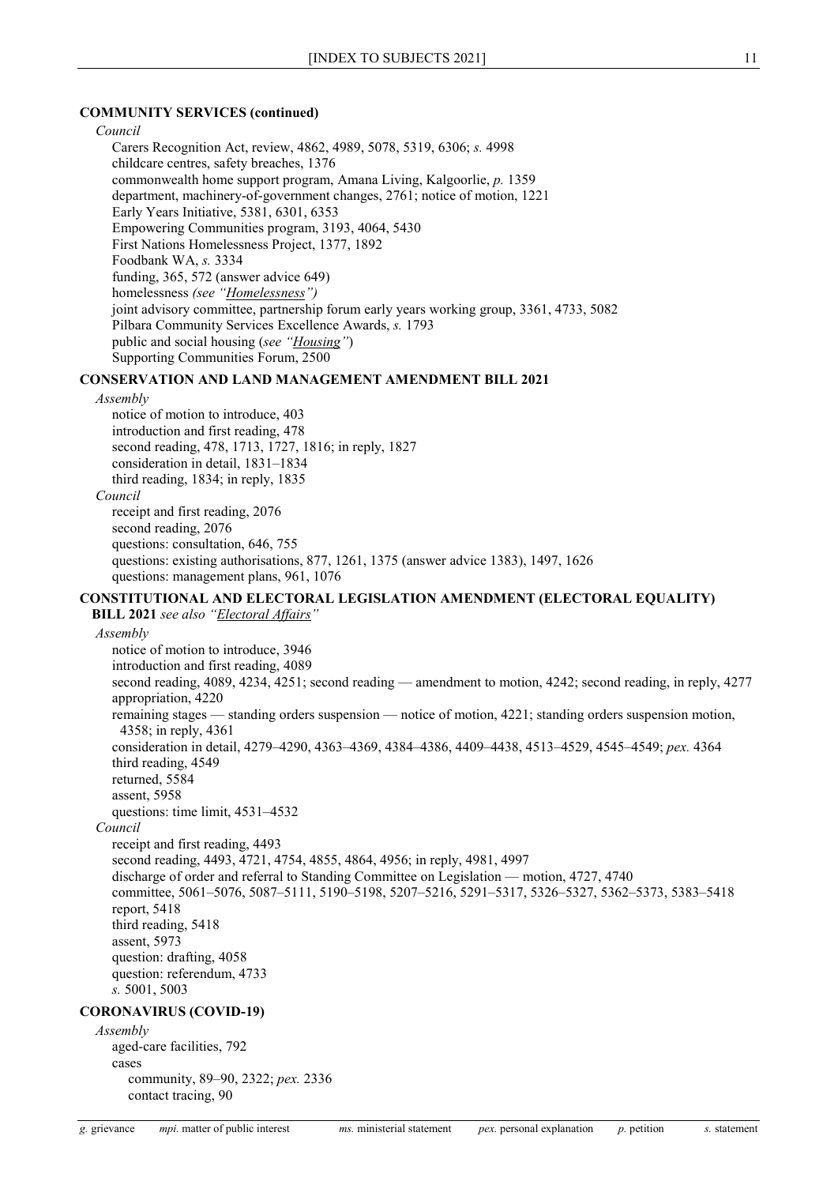**COMMUNITY SERVICES (continued)**

*Council*

Carers Recognition Act, review, 4862, 4989, 5078, 5319, 6306; *s.* 4998
childcare centres, safety breaches, 1376
commonwealth home support program, Amana Living, Kalgoorlie, *p.* 1359
department, machinery-of-government changes, 2761; notice of motion, 1221
Early Years Initiative, 5381, 6301, 6353
Empowering Communities program, 3193, 4064, 5430
First Nations Homelessness Project, 1377, 1892
Foodbank WA, *s.* 3334
funding, 365, 572 (answer advice 649)
homelessness *(see "Homelessness")*
joint advisory committee, partnership forum early years working group, 3361, 4733, 5082
Pilbara Community Services Excellence Awards, *s.* 1793
public and social housing (*see "Housing"*)
Supporting Communities Forum, 2500

**CONSERVATION AND LAND MANAGEMENT AMENDMENT BILL 2021**

*Assembly*

notice of motion to introduce, 403
introduction and first reading, 478
second reading, 478, 1713, 1727, 1816; in reply, 1827
consideration in detail, 1831–1834
third reading, 1834; in reply, 1835

*Council*

receipt and first reading, 2076
second reading, 2076
questions: consultation, 646, 755
questions: existing authorisations, 877, 1261, 1375 (answer advice 1383), 1497, 1626
questions: management plans, 961, 1076

**CONSTITUTIONAL AND ELECTORAL LEGISLATION AMENDMENT (ELECTORAL EQUALITY) BILL 2021** *see also "Electoral Affairs"*

*Assembly*

notice of motion to introduce, 3946
introduction and first reading, 4089
second reading, 4089, 4234, 4251; second reading — amendment to motion, 4242; second reading, in reply, 4277
appropriation, 4220
remaining stages — standing orders suspension — notice of motion, 4221; standing orders suspension motion, 4358; in reply, 4361
consideration in detail, 4279–4290, 4363–4369, 4384–4386, 4409–4438, 4513–4529, 4545–4549; *pex.* 4364
third reading, 4549
returned, 5584
assent, 5958
questions: time limit, 4531–4532

*Council*

receipt and first reading, 4493
second reading, 4493, 4721, 4754, 4855, 4864, 4956; in reply, 4981, 4997
discharge of order and referral to Standing Committee on Legislation — motion, 4727, 4740
committee, 5061–5076, 5087–5111, 5190–5198, 5207–5216, 5291–5317, 5326–5327, 5362–5373, 5383–5418
report, 5418
third reading, 5418
assent, 5973
question: drafting, 4058
question: referendum, 4733
*s.* 5001, 5003

**CORONAVIRUS (COVID-19)**

*Assembly*

aged-care facilities, 792
cases
  community, 89–90, 2322; *pex.* 2336
  contact tracing, 90

*g.* grievance *mpi.* matter of public interest *ms.* ministerial statement *pex.* personal explanation *p.* petition *s.* statement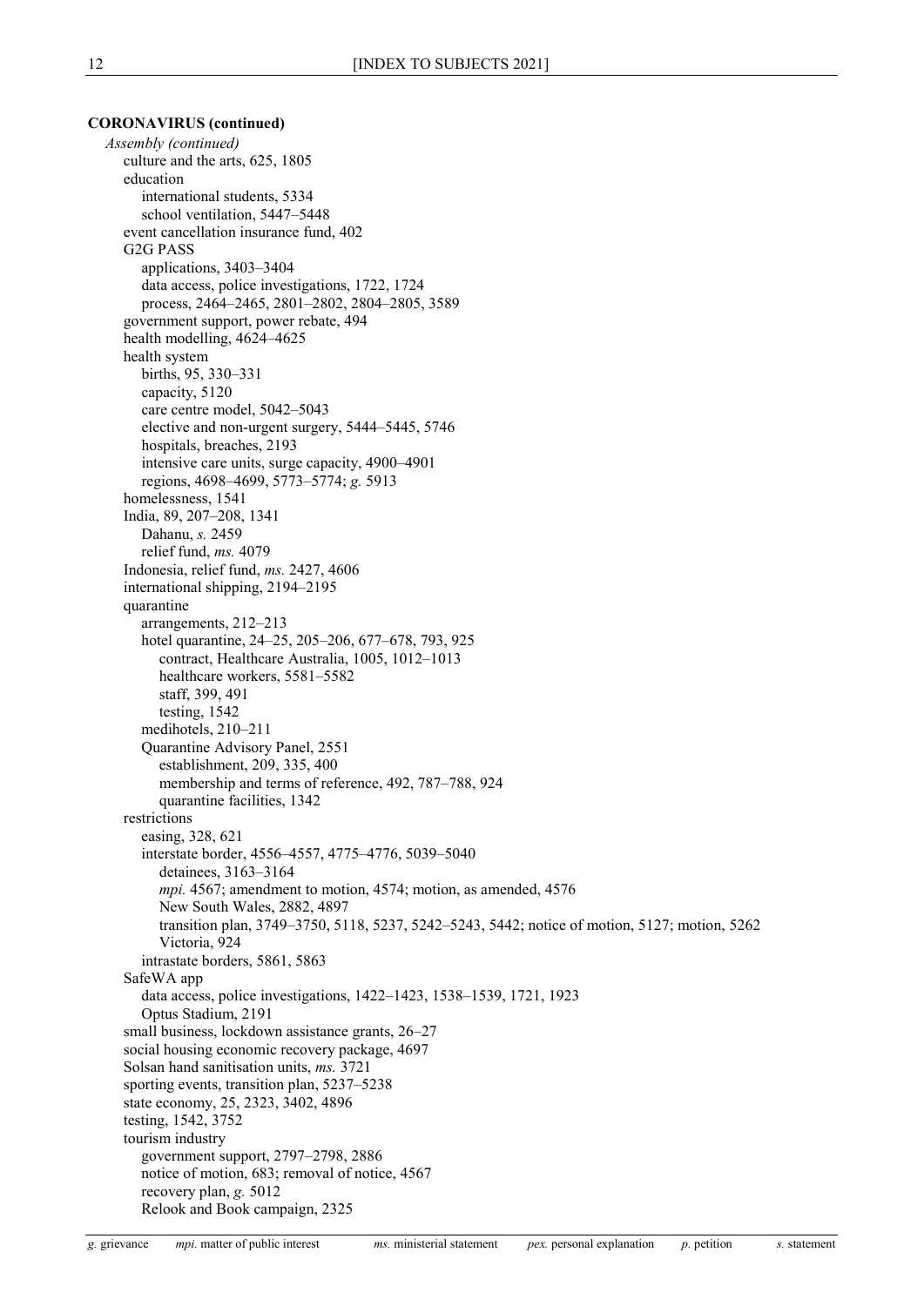**CORONAVIRUS (continued)**

*Assembly (continued)*

- culture and the arts, 625, 1805
- education
  - international students, 5334
  - school ventilation, 5447–5448
- event cancellation insurance fund, 402
- G2G PASS
  - applications, 3403–3404
  - data access, police investigations, 1722, 1724
  - process, 2464–2465, 2801–2802, 2804–2805, 3589
- government support, power rebate, 494
- health modelling, 4624–4625
- health system
  - births, 95, 330–331
  - capacity, 5120
  - care centre model, 5042–5043
  - elective and non-urgent surgery, 5444–5445, 5746
  - hospitals, breaches, 2193
  - intensive care units, surge capacity, 4900–4901
  - regions, 4698–4699, 5773–5774; *g.* 5913
- homelessness, 1541
- India, 89, 207–208, 1341
  - Dahanu, *s.* 2459
  - relief fund, *ms.* 4079
- Indonesia, relief fund, *ms.* 2427, 4606
- international shipping, 2194–2195
- quarantine
  - arrangements, 212–213
  - hotel quarantine, 24–25, 205–206, 677–678, 793, 925
    - contract, Healthcare Australia, 1005, 1012–1013
    - healthcare workers, 5581–5582
    - staff, 399, 491
    - testing, 1542
  - medihotels, 210–211
  - Quarantine Advisory Panel, 2551
    - establishment, 209, 335, 400
    - membership and terms of reference, 492, 787–788, 924
    - quarantine facilities, 1342
- restrictions
  - easing, 328, 621
  - interstate border, 4556–4557, 4775–4776, 5039–5040
    - detainees, 3163–3164
    - *mpi.* 4567; amendment to motion, 4574; motion, as amended, 4576
    - New South Wales, 2882, 4897
    - transition plan, 3749–3750, 5118, 5237, 5242–5243, 5442; notice of motion, 5127; motion, 5262
    - Victoria, 924
  - intrastate borders, 5861, 5863
- SafeWA app
  - data access, police investigations, 1422–1423, 1538–1539, 1721, 1923
  - Optus Stadium, 2191
- small business, lockdown assistance grants, 26–27
- social housing economic recovery package, 4697
- Solsan hand sanitisation units, *ms.* 3721
- sporting events, transition plan, 5237–5238
- state economy, 25, 2323, 3402, 4896
- testing, 1542, 3752
- tourism industry
  - government support, 2797–2798, 2886
  - notice of motion, 683; removal of notice, 4567
  - recovery plan, *g.* 5012
  - Relook and Book campaign, 2325

*g.* grievance *mpi.* matter of public interest *ms.* ministerial statement *pex.* personal explanation *p.* petition *s.* statement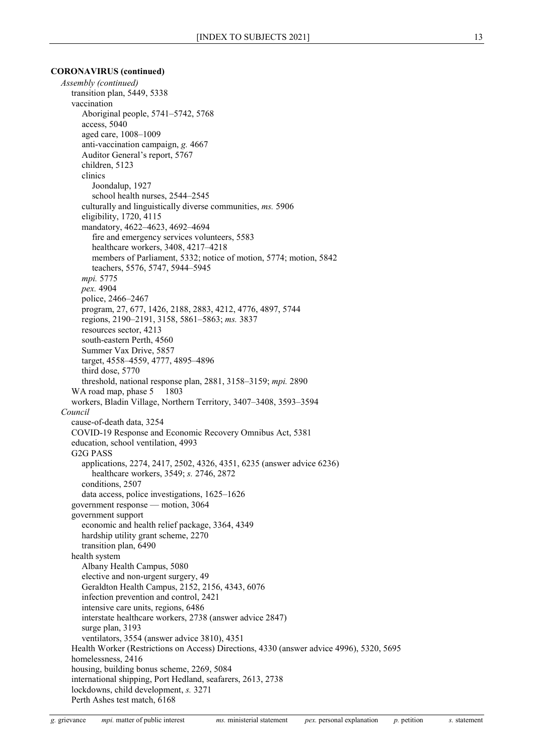**CORONAVIRUS (continued)**

*Assembly (continued)*

- transition plan, 5449, 5338
- vaccination
  - Aboriginal people, 5741–5742, 5768
  - access, 5040
  - aged care, 1008–1009
  - anti-vaccination campaign, *g.* 4667
  - Auditor General's report, 5767
  - children, 5123
  - clinics
    - Joondalup, 1927
    - school health nurses, 2544–2545
  - culturally and linguistically diverse communities, *ms.* 5906
  - eligibility, 1720, 4115
  - mandatory, 4622–4623, 4692–4694
    - fire and emergency services volunteers, 5583
    - healthcare workers, 3408, 4217–4218
    - members of Parliament, 5332; notice of motion, 5774; motion, 5842
    - teachers, 5576, 5747, 5944–5945
  - *mpi.* 5775
  - *pex.* 4904
  - police, 2466–2467
  - program, 27, 677, 1426, 2188, 2883, 4212, 4776, 4897, 5744
  - regions, 2190–2191, 3158, 5861–5863; *ms.* 3837
  - resources sector, 4213
  - south-eastern Perth, 4560
  - Summer Vax Drive, 5857
  - target, 4558–4559, 4777, 4895–4896
  - third dose, 5770
  - threshold, national response plan, 2881, 3158–3159; *mpi.* 2890
- WA road map, phase 5 1803
- workers, Bladin Village, Northern Territory, 3407–3408, 3593–3594

*Council*

- cause-of-death data, 3254
- COVID-19 Response and Economic Recovery Omnibus Act, 5381
- education, school ventilation, 4993
- G2G PASS
  - applications, 2274, 2417, 2502, 4326, 4351, 6235 (answer advice 6236)
    - healthcare workers, 3549; *s.* 2746, 2872
  - conditions, 2507
  - data access, police investigations, 1625–1626
- government response — motion, 3064
- government support
  - economic and health relief package, 3364, 4349
  - hardship utility grant scheme, 2270
  - transition plan, 6490
- health system
  - Albany Health Campus, 5080
  - elective and non-urgent surgery, 49
  - Geraldton Health Campus, 2152, 2156, 4343, 6076
  - infection prevention and control, 2421
  - intensive care units, regions, 6486
  - interstate healthcare workers, 2738 (answer advice 2847)
  - surge plan, 3193
  - ventilators, 3554 (answer advice 3810), 4351
- Health Worker (Restrictions on Access) Directions, 4330 (answer advice 4996), 5320, 5695
- homelessness, 2416
- housing, building bonus scheme, 2269, 5084
- international shipping, Port Hedland, seafarers, 2613, 2738
- lockdowns, child development, *s.* 3271
- Perth Ashes test match, 6168

*g.* grievance *mpi.* matter of public interest *ms.* ministerial statement *pex.* personal explanation *p.* petition *s.* statement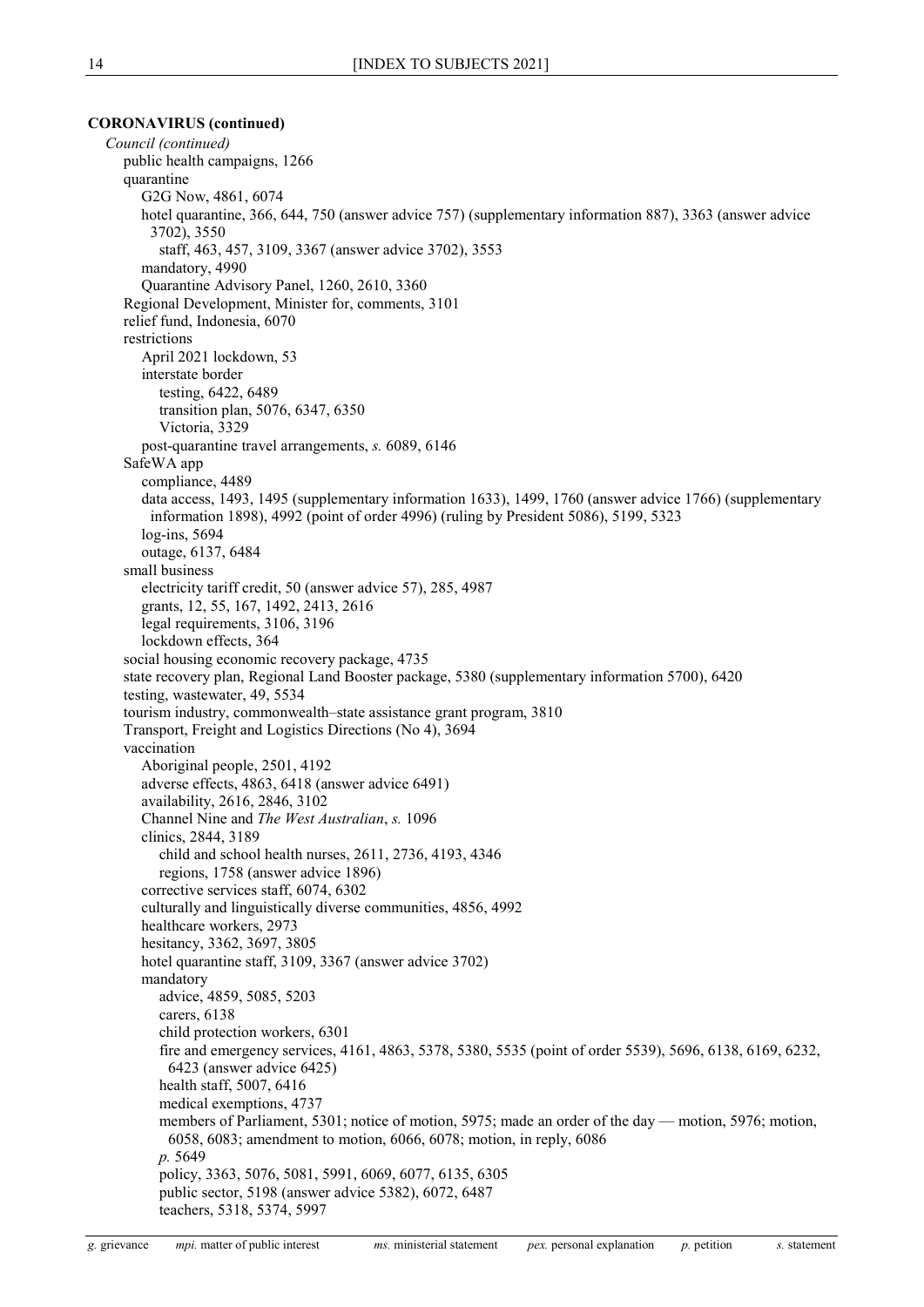**CORONAVIRUS (continued)**

*Council (continued)*

- public health campaigns, 1266
- quarantine
  - G2G Now, 4861, 6074
  - hotel quarantine, 366, 644, 750 (answer advice 757) (supplementary information 887), 3363 (answer advice 3702), 3550
    - staff, 463, 457, 3109, 3367 (answer advice 3702), 3553
  - mandatory, 4990
  - Quarantine Advisory Panel, 1260, 2610, 3360
- Regional Development, Minister for, comments, 3101
- relief fund, Indonesia, 6070
- restrictions
  - April 2021 lockdown, 53
  - interstate border
    - testing, 6422, 6489
    - transition plan, 5076, 6347, 6350
    - Victoria, 3329
  - post-quarantine travel arrangements, *s.* 6089, 6146
- SafeWA app
  - compliance, 4489
  - data access, 1493, 1495 (supplementary information 1633), 1499, 1760 (answer advice 1766) (supplementary information 1898), 4992 (point of order 4996) (ruling by President 5086), 5199, 5323
  - log-ins, 5694
  - outage, 6137, 6484
- small business
  - electricity tariff credit, 50 (answer advice 57), 285, 4987
  - grants, 12, 55, 167, 1492, 2413, 2616
  - legal requirements, 3106, 3196
  - lockdown effects, 364
- social housing economic recovery package, 4735
- state recovery plan, Regional Land Booster package, 5380 (supplementary information 5700), 6420
- testing, wastewater, 49, 5534
- tourism industry, commonwealth–state assistance grant program, 3810
- Transport, Freight and Logistics Directions (No 4), 3694
- vaccination
  - Aboriginal people, 2501, 4192
  - adverse effects, 4863, 6418 (answer advice 6491)
  - availability, 2616, 2846, 3102
  - Channel Nine and *The West Australian*, *s.* 1096
  - clinics, 2844, 3189
    - child and school health nurses, 2611, 2736, 4193, 4346
    - regions, 1758 (answer advice 1896)
  - corrective services staff, 6074, 6302
  - culturally and linguistically diverse communities, 4856, 4992
  - healthcare workers, 2973
  - hesitancy, 3362, 3697, 3805
  - hotel quarantine staff, 3109, 3367 (answer advice 3702)
  - mandatory
    - advice, 4859, 5085, 5203
    - carers, 6138
    - child protection workers, 6301
    - fire and emergency services, 4161, 4863, 5378, 5380, 5535 (point of order 5539), 5696, 6138, 6169, 6232, 6423 (answer advice 6425)
    - health staff, 5007, 6416
    - medical exemptions, 4737
    - members of Parliament, 5301; notice of motion, 5975; made an order of the day — motion, 5976; motion, 6058, 6083; amendment to motion, 6066, 6078; motion, in reply, 6086
    - *p.* 5649
    - policy, 3363, 5076, 5081, 5991, 6069, 6077, 6135, 6305
    - public sector, 5198 (answer advice 5382), 6072, 6487
    - teachers, 5318, 5374, 5997

*g.* grievance *mpi.* matter of public interest *ms.* ministerial statement *pex.* personal explanation *p.* petition *s.* statement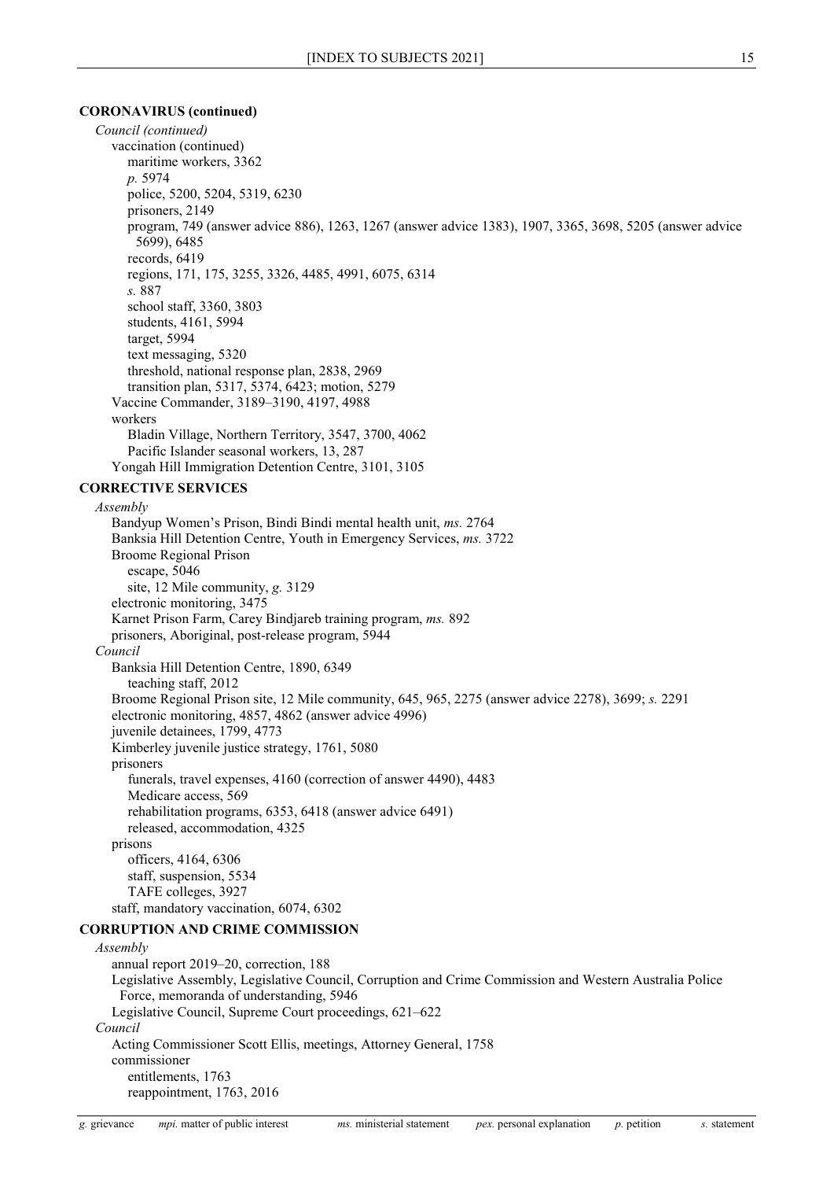**CORONAVIRUS (continued)**

*Council (continued)*

vaccination (continued)

maritime workers, 3362

*p.* 5974

police, 5200, 5204, 5319, 6230

prisoners, 2149

program, 749 (answer advice 886), 1263, 1267 (answer advice 1383), 1907, 3365, 3698, 5205 (answer advice 5699), 6485

records, 6419

regions, 171, 175, 3255, 3326, 4485, 4991, 6075, 6314

*s.* 887

school staff, 3360, 3803

students, 4161, 5994

target, 5994

text messaging, 5320

threshold, national response plan, 2838, 2969

transition plan, 5317, 5374, 6423; motion, 5279

Vaccine Commander, 3189–3190, 4197, 4988

workers

Bladin Village, Northern Territory, 3547, 3700, 4062

Pacific Islander seasonal workers, 13, 287

Yongah Hill Immigration Detention Centre, 3101, 3105

**CORRECTIVE SERVICES**

*Assembly*

Bandyup Women's Prison, Bindi Bindi mental health unit, *ms.* 2764

Banksia Hill Detention Centre, Youth in Emergency Services, *ms.* 3722

Broome Regional Prison

escape, 5046

site, 12 Mile community, *g.* 3129

electronic monitoring, 3475

Karnet Prison Farm, Carey Bindjareb training program, *ms.* 892

prisoners, Aboriginal, post-release program, 5944

*Council*

Banksia Hill Detention Centre, 1890, 6349

teaching staff, 2012

Broome Regional Prison site, 12 Mile community, 645, 965, 2275 (answer advice 2278), 3699; *s.* 2291

electronic monitoring, 4857, 4862 (answer advice 4996)

juvenile detainees, 1799, 4773

Kimberley juvenile justice strategy, 1761, 5080

prisoners

funerals, travel expenses, 4160 (correction of answer 4490), 4483

Medicare access, 569

rehabilitation programs, 6353, 6418 (answer advice 6491)

released, accommodation, 4325

prisons

officers, 4164, 6306

staff, suspension, 5534

TAFE colleges, 3927

staff, mandatory vaccination, 6074, 6302

**CORRUPTION AND CRIME COMMISSION**

*Assembly*

annual report 2019–20, correction, 188

Legislative Assembly, Legislative Council, Corruption and Crime Commission and Western Australia Police Force, memoranda of understanding, 5946

Legislative Council, Supreme Court proceedings, 621–622

*Council*

Acting Commissioner Scott Ellis, meetings, Attorney General, 1758

commissioner

entitlements, 1763

reappointment, 1763, 2016

*g.* grievance *mpi.* matter of public interest *ms.* ministerial statement *pex.* personal explanation *p.* petition *s.* statement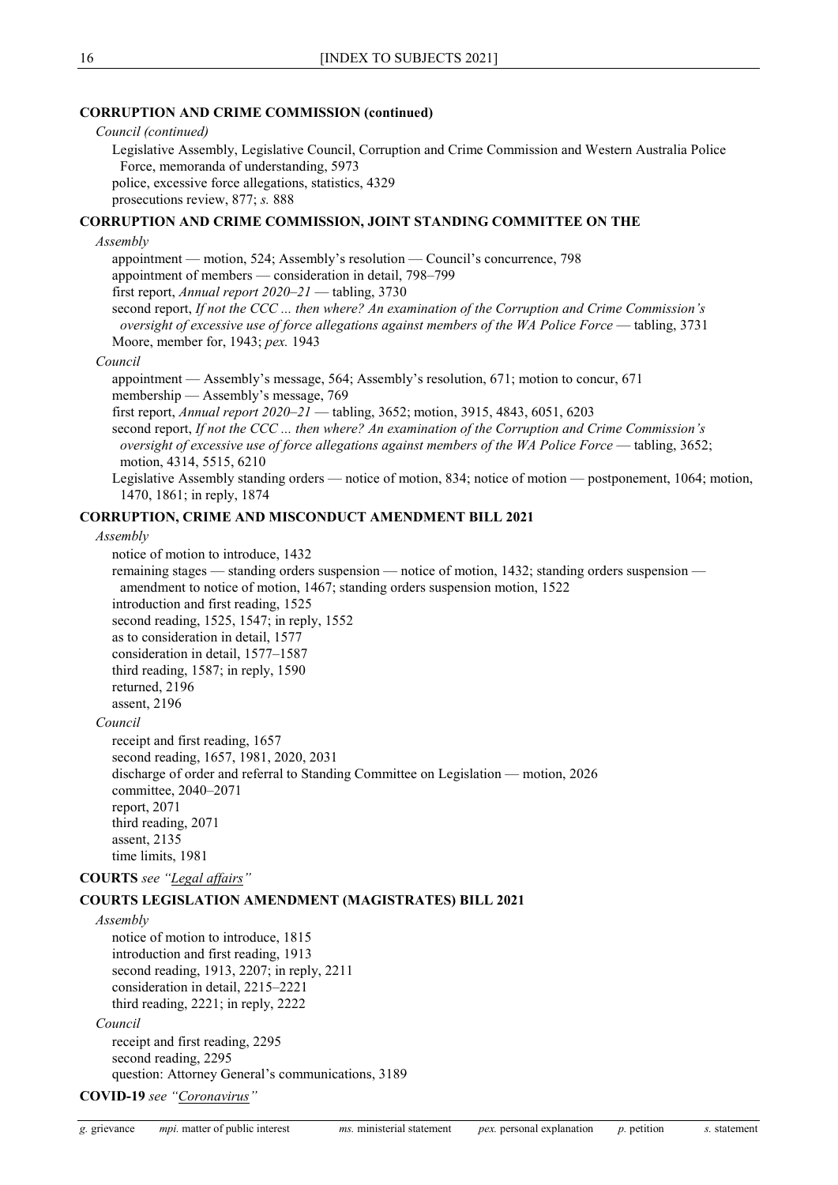**CORRUPTION AND CRIME COMMISSION (continued)**

*Council (continued)*

Legislative Assembly, Legislative Council, Corruption and Crime Commission and Western Australia Police Force, memoranda of understanding, 5973
police, excessive force allegations, statistics, 4329
prosecutions review, 877; *s.* 888

**CORRUPTION AND CRIME COMMISSION, JOINT STANDING COMMITTEE ON THE**

*Assembly*

appointment — motion, 524; Assembly's resolution — Council's concurrence, 798
appointment of members — consideration in detail, 798–799
first report, *Annual report 2020–21* — tabling, 3730
second report, *If not the CCC ... then where? An examination of the Corruption and Crime Commission's oversight of excessive use of force allegations against members of the WA Police Force* — tabling, 3731
Moore, member for, 1943; *pex.* 1943

*Council*

appointment — Assembly's message, 564; Assembly's resolution, 671; motion to concur, 671
membership — Assembly's message, 769
first report, *Annual report 2020–21* — tabling, 3652; motion, 3915, 4843, 6051, 6203
second report, *If not the CCC ... then where? An examination of the Corruption and Crime Commission's oversight of excessive use of force allegations against members of the WA Police Force* — tabling, 3652; motion, 4314, 5515, 6210
Legislative Assembly standing orders — notice of motion, 834; notice of motion — postponement, 1064; motion, 1470, 1861; in reply, 1874

**CORRUPTION, CRIME AND MISCONDUCT AMENDMENT BILL 2021**

*Assembly*

notice of motion to introduce, 1432
remaining stages — standing orders suspension — notice of motion, 1432; standing orders suspension — amendment to notice of motion, 1467; standing orders suspension motion, 1522
introduction and first reading, 1525
second reading, 1525, 1547; in reply, 1552
as to consideration in detail, 1577
consideration in detail, 1577–1587
third reading, 1587; in reply, 1590
returned, 2196
assent, 2196

*Council*

receipt and first reading, 1657
second reading, 1657, 1981, 2020, 2031
discharge of order and referral to Standing Committee on Legislation — motion, 2026
committee, 2040–2071
report, 2071
third reading, 2071
assent, 2135
time limits, 1981

**COURTS** *see "Legal affairs"*

**COURTS LEGISLATION AMENDMENT (MAGISTRATES) BILL 2021**

*Assembly*

notice of motion to introduce, 1815
introduction and first reading, 1913
second reading, 1913, 2207; in reply, 2211
consideration in detail, 2215–2221
third reading, 2221; in reply, 2222

*Council*

receipt and first reading, 2295
second reading, 2295
question: Attorney General's communications, 3189

**COVID-19** *see "Coronavirus"*

*g.* grievance *mpi.* matter of public interest *ms.* ministerial statement *pex.* personal explanation *p.* petition *s.* statement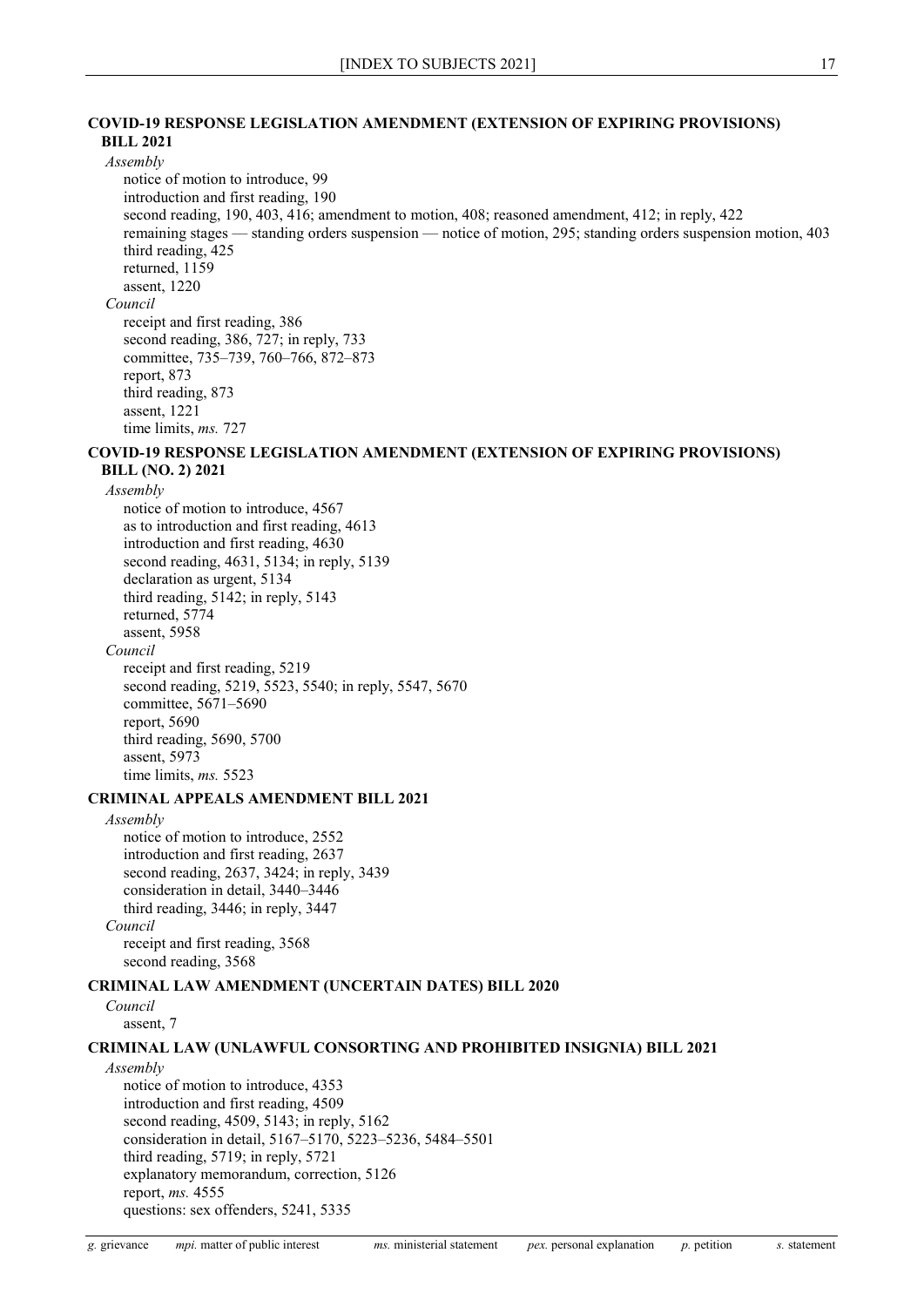### COVID-19 RESPONSE LEGISLATION AMENDMENT (EXTENSION OF EXPIRING PROVISIONS) BILL 2021

*Assembly*

notice of motion to introduce, 99
introduction and first reading, 190
second reading, 190, 403, 416; amendment to motion, 408; reasoned amendment, 412; in reply, 422
remaining stages — standing orders suspension — notice of motion, 295; standing orders suspension motion, 403
third reading, 425
returned, 1159
assent, 1220

*Council*

receipt and first reading, 386
second reading, 386, 727; in reply, 733
committee, 735–739, 760–766, 872–873
report, 873
third reading, 873
assent, 1221
time limits, *ms.* 727

### COVID-19 RESPONSE LEGISLATION AMENDMENT (EXTENSION OF EXPIRING PROVISIONS) BILL (NO. 2) 2021

*Assembly*

notice of motion to introduce, 4567
as to introduction and first reading, 4613
introduction and first reading, 4630
second reading, 4631, 5134; in reply, 5139
declaration as urgent, 5134
third reading, 5142; in reply, 5143
returned, 5774
assent, 5958

*Council*

receipt and first reading, 5219
second reading, 5219, 5523, 5540; in reply, 5547, 5670
committee, 5671–5690
report, 5690
third reading, 5690, 5700
assent, 5973
time limits, *ms.* 5523

### CRIMINAL APPEALS AMENDMENT BILL 2021

*Assembly*

notice of motion to introduce, 2552
introduction and first reading, 2637
second reading, 2637, 3424; in reply, 3439
consideration in detail, 3440–3446
third reading, 3446; in reply, 3447

*Council*

receipt and first reading, 3568
second reading, 3568

### CRIMINAL LAW AMENDMENT (UNCERTAIN DATES) BILL 2020

*Council*

assent, 7

### CRIMINAL LAW (UNLAWFUL CONSORTING AND PROHIBITED INSIGNIA) BILL 2021

*Assembly*

notice of motion to introduce, 4353
introduction and first reading, 4509
second reading, 4509, 5143; in reply, 5162
consideration in detail, 5167–5170, 5223–5236, 5484–5501
third reading, 5719; in reply, 5721
explanatory memorandum, correction, 5126
report, *ms.* 4555
questions: sex offenders, 5241, 5335

*g.* grievance *mpi.* matter of public interest *ms.* ministerial statement *pex.* personal explanation *p.* petition *s.* statement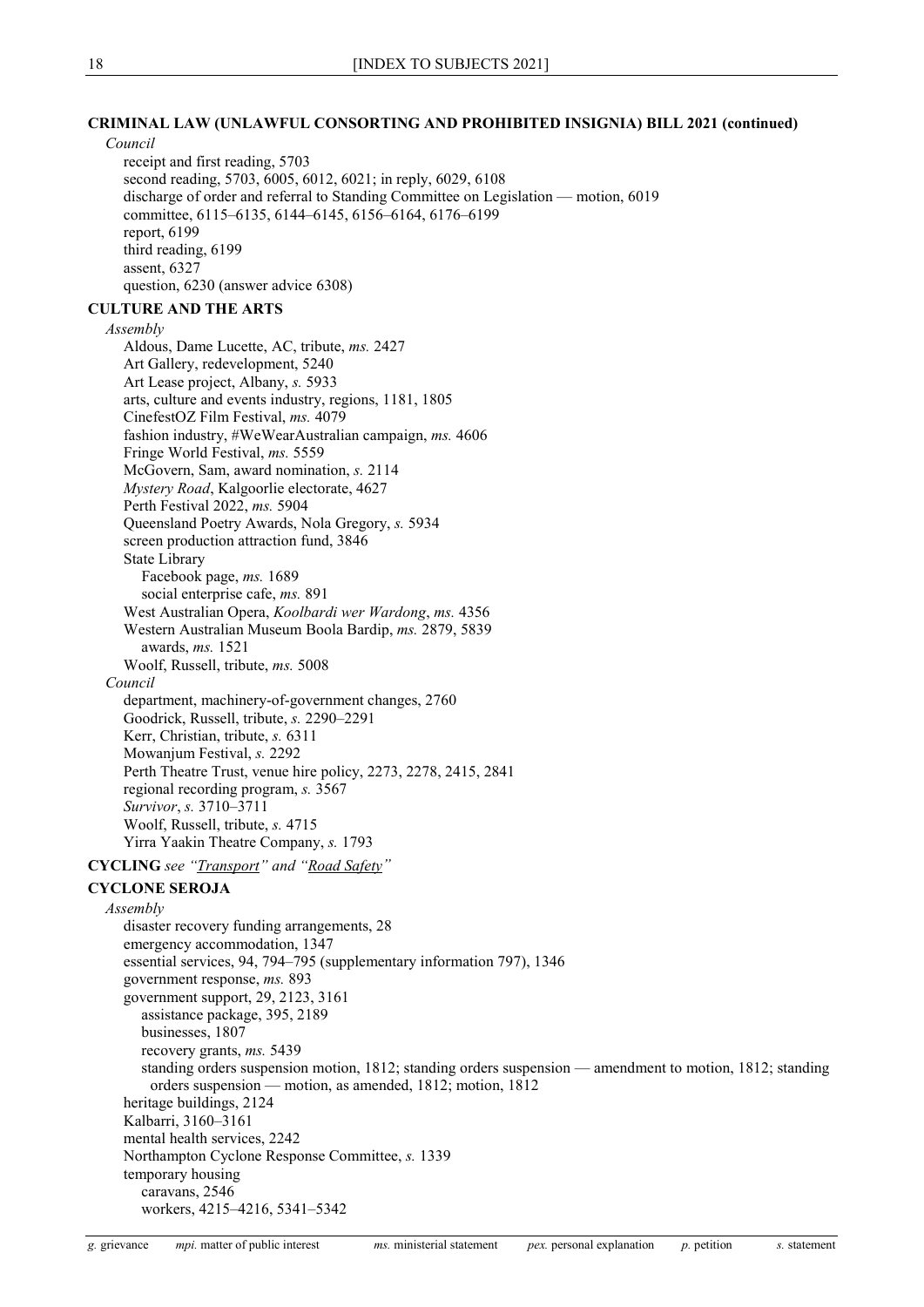**CRIMINAL LAW (UNLAWFUL CONSORTING AND PROHIBITED INSIGNIA) BILL 2021 (continued)**

*Council*

- receipt and first reading, 5703
- second reading, 5703, 6005, 6012, 6021; in reply, 6029, 6108
- discharge of order and referral to Standing Committee on Legislation — motion, 6019
- committee, 6115–6135, 6144–6145, 6156–6164, 6176–6199
- report, 6199
- third reading, 6199
- assent, 6327
- question, 6230 (answer advice 6308)

**CULTURE AND THE ARTS**

*Assembly*

- Aldous, Dame Lucette, AC, tribute, *ms.* 2427
- Art Gallery, redevelopment, 5240
- Art Lease project, Albany, *s.* 5933
- arts, culture and events industry, regions, 1181, 1805
- CinefestOZ Film Festival, *ms.* 4079
- fashion industry, #WeWearAustralian campaign, *ms.* 4606
- Fringe World Festival, *ms.* 5559
- McGovern, Sam, award nomination, *s.* 2114
- *Mystery Road*, Kalgoorlie electorate, 4627
- Perth Festival 2022, *ms.* 5904
- Queensland Poetry Awards, Nola Gregory, *s.* 5934
- screen production attraction fund, 3846
- State Library
  - Facebook page, *ms.* 1689
  - social enterprise cafe, *ms.* 891
- West Australian Opera, *Koolbardi wer Wardong*, *ms.* 4356
- Western Australian Museum Boola Bardip, *ms.* 2879, 5839
  - awards, *ms.* 1521
- Woolf, Russell, tribute, *ms.* 5008

*Council*

- department, machinery-of-government changes, 2760
- Goodrick, Russell, tribute, *s.* 2290–2291
- Kerr, Christian, tribute, *s.* 6311
- Mowanjum Festival, *s.* 2292
- Perth Theatre Trust, venue hire policy, 2273, 2278, 2415, 2841
- regional recording program, *s.* 3567
- *Survivor*, *s.* 3710–3711
- Woolf, Russell, tribute, *s.* 4715
- Yirra Yaakin Theatre Company, *s.* 1793

**CYCLING** *see "Transport" and "Road Safety"*

**CYCLONE SEROJA**

*Assembly*

- disaster recovery funding arrangements, 28
- emergency accommodation, 1347
- essential services, 94, 794–795 (supplementary information 797), 1346
- government response, *ms.* 893
- government support, 29, 2123, 3161
  - assistance package, 395, 2189
  - businesses, 1807
  - recovery grants, *ms.* 5439
  - standing orders suspension motion, 1812; standing orders suspension — amendment to motion, 1812; standing orders suspension — motion, as amended, 1812; motion, 1812
- heritage buildings, 2124
- Kalbarri, 3160–3161
- mental health services, 2242
- Northampton Cyclone Response Committee, *s.* 1339
- temporary housing
  - caravans, 2546
  - workers, 4215–4216, 5341–5342

*g.* grievance *mpi.* matter of public interest *ms.* ministerial statement *pex.* personal explanation *p.* petition *s.* statement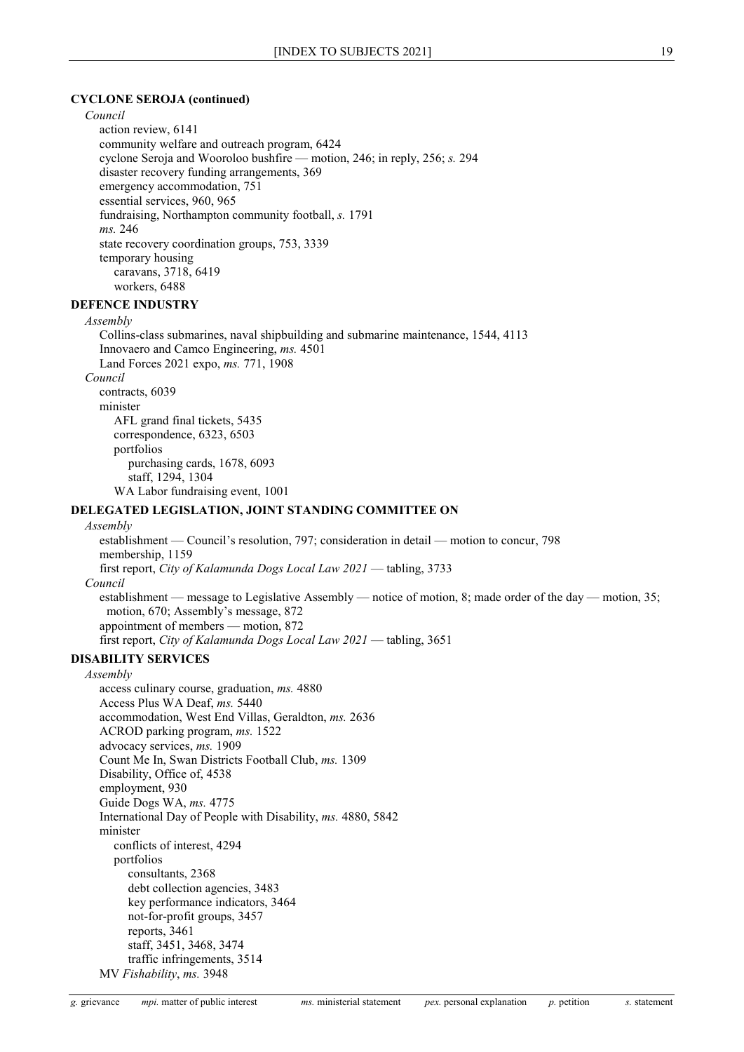**CYCLONE SEROJA (continued)**

*Council*

- action review, 6141
- community welfare and outreach program, 6424
- cyclone Seroja and Wooroloo bushfire — motion, 246; in reply, 256; *s.* 294
- disaster recovery funding arrangements, 369
- emergency accommodation, 751
- essential services, 960, 965
- fundraising, Northampton community football, *s.* 1791
- *ms.* 246
- state recovery coordination groups, 753, 3339
- temporary housing
  - caravans, 3718, 6419
  - workers, 6488

**DEFENCE INDUSTRY**

*Assembly*

- Collins-class submarines, naval shipbuilding and submarine maintenance, 1544, 4113
- Innovaero and Camco Engineering, *ms.* 4501
- Land Forces 2021 expo, *ms.* 771, 1908

*Council*

- contracts, 6039
- minister
  - AFL grand final tickets, 5435
  - correspondence, 6323, 6503
  - portfolios
    - purchasing cards, 1678, 6093
    - staff, 1294, 1304
  - WA Labor fundraising event, 1001

**DELEGATED LEGISLATION, JOINT STANDING COMMITTEE ON**

*Assembly*

- establishment — Council's resolution, 797; consideration in detail — motion to concur, 798
- membership, 1159
- first report, *City of Kalamunda Dogs Local Law 2021* — tabling, 3733

*Council*

- establishment — message to Legislative Assembly — notice of motion, 8; made order of the day — motion, 35; motion, 670; Assembly's message, 872
- appointment of members — motion, 872
- first report, *City of Kalamunda Dogs Local Law 2021* — tabling, 3651

**DISABILITY SERVICES**

*Assembly*

- access culinary course, graduation, *ms.* 4880
- Access Plus WA Deaf, *ms.* 5440
- accommodation, West End Villas, Geraldton, *ms.* 2636
- ACROD parking program, *ms.* 1522
- advocacy services, *ms.* 1909
- Count Me In, Swan Districts Football Club, *ms.* 1309
- Disability, Office of, 4538
- employment, 930
- Guide Dogs WA, *ms.* 4775
- International Day of People with Disability, *ms.* 4880, 5842
- minister
  - conflicts of interest, 4294
  - portfolios
    - consultants, 2368
    - debt collection agencies, 3483
    - key performance indicators, 3464
    - not-for-profit groups, 3457
    - reports, 3461
    - staff, 3451, 3468, 3474
    - traffic infringements, 3514
- MV *Fishability*, *ms.* 3948

*g.* grievance *mpi.* matter of public interest *ms.* ministerial statement *pex.* personal explanation *p.* petition *s.* statement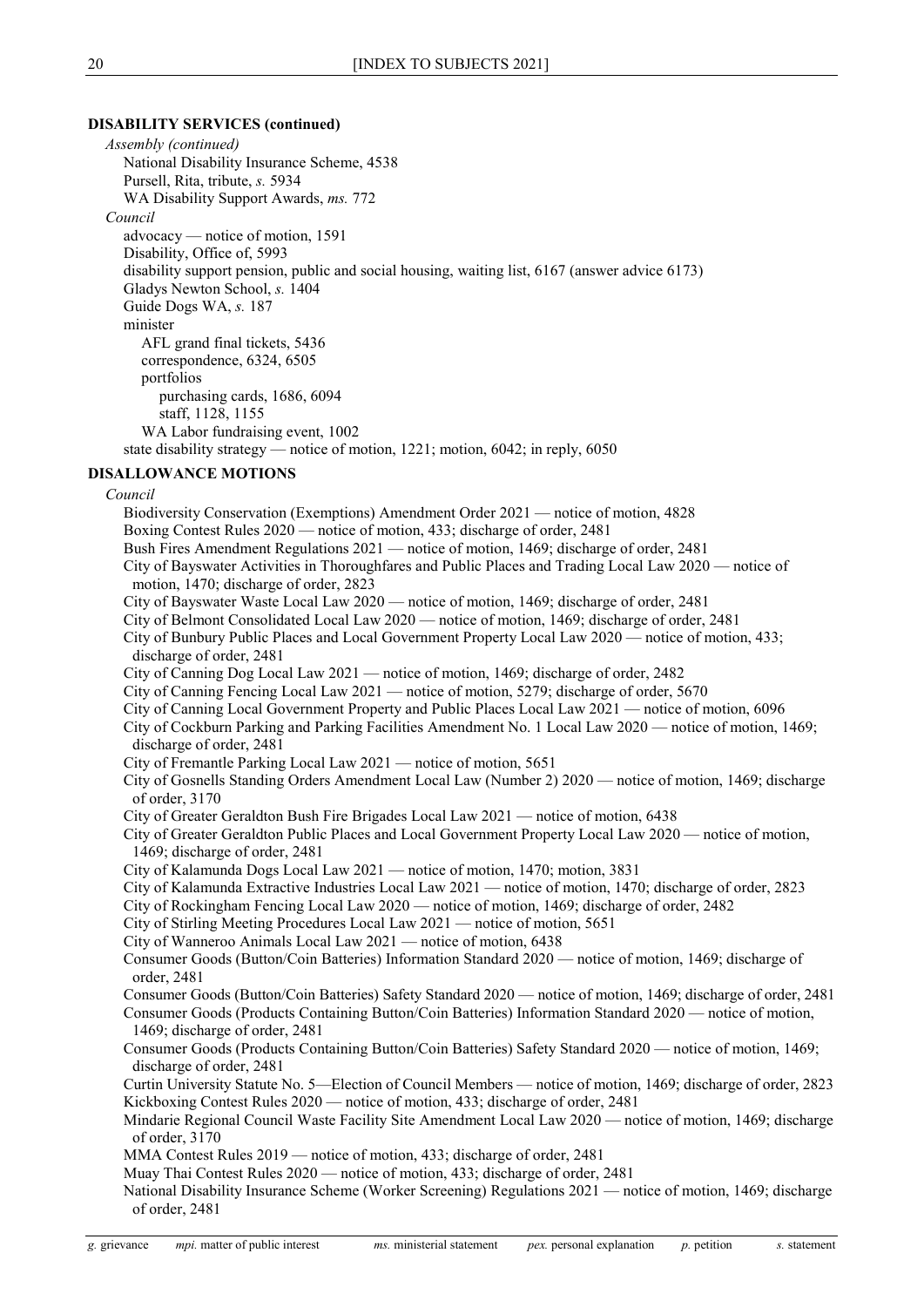**DISABILITY SERVICES (continued)**

*Assembly (continued)*

National Disability Insurance Scheme, 4538
Pursell, Rita, tribute, *s.* 5934
WA Disability Support Awards, *ms.* 772

*Council*

advocacy — notice of motion, 1591
Disability, Office of, 5993
disability support pension, public and social housing, waiting list, 6167 (answer advice 6173)
Gladys Newton School, *s.* 1404
Guide Dogs WA, *s.* 187
minister
AFL grand final tickets, 5436
correspondence, 6324, 6505
portfolios
purchasing cards, 1686, 6094
staff, 1128, 1155
WA Labor fundraising event, 1002
state disability strategy — notice of motion, 1221; motion, 6042; in reply, 6050

**DISALLOWANCE MOTIONS**

*Council*

Biodiversity Conservation (Exemptions) Amendment Order 2021 — notice of motion, 4828
Boxing Contest Rules 2020 — notice of motion, 433; discharge of order, 2481
Bush Fires Amendment Regulations 2021 — notice of motion, 1469; discharge of order, 2481
City of Bayswater Activities in Thoroughfares and Public Places and Trading Local Law 2020 — notice of motion, 1470; discharge of order, 2823
City of Bayswater Waste Local Law 2020 — notice of motion, 1469; discharge of order, 2481
City of Belmont Consolidated Local Law 2020 — notice of motion, 1469; discharge of order, 2481
City of Bunbury Public Places and Local Government Property Local Law 2020 — notice of motion, 433; discharge of order, 2481
City of Canning Dog Local Law 2021 — notice of motion, 1469; discharge of order, 2482
City of Canning Fencing Local Law 2021 — notice of motion, 5279; discharge of order, 5670
City of Canning Local Government Property and Public Places Local Law 2021 — notice of motion, 6096
City of Cockburn Parking and Parking Facilities Amendment No. 1 Local Law 2020 — notice of motion, 1469; discharge of order, 2481
City of Fremantle Parking Local Law 2021 — notice of motion, 5651
City of Gosnells Standing Orders Amendment Local Law (Number 2) 2020 — notice of motion, 1469; discharge of order, 3170
City of Greater Geraldton Bush Fire Brigades Local Law 2021 — notice of motion, 6438
City of Greater Geraldton Public Places and Local Government Property Local Law 2020 — notice of motion, 1469; discharge of order, 2481
City of Kalamunda Dogs Local Law 2021 — notice of motion, 1470; motion, 3831
City of Kalamunda Extractive Industries Local Law 2021 — notice of motion, 1470; discharge of order, 2823
City of Rockingham Fencing Local Law 2020 — notice of motion, 1469; discharge of order, 2482
City of Stirling Meeting Procedures Local Law 2021 — notice of motion, 5651
City of Wanneroo Animals Local Law 2021 — notice of motion, 6438
Consumer Goods (Button/Coin Batteries) Information Standard 2020 — notice of motion, 1469; discharge of order, 2481
Consumer Goods (Button/Coin Batteries) Safety Standard 2020 — notice of motion, 1469; discharge of order, 2481
Consumer Goods (Products Containing Button/Coin Batteries) Information Standard 2020 — notice of motion, 1469; discharge of order, 2481
Consumer Goods (Products Containing Button/Coin Batteries) Safety Standard 2020 — notice of motion, 1469; discharge of order, 2481
Curtin University Statute No. 5—Election of Council Members — notice of motion, 1469; discharge of order, 2823
Kickboxing Contest Rules 2020 — notice of motion, 433; discharge of order, 2481
Mindarie Regional Council Waste Facility Site Amendment Local Law 2020 — notice of motion, 1469; discharge of order, 3170
MMA Contest Rules 2019 — notice of motion, 433; discharge of order, 2481
Muay Thai Contest Rules 2020 — notice of motion, 433; discharge of order, 2481
National Disability Insurance Scheme (Worker Screening) Regulations 2021 — notice of motion, 1469; discharge of order, 2481

*g.* grievance *mpi.* matter of public interest *ms.* ministerial statement *pex.* personal explanation *p.* petition *s.* statement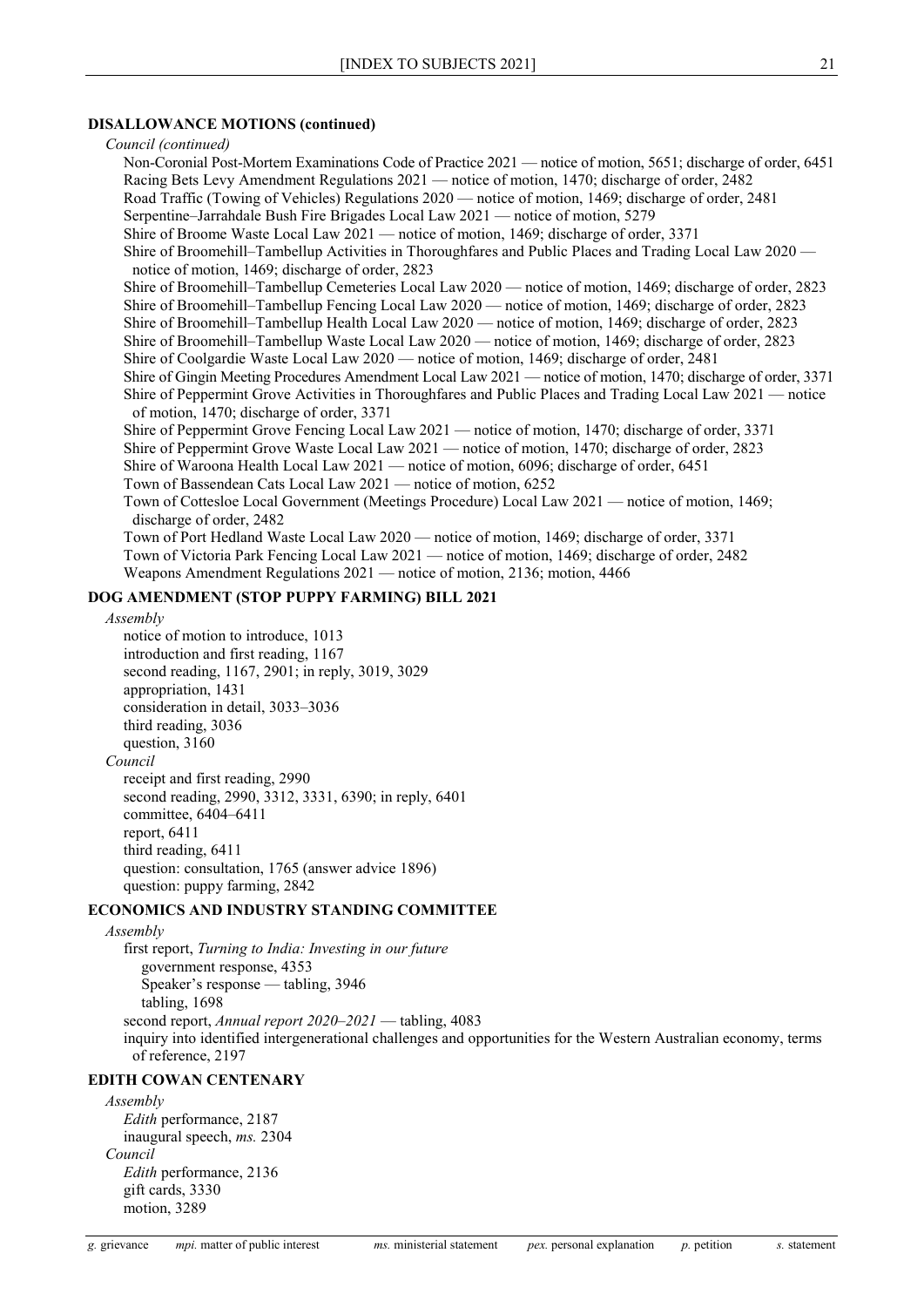## DISALLOWANCE MOTIONS (continued)

*Council (continued)*

Non-Coronial Post-Mortem Examinations Code of Practice 2021 — notice of motion, 5651; discharge of order, 6451
Racing Bets Levy Amendment Regulations 2021 — notice of motion, 1470; discharge of order, 2482
Road Traffic (Towing of Vehicles) Regulations 2020 — notice of motion, 1469; discharge of order, 2481
Serpentine–Jarrahdale Bush Fire Brigades Local Law 2021 — notice of motion, 5279
Shire of Broome Waste Local Law 2021 — notice of motion, 1469; discharge of order, 3371
Shire of Broomehill–Tambellup Activities in Thoroughfares and Public Places and Trading Local Law 2020 — notice of motion, 1469; discharge of order, 2823
Shire of Broomehill–Tambellup Cemeteries Local Law 2020 — notice of motion, 1469; discharge of order, 2823
Shire of Broomehill–Tambellup Fencing Local Law 2020 — notice of motion, 1469; discharge of order, 2823
Shire of Broomehill–Tambellup Health Local Law 2020 — notice of motion, 1469; discharge of order, 2823
Shire of Broomehill–Tambellup Waste Local Law 2020 — notice of motion, 1469; discharge of order, 2823
Shire of Coolgardie Waste Local Law 2020 — notice of motion, 1469; discharge of order, 2481
Shire of Gingin Meeting Procedures Amendment Local Law 2021 — notice of motion, 1470; discharge of order, 3371
Shire of Peppermint Grove Activities in Thoroughfares and Public Places and Trading Local Law 2021 — notice of motion, 1470; discharge of order, 3371
Shire of Peppermint Grove Fencing Local Law 2021 — notice of motion, 1470; discharge of order, 3371
Shire of Peppermint Grove Waste Local Law 2021 — notice of motion, 1470; discharge of order, 2823
Shire of Waroona Health Local Law 2021 — notice of motion, 6096; discharge of order, 6451
Town of Bassendean Cats Local Law 2021 — notice of motion, 6252
Town of Cottesloe Local Government (Meetings Procedure) Local Law 2021 — notice of motion, 1469; discharge of order, 2482
Town of Port Hedland Waste Local Law 2020 — notice of motion, 1469; discharge of order, 3371
Town of Victoria Park Fencing Local Law 2021 — notice of motion, 1469; discharge of order, 2482
Weapons Amendment Regulations 2021 — notice of motion, 2136; motion, 4466

## DOG AMENDMENT (STOP PUPPY FARMING) BILL 2021

*Assembly*

notice of motion to introduce, 1013
introduction and first reading, 1167
second reading, 1167, 2901; in reply, 3019, 3029
appropriation, 1431
consideration in detail, 3033–3036
third reading, 3036
question, 3160

*Council*

receipt and first reading, 2990
second reading, 2990, 3312, 3331, 6390; in reply, 6401
committee, 6404–6411
report, 6411
third reading, 6411
question: consultation, 1765 (answer advice 1896)
question: puppy farming, 2842

## ECONOMICS AND INDUSTRY STANDING COMMITTEE

*Assembly*

first report, *Turning to India: Investing in our future*
government response, 4353
Speaker's response — tabling, 3946
tabling, 1698
second report, *Annual report 2020–2021* — tabling, 4083
inquiry into identified intergenerational challenges and opportunities for the Western Australian economy, terms of reference, 2197

## EDITH COWAN CENTENARY

*Assembly*

*Edith* performance, 2187
inaugural speech, *ms.* 2304

*Council*

*Edith* performance, 2136
gift cards, 3330
motion, 3289

*g.* grievance *mpi.* matter of public interest *ms.* ministerial statement *pex.* personal explanation *p.* petition *s.* statement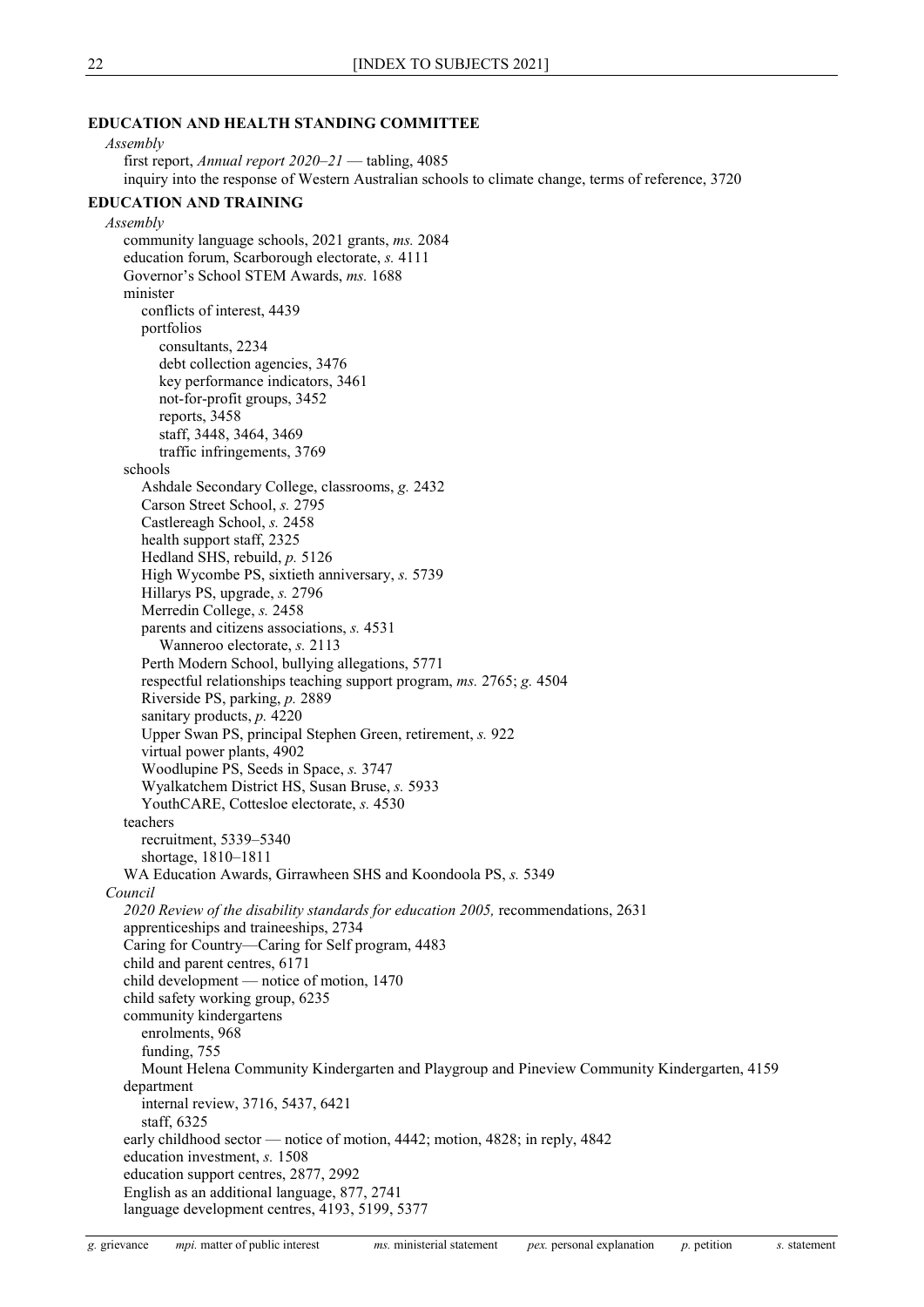**EDUCATION AND HEALTH STANDING COMMITTEE**

*Assembly*

first report, *Annual report 2020–21* — tabling, 4085

inquiry into the response of Western Australian schools to climate change, terms of reference, 3720

**EDUCATION AND TRAINING**

*Assembly*

community language schools, 2021 grants, *ms.* 2084

education forum, Scarborough electorate, *s.* 4111

Governor's School STEM Awards, *ms.* 1688

minister

- conflicts of interest, 4439
- portfolios
  - consultants, 2234
  - debt collection agencies, 3476
  - key performance indicators, 3461
  - not-for-profit groups, 3452
  - reports, 3458
  - staff, 3448, 3464, 3469
  - traffic infringements, 3769

schools

- Ashdale Secondary College, classrooms, *g.* 2432
- Carson Street School, *s.* 2795
- Castlereagh School, *s.* 2458
- health support staff, 2325
- Hedland SHS, rebuild, *p.* 5126
- High Wycombe PS, sixtieth anniversary, *s.* 5739
- Hillarys PS, upgrade, *s.* 2796
- Merredin College, *s.* 2458
- parents and citizens associations, *s.* 4531
  - Wanneroo electorate, *s.* 2113
- Perth Modern School, bullying allegations, 5771
- respectful relationships teaching support program, *ms.* 2765; *g.* 4504
- Riverside PS, parking, *p.* 2889
- sanitary products, *p.* 4220
- Upper Swan PS, principal Stephen Green, retirement, *s.* 922
- virtual power plants, 4902
- Woodlupine PS, Seeds in Space, *s.* 3747
- Wyalkatchem District HS, Susan Bruse, *s.* 5933
- YouthCARE, Cottesloe electorate, *s.* 4530

teachers

- recruitment, 5339–5340
- shortage, 1810–1811

WA Education Awards, Girrawheen SHS and Koondoola PS, *s.* 5349

*Council*

*2020 Review of the disability standards for education 2005,* recommendations, 2631

apprenticeships and traineeships, 2734

Caring for Country—Caring for Self program, 4483

child and parent centres, 6171

child development — notice of motion, 1470

child safety working group, 6235

community kindergartens

- enrolments, 968
- funding, 755
- Mount Helena Community Kindergarten and Playgroup and Pineview Community Kindergarten, 4159

department

- internal review, 3716, 5437, 6421
- staff, 6325

early childhood sector — notice of motion, 4442; motion, 4828; in reply, 4842

education investment, *s.* 1508

education support centres, 2877, 2992

English as an additional language, 877, 2741

language development centres, 4193, 5199, 5377

*g.* grievance *mpi.* matter of public interest *ms.* ministerial statement *pex.* personal explanation *p.* petition *s.* statement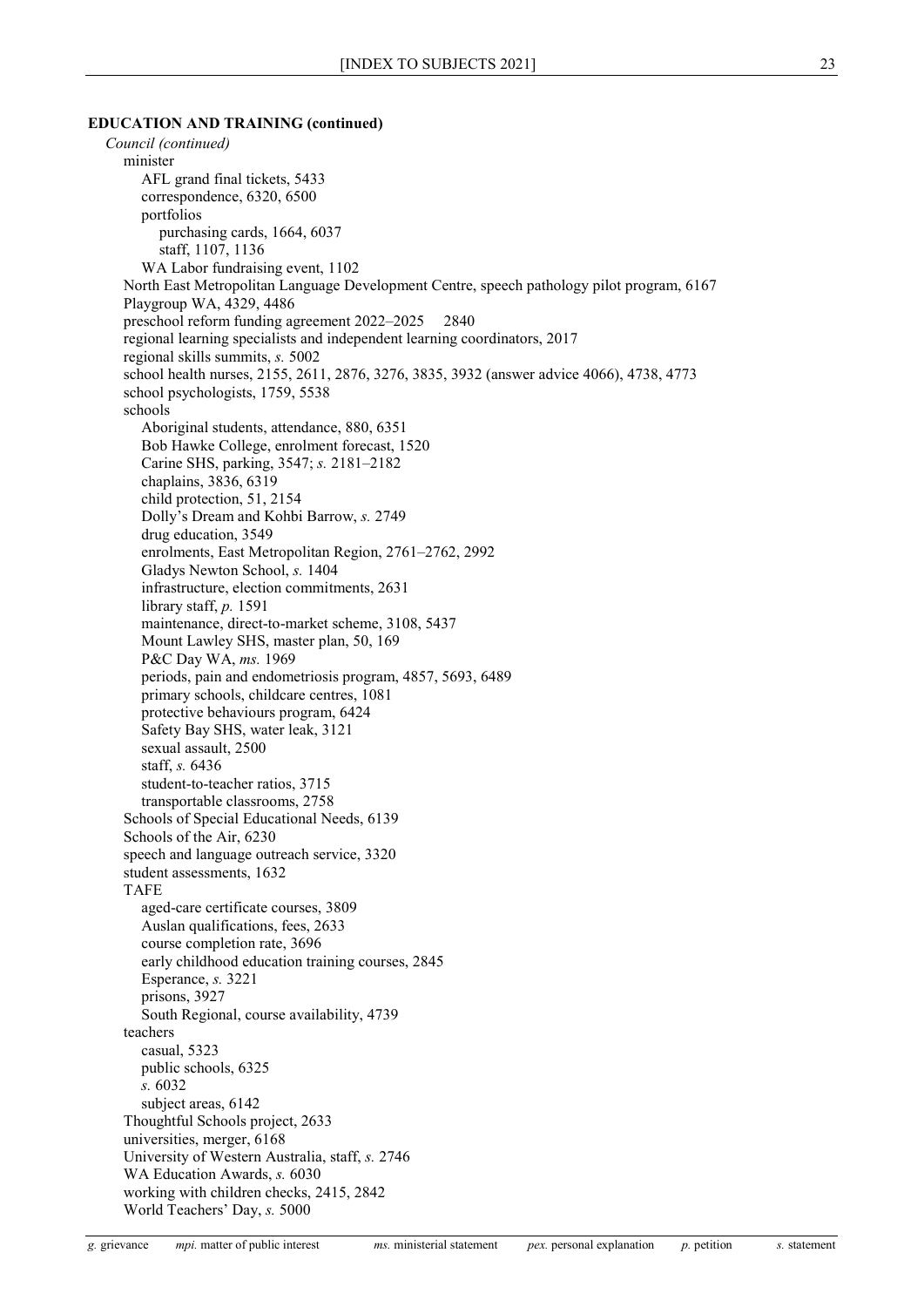**EDUCATION AND TRAINING (continued)**

*Council (continued)*

- minister
  - AFL grand final tickets, 5433
  - correspondence, 6320, 6500
  - portfolios
    - purchasing cards, 1664, 6037
    - staff, 1107, 1136
  - WA Labor fundraising event, 1102
- North East Metropolitan Language Development Centre, speech pathology pilot program, 6167
- Playgroup WA, 4329, 4486
- preschool reform funding agreement 2022–2025 2840
- regional learning specialists and independent learning coordinators, 2017
- regional skills summits, *s.* 5002
- school health nurses, 2155, 2611, 2876, 3276, 3835, 3932 (answer advice 4066), 4738, 4773
- school psychologists, 1759, 5538
- schools
  - Aboriginal students, attendance, 880, 6351
  - Bob Hawke College, enrolment forecast, 1520
  - Carine SHS, parking, 3547; *s.* 2181–2182
  - chaplains, 3836, 6319
  - child protection, 51, 2154
  - Dolly's Dream and Kohbi Barrow, *s.* 2749
  - drug education, 3549
  - enrolments, East Metropolitan Region, 2761–2762, 2992
  - Gladys Newton School, *s.* 1404
  - infrastructure, election commitments, 2631
  - library staff, *p.* 1591
  - maintenance, direct-to-market scheme, 3108, 5437
  - Mount Lawley SHS, master plan, 50, 169
  - P&C Day WA, *ms.* 1969
  - periods, pain and endometriosis program, 4857, 5693, 6489
  - primary schools, childcare centres, 1081
  - protective behaviours program, 6424
  - Safety Bay SHS, water leak, 3121
  - sexual assault, 2500
  - staff, *s.* 6436
  - student-to-teacher ratios, 3715
  - transportable classrooms, 2758
- Schools of Special Educational Needs, 6139
- Schools of the Air, 6230
- speech and language outreach service, 3320
- student assessments, 1632
- TAFE
  - aged-care certificate courses, 3809
  - Auslan qualifications, fees, 2633
  - course completion rate, 3696
  - early childhood education training courses, 2845
  - Esperance, *s.* 3221
  - prisons, 3927
  - South Regional, course availability, 4739
- teachers
  - casual, 5323
  - public schools, 6325
  - *s.* 6032
  - subject areas, 6142
- Thoughtful Schools project, 2633
- universities, merger, 6168
- University of Western Australia, staff, *s.* 2746
- WA Education Awards, *s.* 6030
- working with children checks, 2415, 2842
- World Teachers' Day, *s.* 5000

*g.* grievance *mpi.* matter of public interest *ms.* ministerial statement *pex.* personal explanation *p.* petition *s.* statement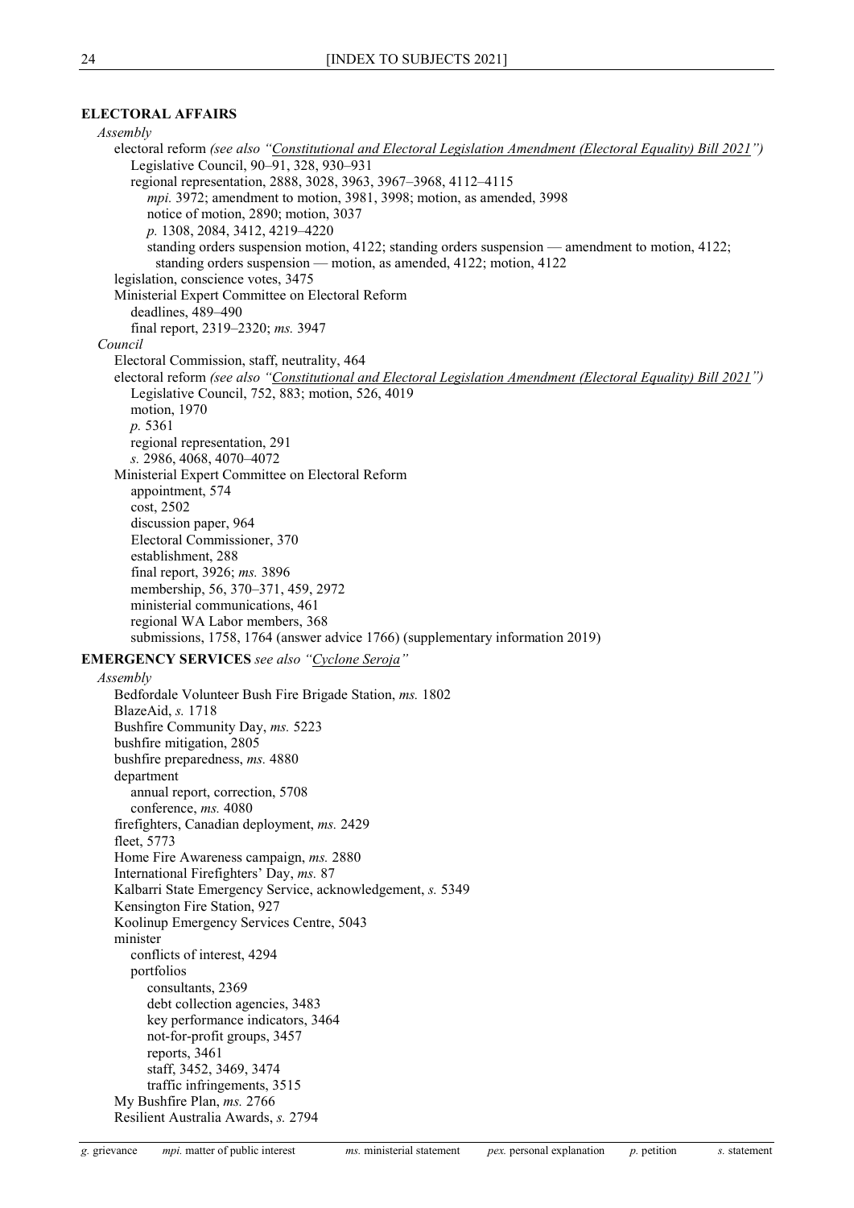**ELECTORAL AFFAIRS**

*Assembly*

electoral reform *(see also "Constitutional and Electoral Legislation Amendment (Electoral Equality) Bill 2021")*

Legislative Council, 90–91, 328, 930–931

regional representation, 2888, 3028, 3963, 3967–3968, 4112–4115

*mpi.* 3972; amendment to motion, 3981, 3998; motion, as amended, 3998

notice of motion, 2890; motion, 3037

*p.* 1308, 2084, 3412, 4219–4220

standing orders suspension motion, 4122; standing orders suspension — amendment to motion, 4122; standing orders suspension — motion, as amended, 4122; motion, 4122

legislation, conscience votes, 3475

Ministerial Expert Committee on Electoral Reform

deadlines, 489–490

final report, 2319–2320; *ms.* 3947

*Council*

Electoral Commission, staff, neutrality, 464

electoral reform *(see also "Constitutional and Electoral Legislation Amendment (Electoral Equality) Bill 2021")*

Legislative Council, 752, 883; motion, 526, 4019

motion, 1970

*p.* 5361

regional representation, 291

*s.* 2986, 4068, 4070–4072

Ministerial Expert Committee on Electoral Reform

appointment, 574

cost, 2502

discussion paper, 964

Electoral Commissioner, 370

establishment, 288

final report, 3926; *ms.* 3896

membership, 56, 370–371, 459, 2972

ministerial communications, 461

regional WA Labor members, 368

submissions, 1758, 1764 (answer advice 1766) (supplementary information 2019)

**EMERGENCY SERVICES** *see also "Cyclone Seroja"*

*Assembly*

Bedfordale Volunteer Bush Fire Brigade Station, *ms.* 1802

BlazeAid, *s.* 1718

Bushfire Community Day, *ms.* 5223

bushfire mitigation, 2805

bushfire preparedness, *ms.* 4880

department

annual report, correction, 5708

conference, *ms.* 4080

firefighters, Canadian deployment, *ms.* 2429

fleet, 5773

Home Fire Awareness campaign, *ms.* 2880

International Firefighters' Day, *ms.* 87

Kalbarri State Emergency Service, acknowledgement, *s.* 5349

Kensington Fire Station, 927

Koolinup Emergency Services Centre, 5043

minister

conflicts of interest, 4294

portfolios

consultants, 2369

debt collection agencies, 3483

key performance indicators, 3464

not-for-profit groups, 3457

reports, 3461

staff, 3452, 3469, 3474

traffic infringements, 3515

My Bushfire Plan, *ms.* 2766

Resilient Australia Awards, *s.* 2794

*g.* grievance *mpi.* matter of public interest *ms.* ministerial statement *pex.* personal explanation *p.* petition *s.* statement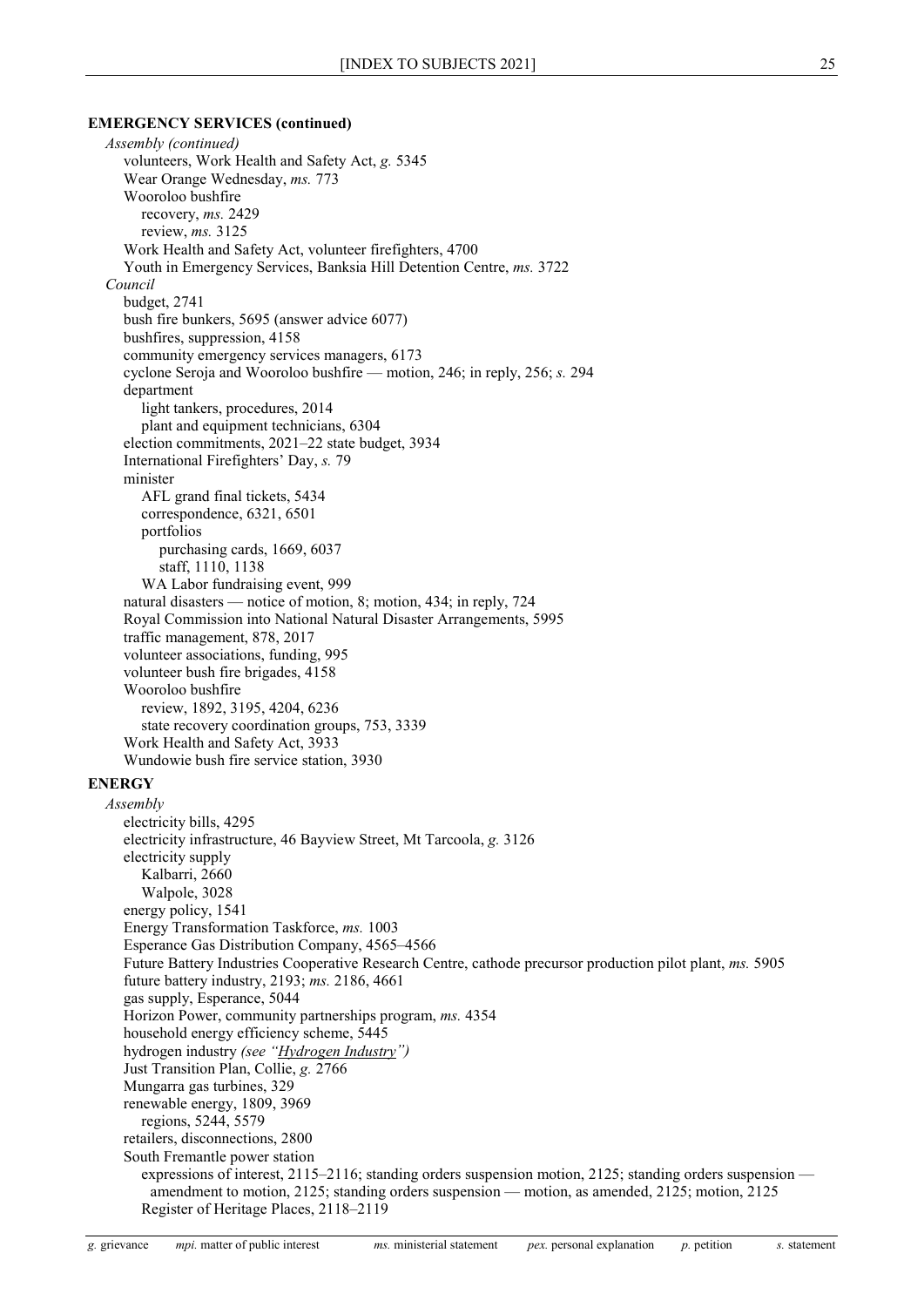**EMERGENCY SERVICES (continued)**

*Assembly (continued)*

- volunteers, Work Health and Safety Act, *g.* 5345
- Wear Orange Wednesday, *ms.* 773
- Wooroloo bushfire
  - recovery, *ms.* 2429
  - review, *ms.* 3125
- Work Health and Safety Act, volunteer firefighters, 4700
- Youth in Emergency Services, Banksia Hill Detention Centre, *ms.* 3722

*Council*

- budget, 2741
- bush fire bunkers, 5695 (answer advice 6077)
- bushfires, suppression, 4158
- community emergency services managers, 6173
- cyclone Seroja and Wooroloo bushfire — motion, 246; in reply, 256; *s.* 294
- department
  - light tankers, procedures, 2014
  - plant and equipment technicians, 6304
- election commitments, 2021–22 state budget, 3934
- International Firefighters' Day, *s.* 79
- minister
  - AFL grand final tickets, 5434
  - correspondence, 6321, 6501
  - portfolios
    - purchasing cards, 1669, 6037
    - staff, 1110, 1138
  - WA Labor fundraising event, 999
- natural disasters — notice of motion, 8; motion, 434; in reply, 724
- Royal Commission into National Natural Disaster Arrangements, 5995
- traffic management, 878, 2017
- volunteer associations, funding, 995
- volunteer bush fire brigades, 4158
- Wooroloo bushfire
  - review, 1892, 3195, 4204, 6236
  - state recovery coordination groups, 753, 3339
- Work Health and Safety Act, 3933
- Wundowie bush fire service station, 3930

**ENERGY**

*Assembly*

- electricity bills, 4295
- electricity infrastructure, 46 Bayview Street, Mt Tarcoola, *g.* 3126
- electricity supply
  - Kalbarri, 2660
  - Walpole, 3028
- energy policy, 1541
- Energy Transformation Taskforce, *ms.* 1003
- Esperance Gas Distribution Company, 4565–4566
- Future Battery Industries Cooperative Research Centre, cathode precursor production pilot plant, *ms.* 5905
- future battery industry, 2193; *ms.* 2186, 4661
- gas supply, Esperance, 5044
- Horizon Power, community partnerships program, *ms.* 4354
- household energy efficiency scheme, 5445
- hydrogen industry *(see "Hydrogen Industry")*
- Just Transition Plan, Collie, *g.* 2766
- Mungarra gas turbines, 329
- renewable energy, 1809, 3969
  - regions, 5244, 5579
- retailers, disconnections, 2800
- South Fremantle power station
  - expressions of interest, 2115–2116; standing orders suspension motion, 2125; standing orders suspension — amendment to motion, 2125; standing orders suspension — motion, as amended, 2125; motion, 2125
  - Register of Heritage Places, 2118–2119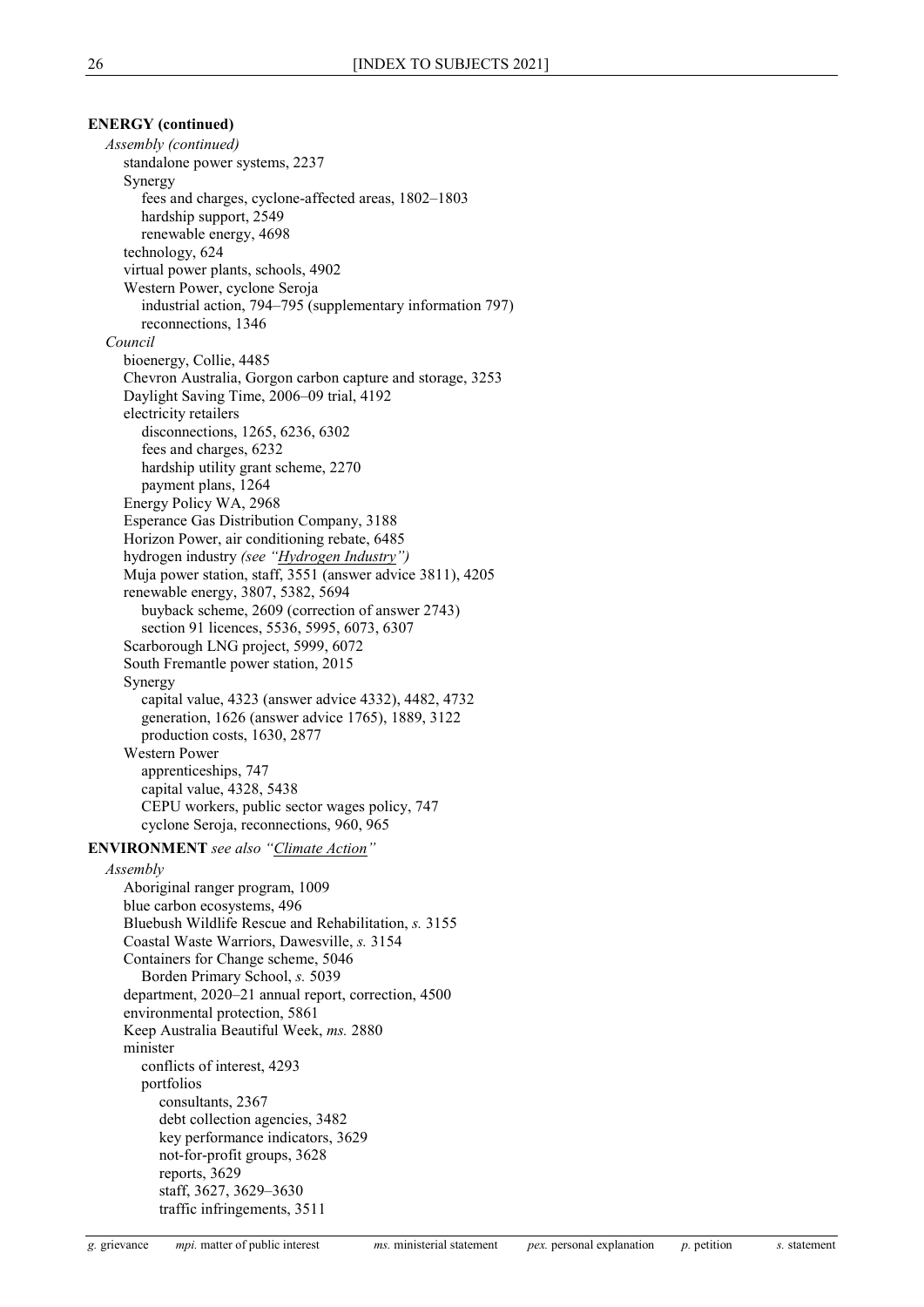**ENERGY (continued)**

*Assembly (continued)*

- standalone power systems, 2237
- Synergy
  - fees and charges, cyclone-affected areas, 1802–1803
  - hardship support, 2549
  - renewable energy, 4698
- technology, 624
- virtual power plants, schools, 4902
- Western Power, cyclone Seroja
  - industrial action, 794–795 (supplementary information 797)
  - reconnections, 1346

*Council*

- bioenergy, Collie, 4485
- Chevron Australia, Gorgon carbon capture and storage, 3253
- Daylight Saving Time, 2006–09 trial, 4192
- electricity retailers
  - disconnections, 1265, 6236, 6302
  - fees and charges, 6232
  - hardship utility grant scheme, 2270
  - payment plans, 1264
- Energy Policy WA, 2968
- Esperance Gas Distribution Company, 3188
- Horizon Power, air conditioning rebate, 6485
- hydrogen industry *(see "Hydrogen Industry")*
- Muja power station, staff, 3551 (answer advice 3811), 4205
- renewable energy, 3807, 5382, 5694
  - buyback scheme, 2609 (correction of answer 2743)
  - section 91 licences, 5536, 5995, 6073, 6307
- Scarborough LNG project, 5999, 6072
- South Fremantle power station, 2015
- Synergy
  - capital value, 4323 (answer advice 4332), 4482, 4732
  - generation, 1626 (answer advice 1765), 1889, 3122
  - production costs, 1630, 2877
- Western Power
  - apprenticeships, 747
  - capital value, 4328, 5438
  - CEPU workers, public sector wages policy, 747
  - cyclone Seroja, reconnections, 960, 965

**ENVIRONMENT** *see also "Climate Action"*

*Assembly*

- Aboriginal ranger program, 1009
- blue carbon ecosystems, 496
- Bluebush Wildlife Rescue and Rehabilitation, *s.* 3155
- Coastal Waste Warriors, Dawesville, *s.* 3154
- Containers for Change scheme, 5046
  - Borden Primary School, *s.* 5039
- department, 2020–21 annual report, correction, 4500
- environmental protection, 5861
- Keep Australia Beautiful Week, *ms.* 2880
- minister
  - conflicts of interest, 4293
  - portfolios
    - consultants, 2367
    - debt collection agencies, 3482
    - key performance indicators, 3629
    - not-for-profit groups, 3628
    - reports, 3629
    - staff, 3627, 3629–3630
    - traffic infringements, 3511

*g.* grievance *mpi.* matter of public interest *ms.* ministerial statement *pex.* personal explanation *p.* petition *s.* statement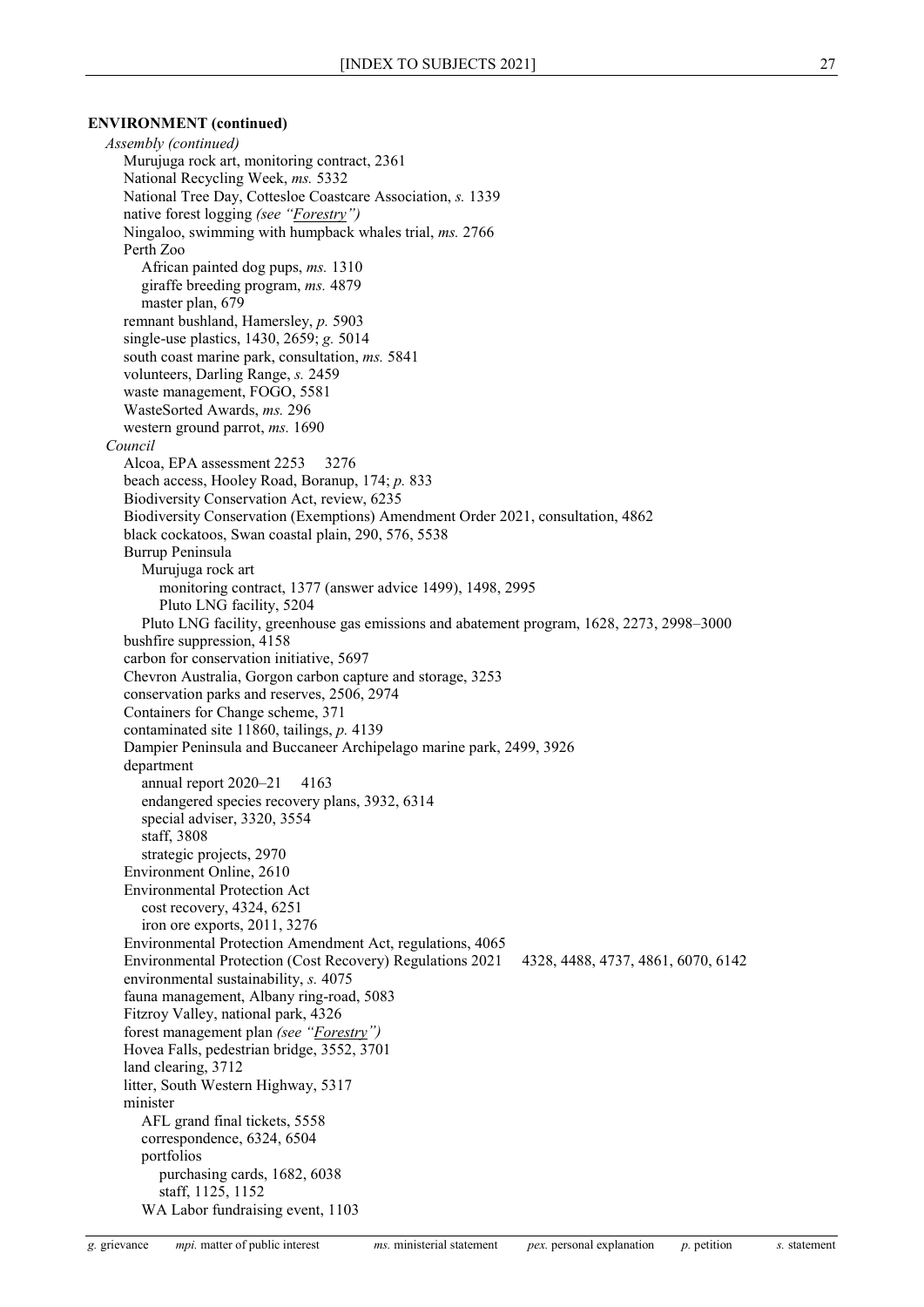**ENVIRONMENT (continued)**

*Assembly (continued)*

- Murujuga rock art, monitoring contract, 2361
- National Recycling Week, *ms.* 5332
- National Tree Day, Cottesloe Coastcare Association, *s.* 1339
- native forest logging *(see "Forestry")*
- Ningaloo, swimming with humpback whales trial, *ms.* 2766
- Perth Zoo
  - African painted dog pups, *ms.* 1310
  - giraffe breeding program, *ms.* 4879
  - master plan, 679
- remnant bushland, Hamersley, *p.* 5903
- single-use plastics, 1430, 2659; *g.* 5014
- south coast marine park, consultation, *ms.* 5841
- volunteers, Darling Range, *s.* 2459
- waste management, FOGO, 5581
- WasteSorted Awards, *ms.* 296
- western ground parrot, *ms.* 1690

*Council*

- Alcoa, EPA assessment 2253 3276
- beach access, Hooley Road, Boranup, 174; *p.* 833
- Biodiversity Conservation Act, review, 6235
- Biodiversity Conservation (Exemptions) Amendment Order 2021, consultation, 4862
- black cockatoos, Swan coastal plain, 290, 576, 5538
- Burrup Peninsula
  - Murujuga rock art
    - monitoring contract, 1377 (answer advice 1499), 1498, 2995
    - Pluto LNG facility, 5204
  - Pluto LNG facility, greenhouse gas emissions and abatement program, 1628, 2273, 2998–3000
- bushfire suppression, 4158
- carbon for conservation initiative, 5697
- Chevron Australia, Gorgon carbon capture and storage, 3253
- conservation parks and reserves, 2506, 2974
- Containers for Change scheme, 371
- contaminated site 11860, tailings, *p.* 4139
- Dampier Peninsula and Buccaneer Archipelago marine park, 2499, 3926
- department
  - annual report 2020–21 4163
  - endangered species recovery plans, 3932, 6314
  - special adviser, 3320, 3554
  - staff, 3808
  - strategic projects, 2970
- Environment Online, 2610
- Environmental Protection Act
  - cost recovery, 4324, 6251
  - iron ore exports, 2011, 3276
- Environmental Protection Amendment Act, regulations, 4065
- Environmental Protection (Cost Recovery) Regulations 2021 4328, 4488, 4737, 4861, 6070, 6142
- environmental sustainability, *s.* 4075
- fauna management, Albany ring-road, 5083
- Fitzroy Valley, national park, 4326
- forest management plan *(see "Forestry")*
- Hovea Falls, pedestrian bridge, 3552, 3701
- land clearing, 3712
- litter, South Western Highway, 5317
- minister
  - AFL grand final tickets, 5558
  - correspondence, 6324, 6504
  - portfolios
    - purchasing cards, 1682, 6038
    - staff, 1125, 1152
  - WA Labor fundraising event, 1103

*g.* grievance *mpi.* matter of public interest *ms.* ministerial statement *pex.* personal explanation *p.* petition *s.* statement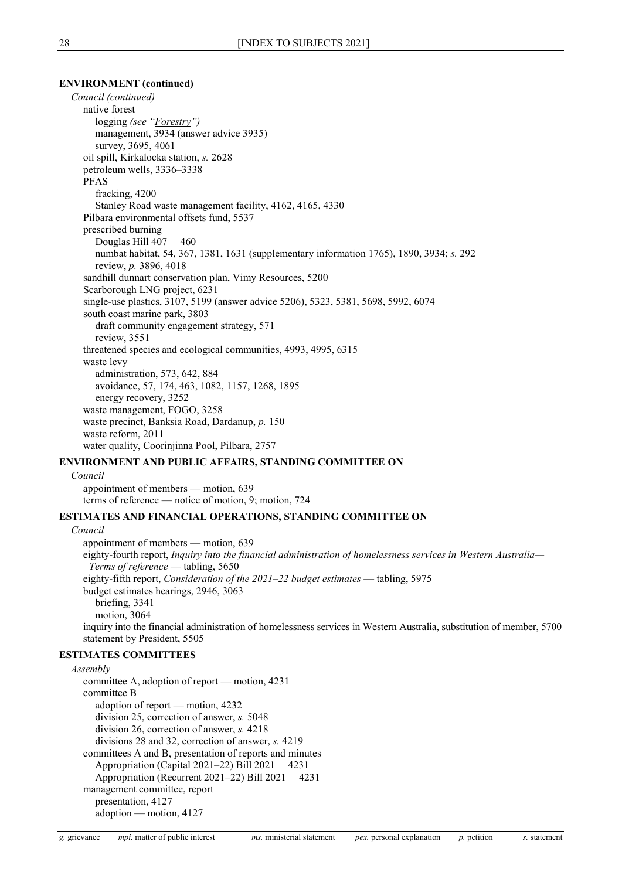**ENVIRONMENT (continued)**

*Council (continued)*

- native forest
  - logging *(see "Forestry")*
  - management, 3934 (answer advice 3935)
  - survey, 3695, 4061
- oil spill, Kirkalocka station, *s.* 2628
- petroleum wells, 3336–3338
- PFAS
  - fracking, 4200
  - Stanley Road waste management facility, 4162, 4165, 4330
- Pilbara environmental offsets fund, 5537
- prescribed burning
  - Douglas Hill 407  460
  - numbat habitat, 54, 367, 1381, 1631 (supplementary information 1765), 1890, 3934; *s.* 292
  - review, *p.* 3896, 4018
- sandhill dunnart conservation plan, Vimy Resources, 5200
- Scarborough LNG project, 6231
- single-use plastics, 3107, 5199 (answer advice 5206), 5323, 5381, 5698, 5992, 6074
- south coast marine park, 3803
  - draft community engagement strategy, 571
  - review, 3551
- threatened species and ecological communities, 4993, 4995, 6315
- waste levy
  - administration, 573, 642, 884
  - avoidance, 57, 174, 463, 1082, 1157, 1268, 1895
  - energy recovery, 3252
- waste management, FOGO, 3258
- waste precinct, Banksia Road, Dardanup, *p.* 150
- waste reform, 2011
- water quality, Coorinjinna Pool, Pilbara, 2757

**ENVIRONMENT AND PUBLIC AFFAIRS, STANDING COMMITTEE ON**

*Council*

- appointment of members — motion, 639
- terms of reference — notice of motion, 9; motion, 724

**ESTIMATES AND FINANCIAL OPERATIONS, STANDING COMMITTEE ON**

*Council*

- appointment of members — motion, 639
- eighty-fourth report, *Inquiry into the financial administration of homelessness services in Western Australia—Terms of reference* — tabling, 5650
- eighty-fifth report, *Consideration of the 2021–22 budget estimates* — tabling, 5975
- budget estimates hearings, 2946, 3063
  - briefing, 3341
  - motion, 3064
- inquiry into the financial administration of homelessness services in Western Australia, substitution of member, 5700
- statement by President, 5505

**ESTIMATES COMMITTEES**

*Assembly*

- committee A, adoption of report — motion, 4231
- committee B
  - adoption of report — motion, 4232
  - division 25, correction of answer, *s.* 5048
  - division 26, correction of answer, *s.* 4218
  - divisions 28 and 32, correction of answer, *s.* 4219
- committees A and B, presentation of reports and minutes
  - Appropriation (Capital 2021–22) Bill 2021  4231
  - Appropriation (Recurrent 2021–22) Bill 2021  4231
- management committee, report
  - presentation, 4127
  - adoption — motion, 4127

*g.* grievance  *mpi.* matter of public interest  *ms.* ministerial statement  *pex.* personal explanation  *p.* petition  *s.* statement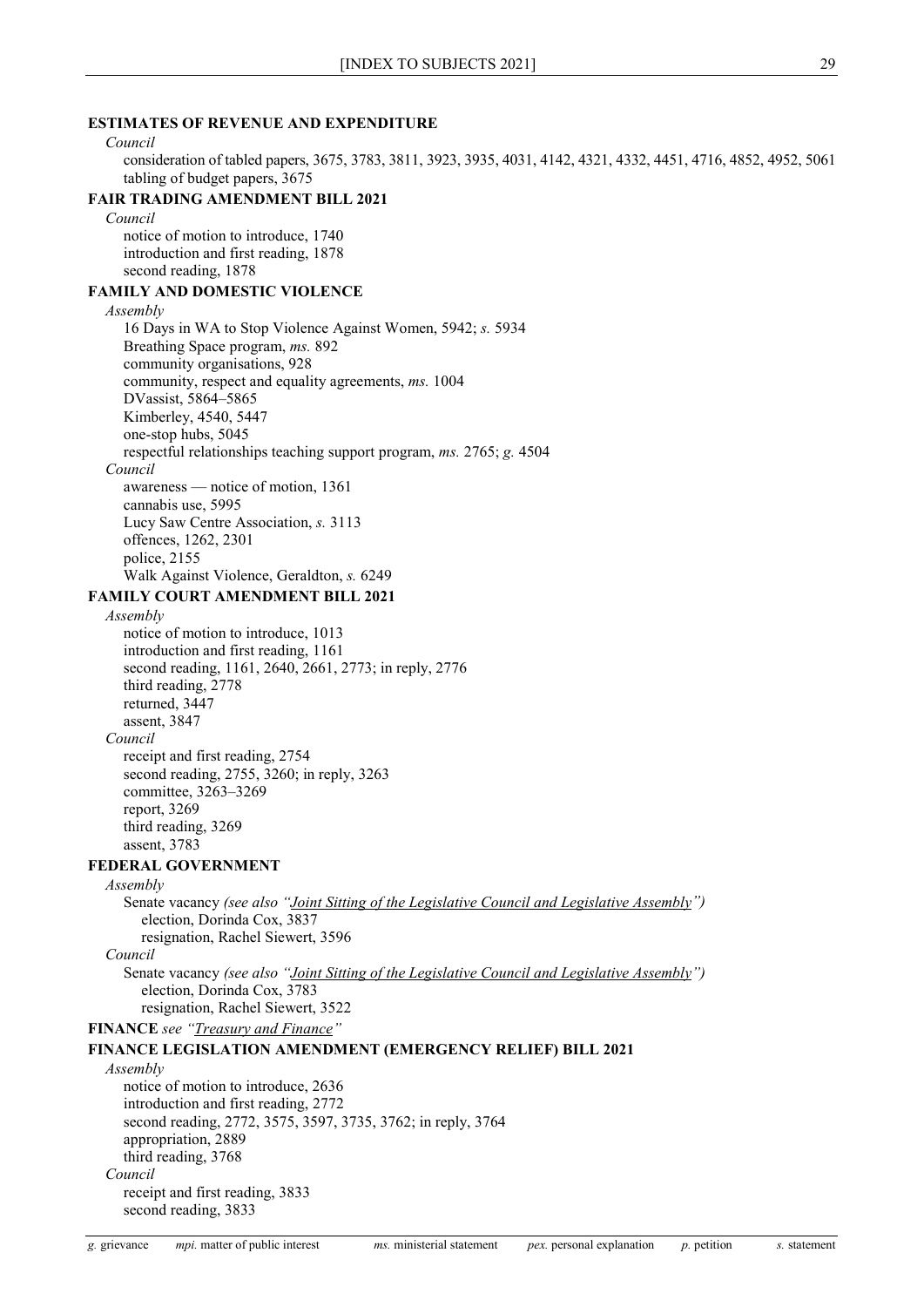**ESTIMATES OF REVENUE AND EXPENDITURE**

*Council*

consideration of tabled papers, 3675, 3783, 3811, 3923, 3935, 4031, 4142, 4321, 4332, 4451, 4716, 4852, 4952, 5061

tabling of budget papers, 3675

**FAIR TRADING AMENDMENT BILL 2021**

*Council*

notice of motion to introduce, 1740

introduction and first reading, 1878

second reading, 1878

**FAMILY AND DOMESTIC VIOLENCE**

*Assembly*

16 Days in WA to Stop Violence Against Women, 5942; *s.* 5934

Breathing Space program, *ms.* 892

community organisations, 928

community, respect and equality agreements, *ms.* 1004

DVassist, 5864–5865

Kimberley, 4540, 5447

one-stop hubs, 5045

respectful relationships teaching support program, *ms.* 2765; *g.* 4504

*Council*

awareness — notice of motion, 1361

cannabis use, 5995

Lucy Saw Centre Association, *s.* 3113

offences, 1262, 2301

police, 2155

Walk Against Violence, Geraldton, *s.* 6249

**FAMILY COURT AMENDMENT BILL 2021**

*Assembly*

notice of motion to introduce, 1013

introduction and first reading, 1161

second reading, 1161, 2640, 2661, 2773; in reply, 2776

third reading, 2778

returned, 3447

assent, 3847

*Council*

receipt and first reading, 2754

second reading, 2755, 3260; in reply, 3263

committee, 3263–3269

report, 3269

third reading, 3269

assent, 3783

**FEDERAL GOVERNMENT**

*Assembly*

Senate vacancy *(see also "Joint Sitting of the Legislative Council and Legislative Assembly")*

election, Dorinda Cox, 3837

resignation, Rachel Siewert, 3596

*Council*

Senate vacancy *(see also "Joint Sitting of the Legislative Council and Legislative Assembly")*

election, Dorinda Cox, 3783

resignation, Rachel Siewert, 3522

**FINANCE** *see "Treasury and Finance"*

**FINANCE LEGISLATION AMENDMENT (EMERGENCY RELIEF) BILL 2021**

*Assembly*

notice of motion to introduce, 2636

introduction and first reading, 2772

second reading, 2772, 3575, 3597, 3735, 3762; in reply, 3764

appropriation, 2889

third reading, 3768

*Council*

receipt and first reading, 3833

second reading, 3833

*g.* grievance *mpi.* matter of public interest *ms.* ministerial statement *pex.* personal explanation *p.* petition *s.* statement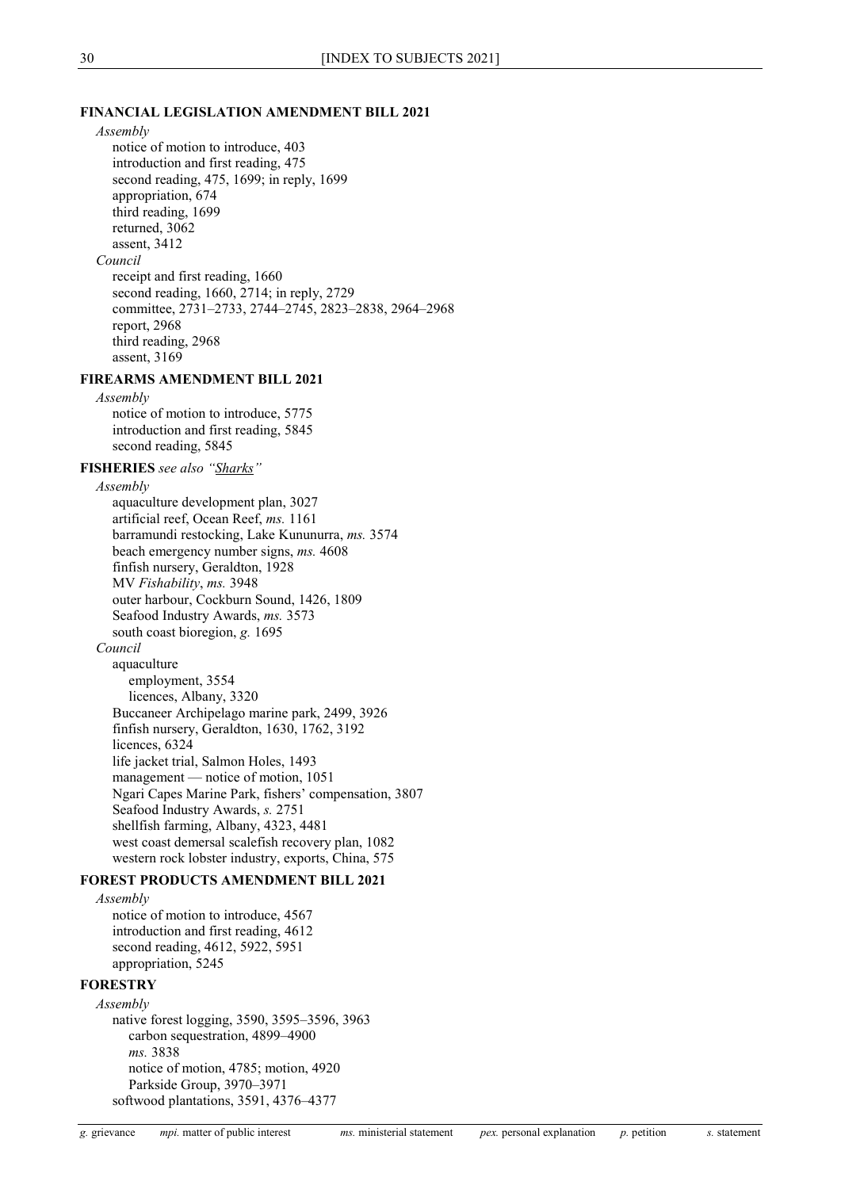**FINANCIAL LEGISLATION AMENDMENT BILL 2021**

*Assembly*

- notice of motion to introduce, 403
- introduction and first reading, 475
- second reading, 475, 1699; in reply, 1699
- appropriation, 674
- third reading, 1699
- returned, 3062
- assent, 3412

*Council*

- receipt and first reading, 1660
- second reading, 1660, 2714; in reply, 2729
- committee, 2731–2733, 2744–2745, 2823–2838, 2964–2968
- report, 2968
- third reading, 2968
- assent, 3169

**FIREARMS AMENDMENT BILL 2021**

*Assembly*

- notice of motion to introduce, 5775
- introduction and first reading, 5845
- second reading, 5845

**FISHERIES** *see also "Sharks"*

*Assembly*

- aquaculture development plan, 3027
- artificial reef, Ocean Reef, *ms.* 1161
- barramundi restocking, Lake Kununurra, *ms.* 3574
- beach emergency number signs, *ms.* 4608
- finfish nursery, Geraldton, 1928
- MV *Fishability*, *ms.* 3948
- outer harbour, Cockburn Sound, 1426, 1809
- Seafood Industry Awards, *ms.* 3573
- south coast bioregion, *g.* 1695

*Council*

- aquaculture
  - employment, 3554
  - licences, Albany, 3320
- Buccaneer Archipelago marine park, 2499, 3926
- finfish nursery, Geraldton, 1630, 1762, 3192
- licences, 6324
- life jacket trial, Salmon Holes, 1493
- management — notice of motion, 1051
- Ngari Capes Marine Park, fishers' compensation, 3807
- Seafood Industry Awards, *s.* 2751
- shellfish farming, Albany, 4323, 4481
- west coast demersal scalefish recovery plan, 1082
- western rock lobster industry, exports, China, 575

**FOREST PRODUCTS AMENDMENT BILL 2021**

*Assembly*

- notice of motion to introduce, 4567
- introduction and first reading, 4612
- second reading, 4612, 5922, 5951
- appropriation, 5245

**FORESTRY**

*Assembly*

- native forest logging, 3590, 3595–3596, 3963
  - carbon sequestration, 4899–4900
  - *ms.* 3838
  - notice of motion, 4785; motion, 4920
  - Parkside Group, 3970–3971
- softwood plantations, 3591, 4376–4377

*g.* grievance *mpi.* matter of public interest *ms.* ministerial statement *pex.* personal explanation *p.* petition *s.* statement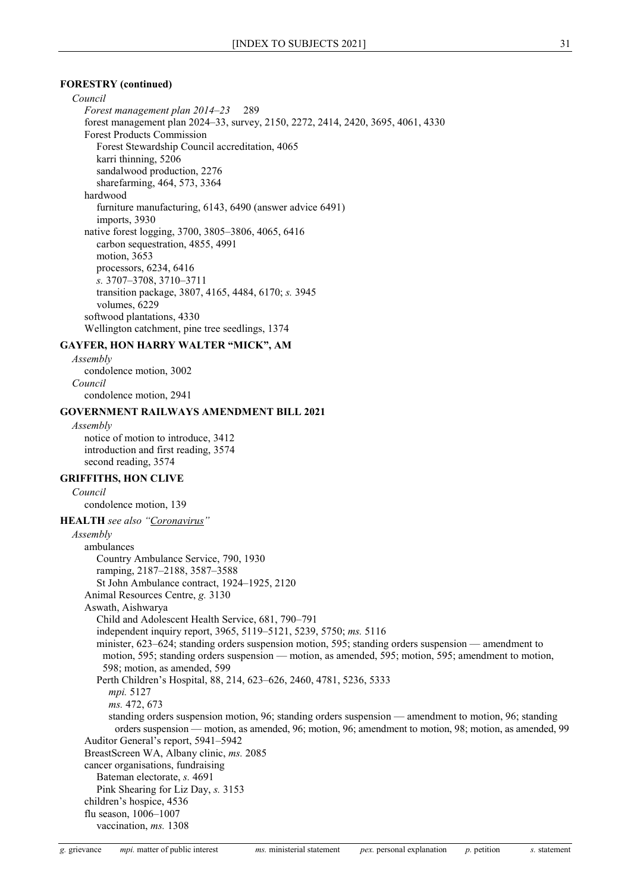**FORESTRY (continued)**

*Council*

- *Forest management plan 2014–23* 289
- forest management plan 2024–33, survey, 2150, 2272, 2414, 2420, 3695, 4061, 4330
- Forest Products Commission
  - Forest Stewardship Council accreditation, 4065
  - karri thinning, 5206
  - sandalwood production, 2276
  - sharefarming, 464, 573, 3364
- hardwood
  - furniture manufacturing, 6143, 6490 (answer advice 6491)
  - imports, 3930
- native forest logging, 3700, 3805–3806, 4065, 6416
  - carbon sequestration, 4855, 4991
  - motion, 3653
  - processors, 6234, 6416
  - *s.* 3707–3708, 3710–3711
  - transition package, 3807, 4165, 4484, 6170; *s.* 3945
  - volumes, 6229
- softwood plantations, 4330
- Wellington catchment, pine tree seedlings, 1374

**GAYFER, HON HARRY WALTER "MICK", AM**

*Assembly*

- condolence motion, 3002

*Council*

- condolence motion, 2941

**GOVERNMENT RAILWAYS AMENDMENT BILL 2021**

*Assembly*

- notice of motion to introduce, 3412
- introduction and first reading, 3574
- second reading, 3574

**GRIFFITHS, HON CLIVE**

*Council*

- condolence motion, 139

**HEALTH** *see also "Coronavirus"*

*Assembly*

- ambulances
  - Country Ambulance Service, 790, 1930
  - ramping, 2187–2188, 3587–3588
  - St John Ambulance contract, 1924–1925, 2120
- Animal Resources Centre, *g.* 3130
- Aswath, Aishwarya
  - Child and Adolescent Health Service, 681, 790–791
  - independent inquiry report, 3965, 5119–5121, 5239, 5750; *ms.* 5116
  - minister, 623–624; standing orders suspension motion, 595; standing orders suspension — amendment to motion, 595; standing orders suspension — motion, as amended, 595; motion, 595; amendment to motion, 598; motion, as amended, 599
  - Perth Children's Hospital, 88, 214, 623–626, 2460, 4781, 5236, 5333
    - *mpi.* 5127
    - *ms.* 472, 673
    - standing orders suspension motion, 96; standing orders suspension — amendment to motion, 96; standing orders suspension — motion, as amended, 96; motion, 96; amendment to motion, 98; motion, as amended, 99
- Auditor General's report, 5941–5942
- BreastScreen WA, Albany clinic, *ms.* 2085
- cancer organisations, fundraising
  - Bateman electorate, *s.* 4691
  - Pink Shearing for Liz Day, *s.* 3153
- children's hospice, 4536
- flu season, 1006–1007
  - vaccination, *ms.* 1308

*g.* grievance *mpi.* matter of public interest *ms.* ministerial statement *pex.* personal explanation *p.* petition *s.* statement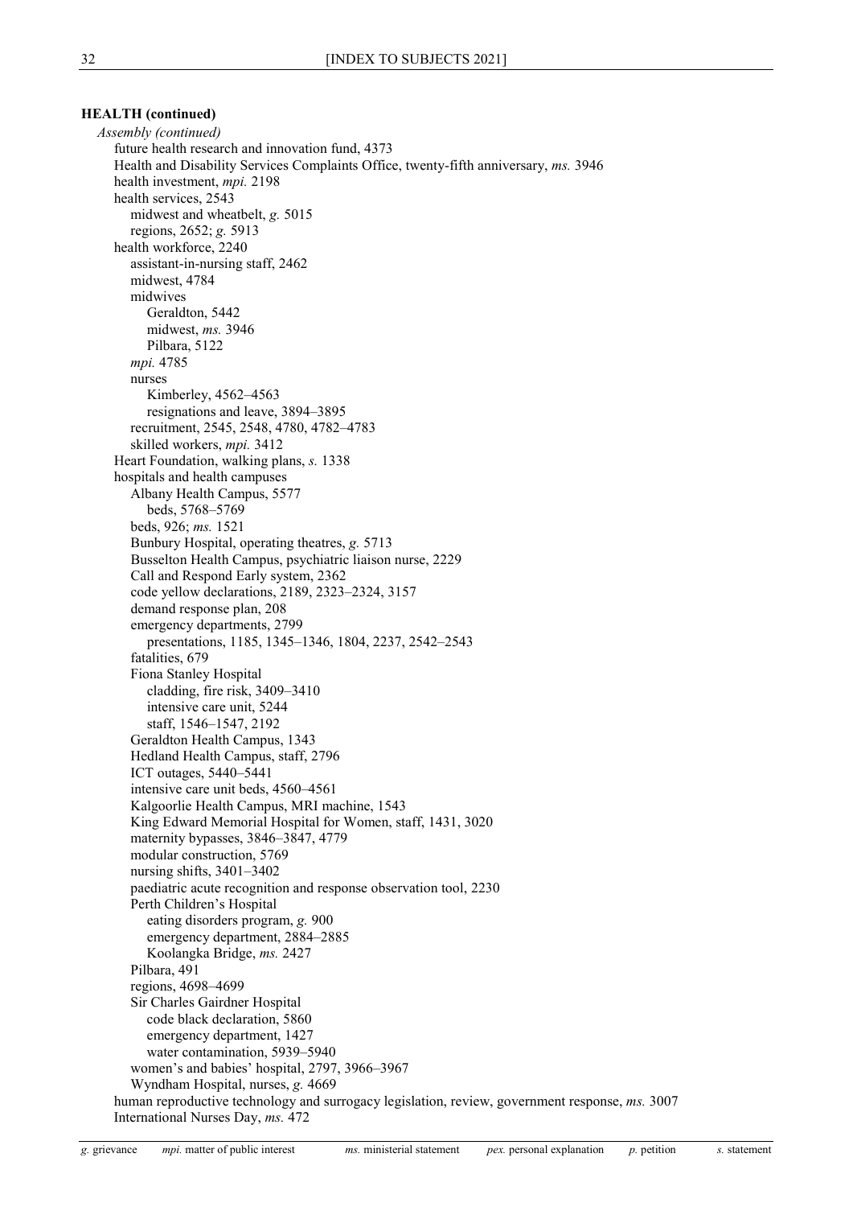**HEALTH (continued)**

*Assembly (continued)*

- future health research and innovation fund, 4373
- Health and Disability Services Complaints Office, twenty-fifth anniversary, *ms.* 3946
- health investment, *mpi.* 2198
- health services, 2543
  - midwest and wheatbelt, *g.* 5015
  - regions, 2652; *g.* 5913
- health workforce, 2240
  - assistant-in-nursing staff, 2462
  - midwest, 4784
  - midwives
    - Geraldton, 5442
    - midwest, *ms.* 3946
    - Pilbara, 5122
  - *mpi.* 4785
  - nurses
    - Kimberley, 4562–4563
    - resignations and leave, 3894–3895
  - recruitment, 2545, 2548, 4780, 4782–4783
  - skilled workers, *mpi.* 3412
- Heart Foundation, walking plans, *s.* 1338
- hospitals and health campuses
  - Albany Health Campus, 5577
    - beds, 5768–5769
  - beds, 926; *ms.* 1521
  - Bunbury Hospital, operating theatres, *g.* 5713
  - Busselton Health Campus, psychiatric liaison nurse, 2229
  - Call and Respond Early system, 2362
  - code yellow declarations, 2189, 2323–2324, 3157
  - demand response plan, 208
  - emergency departments, 2799
    - presentations, 1185, 1345–1346, 1804, 2237, 2542–2543
  - fatalities, 679
  - Fiona Stanley Hospital
    - cladding, fire risk, 3409–3410
    - intensive care unit, 5244
    - staff, 1546–1547, 2192
  - Geraldton Health Campus, 1343
  - Hedland Health Campus, staff, 2796
  - ICT outages, 5440–5441
  - intensive care unit beds, 4560–4561
  - Kalgoorlie Health Campus, MRI machine, 1543
  - King Edward Memorial Hospital for Women, staff, 1431, 3020
  - maternity bypasses, 3846–3847, 4779
  - modular construction, 5769
  - nursing shifts, 3401–3402
  - paediatric acute recognition and response observation tool, 2230
  - Perth Children's Hospital
    - eating disorders program, *g.* 900
    - emergency department, 2884–2885
    - Koolangka Bridge, *ms.* 2427
  - Pilbara, 491
  - regions, 4698–4699
  - Sir Charles Gairdner Hospital
    - code black declaration, 5860
    - emergency department, 1427
    - water contamination, 5939–5940
  - women's and babies' hospital, 2797, 3966–3967
  - Wyndham Hospital, nurses, *g.* 4669
- human reproductive technology and surrogacy legislation, review, government response, *ms.* 3007
- International Nurses Day, *ms.* 472

*g.* grievance *mpi.* matter of public interest *ms.* ministerial statement *pex.* personal explanation *p.* petition *s.* statement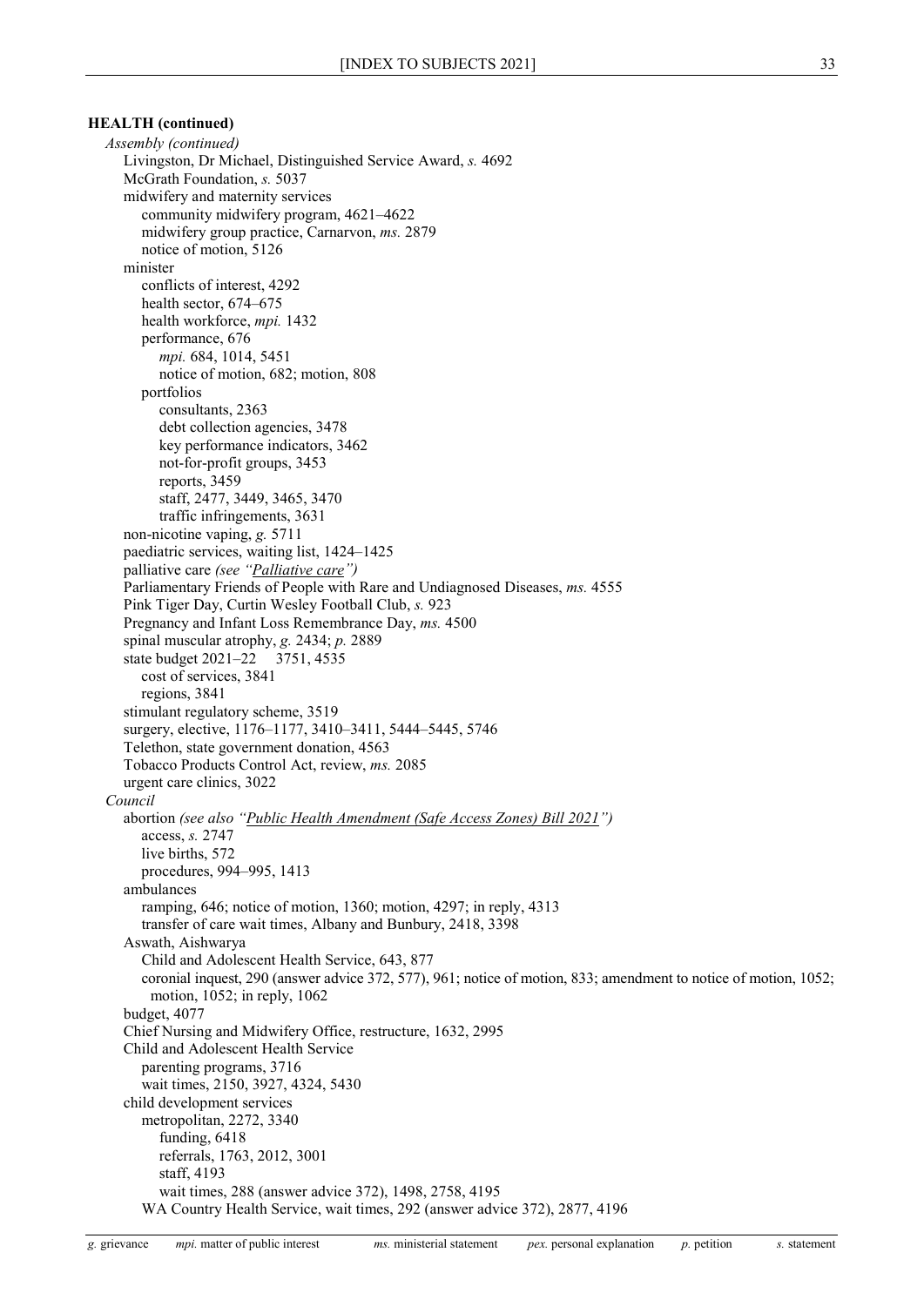**HEALTH (continued)**

*Assembly (continued)*

- Livingston, Dr Michael, Distinguished Service Award, *s.* 4692
- McGrath Foundation, *s.* 5037
- midwifery and maternity services
  - community midwifery program, 4621–4622
  - midwifery group practice, Carnarvon, *ms.* 2879
  - notice of motion, 5126
- minister
  - conflicts of interest, 4292
  - health sector, 674–675
  - health workforce, *mpi.* 1432
  - performance, 676
    - *mpi.* 684, 1014, 5451
    - notice of motion, 682; motion, 808
  - portfolios
    - consultants, 2363
    - debt collection agencies, 3478
    - key performance indicators, 3462
    - not-for-profit groups, 3453
    - reports, 3459
    - staff, 2477, 3449, 3465, 3470
    - traffic infringements, 3631
- non-nicotine vaping, *g.* 5711
- paediatric services, waiting list, 1424–1425
- palliative care *(see "Palliative care")*
- Parliamentary Friends of People with Rare and Undiagnosed Diseases, *ms.* 4555
- Pink Tiger Day, Curtin Wesley Football Club, *s.* 923
- Pregnancy and Infant Loss Remembrance Day, *ms.* 4500
- spinal muscular atrophy, *g.* 2434; *p.* 2889
- state budget 2021–22 3751, 4535
  - cost of services, 3841
  - regions, 3841
- stimulant regulatory scheme, 3519
- surgery, elective, 1176–1177, 3410–3411, 5444–5445, 5746
- Telethon, state government donation, 4563
- Tobacco Products Control Act, review, *ms.* 2085
- urgent care clinics, 3022

*Council*

- abortion *(see also "Public Health Amendment (Safe Access Zones) Bill 2021")*
  - access, *s.* 2747
  - live births, 572
  - procedures, 994–995, 1413
- ambulances
  - ramping, 646; notice of motion, 1360; motion, 4297; in reply, 4313
  - transfer of care wait times, Albany and Bunbury, 2418, 3398
- Aswath, Aishwarya
  - Child and Adolescent Health Service, 643, 877
  - coronial inquest, 290 (answer advice 372, 577), 961; notice of motion, 833; amendment to notice of motion, 1052; motion, 1052; in reply, 1062
- budget, 4077
- Chief Nursing and Midwifery Office, restructure, 1632, 2995
- Child and Adolescent Health Service
  - parenting programs, 3716
  - wait times, 2150, 3927, 4324, 5430
- child development services
  - metropolitan, 2272, 3340
    - funding, 6418
    - referrals, 1763, 2012, 3001
    - staff, 4193
    - wait times, 288 (answer advice 372), 1498, 2758, 4195
  - WA Country Health Service, wait times, 292 (answer advice 372), 2877, 4196

*g.* grievance *mpi.* matter of public interest *ms.* ministerial statement *pex.* personal explanation *p.* petition *s.* statement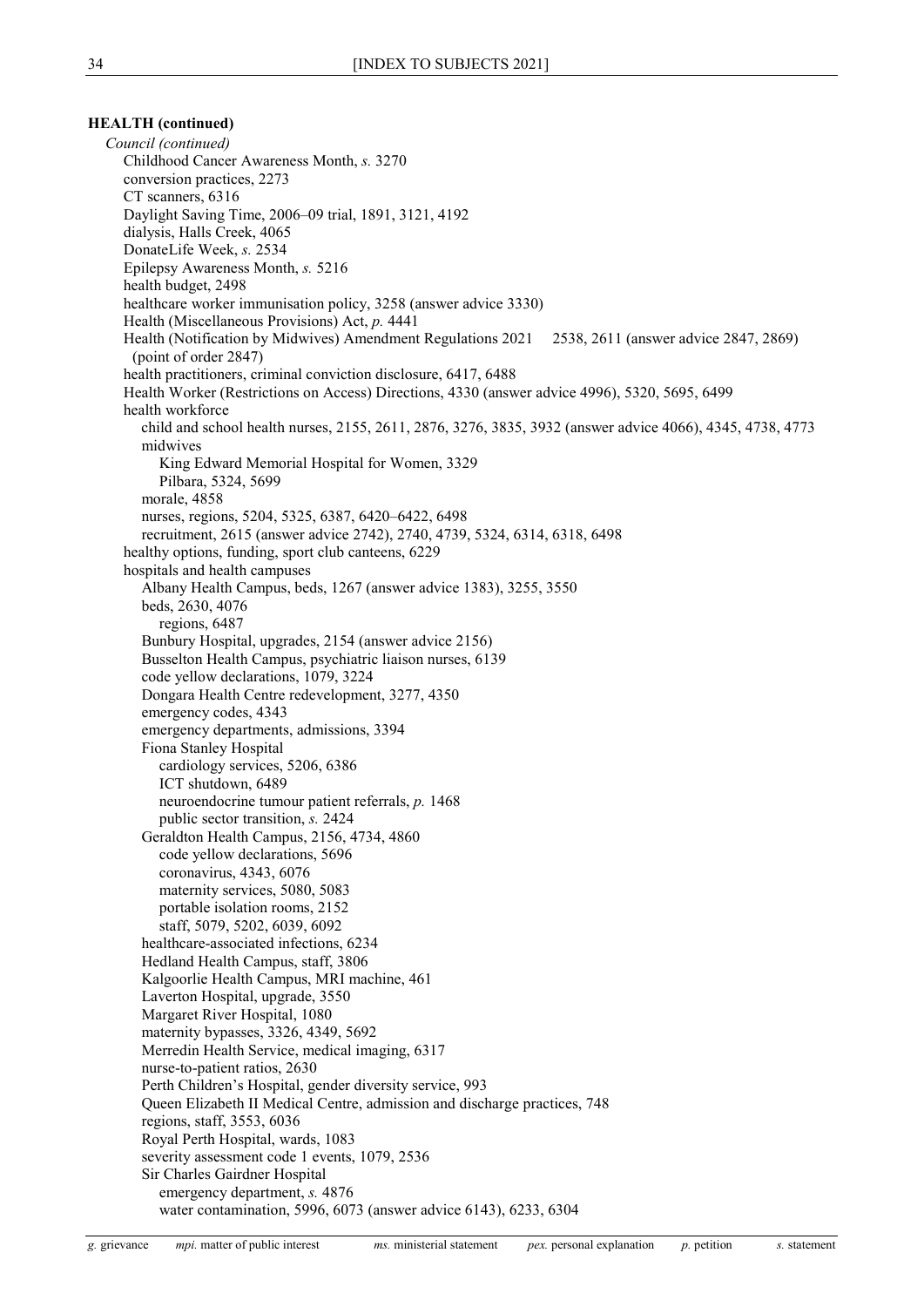**HEALTH (continued)**

*Council (continued)*

- Childhood Cancer Awareness Month, *s.* 3270
- conversion practices, 2273
- CT scanners, 6316
- Daylight Saving Time, 2006–09 trial, 1891, 3121, 4192
- dialysis, Halls Creek, 4065
- DonateLife Week, *s.* 2534
- Epilepsy Awareness Month, *s.* 5216
- health budget, 2498
- healthcare worker immunisation policy, 3258 (answer advice 3330)
- Health (Miscellaneous Provisions) Act, *p.* 4441
- Health (Notification by Midwives) Amendment Regulations 2021 2538, 2611 (answer advice 2847, 2869) (point of order 2847)
- health practitioners, criminal conviction disclosure, 6417, 6488
- Health Worker (Restrictions on Access) Directions, 4330 (answer advice 4996), 5320, 5695, 6499
- health workforce
  - child and school health nurses, 2155, 2611, 2876, 3276, 3835, 3932 (answer advice 4066), 4345, 4738, 4773
  - midwives
    - King Edward Memorial Hospital for Women, 3329
    - Pilbara, 5324, 5699
  - morale, 4858
  - nurses, regions, 5204, 5325, 6387, 6420–6422, 6498
  - recruitment, 2615 (answer advice 2742), 2740, 4739, 5324, 6314, 6318, 6498
- healthy options, funding, sport club canteens, 6229
- hospitals and health campuses
  - Albany Health Campus, beds, 1267 (answer advice 1383), 3255, 3550
  - beds, 2630, 4076
    - regions, 6487
  - Bunbury Hospital, upgrades, 2154 (answer advice 2156)
  - Busselton Health Campus, psychiatric liaison nurses, 6139
  - code yellow declarations, 1079, 3224
  - Dongara Health Centre redevelopment, 3277, 4350
  - emergency codes, 4343
  - emergency departments, admissions, 3394
  - Fiona Stanley Hospital
    - cardiology services, 5206, 6386
    - ICT shutdown, 6489
    - neuroendocrine tumour patient referrals, *p.* 1468
    - public sector transition, *s.* 2424
  - Geraldton Health Campus, 2156, 4734, 4860
    - code yellow declarations, 5696
    - coronavirus, 4343, 6076
    - maternity services, 5080, 5083
    - portable isolation rooms, 2152
    - staff, 5079, 5202, 6039, 6092
  - healthcare-associated infections, 6234
  - Hedland Health Campus, staff, 3806
  - Kalgoorlie Health Campus, MRI machine, 461
  - Laverton Hospital, upgrade, 3550
  - Margaret River Hospital, 1080
  - maternity bypasses, 3326, 4349, 5692
  - Merredin Health Service, medical imaging, 6317
  - nurse-to-patient ratios, 2630
  - Perth Children's Hospital, gender diversity service, 993
  - Queen Elizabeth II Medical Centre, admission and discharge practices, 748
  - regions, staff, 3553, 6036
  - Royal Perth Hospital, wards, 1083
  - severity assessment code 1 events, 1079, 2536
  - Sir Charles Gairdner Hospital
    - emergency department, *s.* 4876
    - water contamination, 5996, 6073 (answer advice 6143), 6233, 6304

*g.* grievance *mpi.* matter of public interest *ms.* ministerial statement *pex.* personal explanation *p.* petition *s.* statement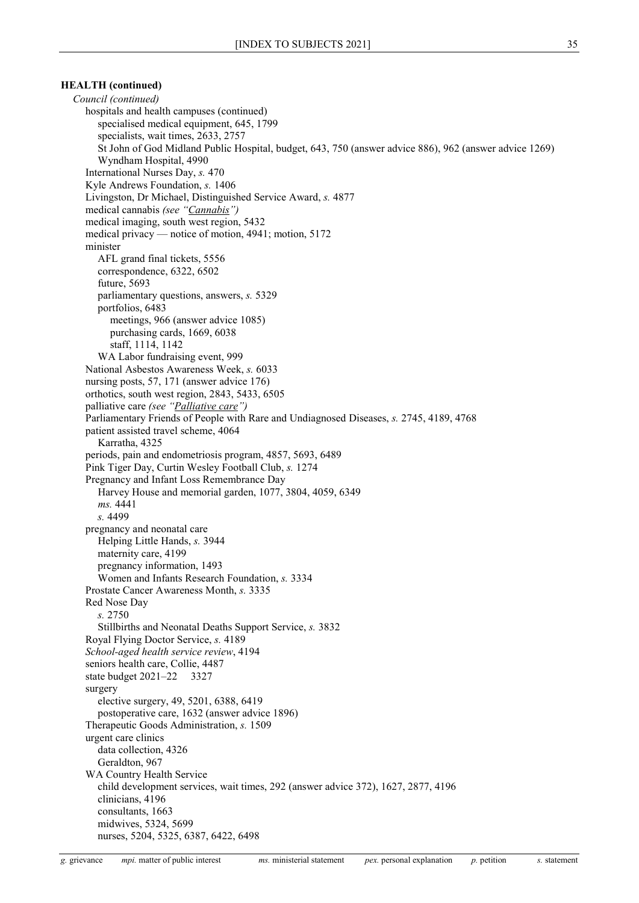**HEALTH (continued)**

*Council (continued)*

- hospitals and health campuses (continued)
  - specialised medical equipment, 645, 1799
  - specialists, wait times, 2633, 2757
  - St John of God Midland Public Hospital, budget, 643, 750 (answer advice 886), 962 (answer advice 1269)
  - Wyndham Hospital, 4990
- International Nurses Day, *s.* 470
- Kyle Andrews Foundation, *s.* 1406
- Livingston, Dr Michael, Distinguished Service Award, *s.* 4877
- medical cannabis *(see "Cannabis")*
- medical imaging, south west region, 5432
- medical privacy — notice of motion, 4941; motion, 5172
- minister
  - AFL grand final tickets, 5556
  - correspondence, 6322, 6502
  - future, 5693
  - parliamentary questions, answers, *s.* 5329
  - portfolios, 6483
    - meetings, 966 (answer advice 1085)
    - purchasing cards, 1669, 6038
    - staff, 1114, 1142
  - WA Labor fundraising event, 999
- National Asbestos Awareness Week, *s.* 6033
- nursing posts, 57, 171 (answer advice 176)
- orthotics, south west region, 2843, 5433, 6505
- palliative care *(see "Palliative care")*
- Parliamentary Friends of People with Rare and Undiagnosed Diseases, *s.* 2745, 4189, 4768
- patient assisted travel scheme, 4064
  - Karratha, 4325
- periods, pain and endometriosis program, 4857, 5693, 6489
- Pink Tiger Day, Curtin Wesley Football Club, *s.* 1274
- Pregnancy and Infant Loss Remembrance Day
  - Harvey House and memorial garden, 1077, 3804, 4059, 6349
  - *ms.* 4441
  - *s.* 4499
- pregnancy and neonatal care
  - Helping Little Hands, *s.* 3944
  - maternity care, 4199
  - pregnancy information, 1493
  - Women and Infants Research Foundation, *s.* 3334
- Prostate Cancer Awareness Month, *s.* 3335
- Red Nose Day
  - *s.* 2750
  - Stillbirths and Neonatal Deaths Support Service, *s.* 3832
- Royal Flying Doctor Service, *s.* 4189
- *School-aged health service review*, 4194
- seniors health care, Collie, 4487
- state budget 2021–22 3327
- surgery
  - elective surgery, 49, 5201, 6388, 6419
  - postoperative care, 1632 (answer advice 1896)
- Therapeutic Goods Administration, *s.* 1509
- urgent care clinics
  - data collection, 4326
  - Geraldton, 967
- WA Country Health Service
  - child development services, wait times, 292 (answer advice 372), 1627, 2877, 4196
  - clinicians, 4196
  - consultants, 1663
  - midwives, 5324, 5699
  - nurses, 5204, 5325, 6387, 6422, 6498

*g.* grievance *mpi.* matter of public interest *ms.* ministerial statement *pex.* personal explanation *p.* petition *s.* statement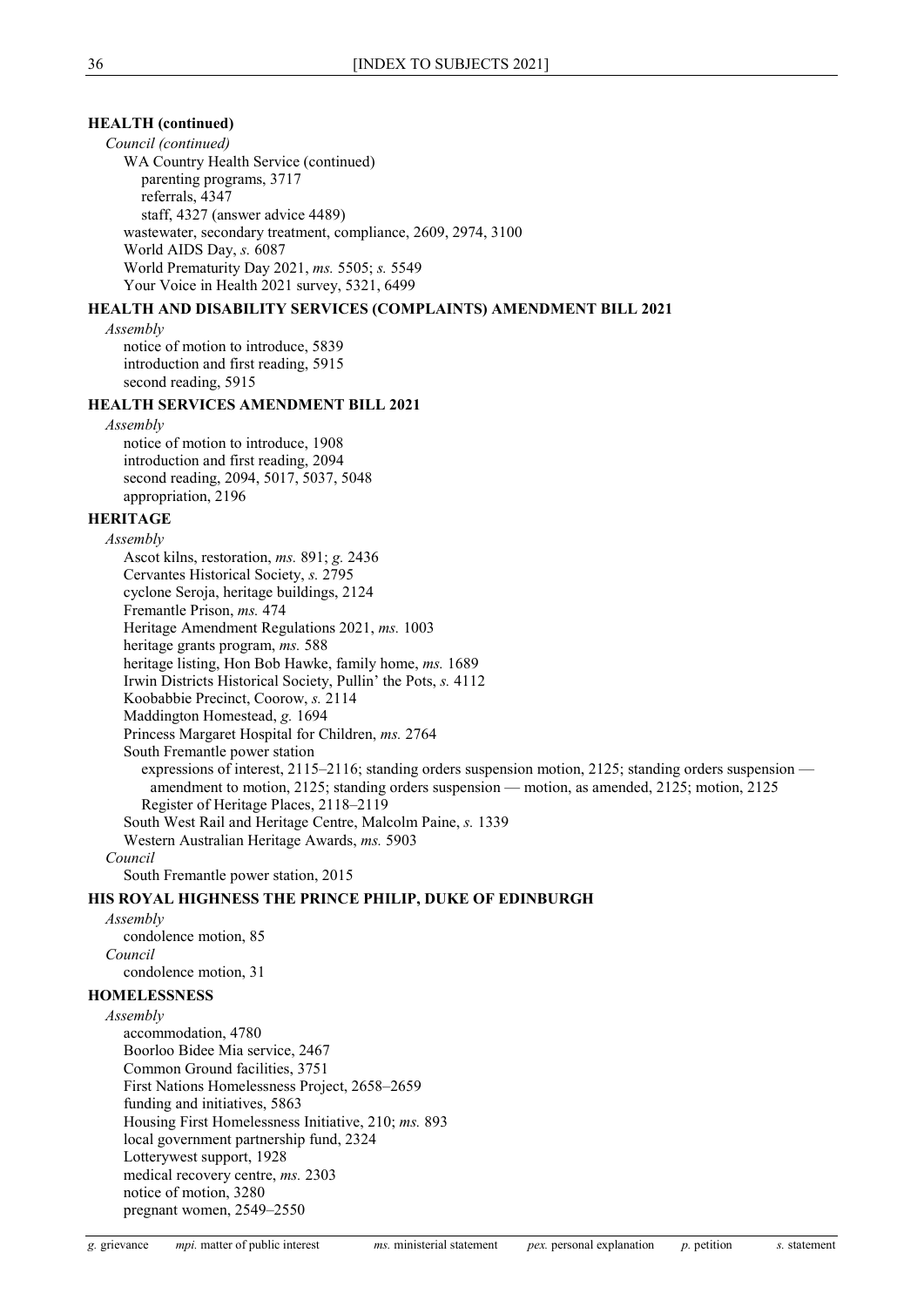**HEALTH (continued)**

*Council (continued)*

WA Country Health Service (continued)

parenting programs, 3717

referrals, 4347

staff, 4327 (answer advice 4489)

wastewater, secondary treatment, compliance, 2609, 2974, 3100

World AIDS Day, *s.* 6087

World Prematurity Day 2021, *ms.* 5505; *s.* 5549

Your Voice in Health 2021 survey, 5321, 6499

**HEALTH AND DISABILITY SERVICES (COMPLAINTS) AMENDMENT BILL 2021**

*Assembly*

notice of motion to introduce, 5839

introduction and first reading, 5915

second reading, 5915

**HEALTH SERVICES AMENDMENT BILL 2021**

*Assembly*

notice of motion to introduce, 1908

introduction and first reading, 2094

second reading, 2094, 5017, 5037, 5048

appropriation, 2196

**HERITAGE**

*Assembly*

Ascot kilns, restoration, *ms.* 891; *g.* 2436

Cervantes Historical Society, *s.* 2795

cyclone Seroja, heritage buildings, 2124

Fremantle Prison, *ms.* 474

Heritage Amendment Regulations 2021, *ms.* 1003

heritage grants program, *ms.* 588

heritage listing, Hon Bob Hawke, family home, *ms.* 1689

Irwin Districts Historical Society, Pullin' the Pots, *s.* 4112

Koobabbie Precinct, Coorow, *s.* 2114

Maddington Homestead, *g.* 1694

Princess Margaret Hospital for Children, *ms.* 2764

South Fremantle power station

expressions of interest, 2115–2116; standing orders suspension motion, 2125; standing orders suspension — amendment to motion, 2125; standing orders suspension — motion, as amended, 2125; motion, 2125

Register of Heritage Places, 2118–2119

South West Rail and Heritage Centre, Malcolm Paine, *s.* 1339

Western Australian Heritage Awards, *ms.* 5903

*Council*

South Fremantle power station, 2015

**HIS ROYAL HIGHNESS THE PRINCE PHILIP, DUKE OF EDINBURGH**

*Assembly*

condolence motion, 85

*Council*

condolence motion, 31

**HOMELESSNESS**

*Assembly*

accommodation, 4780

Boorloo Bidee Mia service, 2467

Common Ground facilities, 3751

First Nations Homelessness Project, 2658–2659

funding and initiatives, 5863

Housing First Homelessness Initiative, 210; *ms.* 893

local government partnership fund, 2324

Lotterywest support, 1928

medical recovery centre, *ms.* 2303

notice of motion, 3280

pregnant women, 2549–2550

*g.* grievance *mpi.* matter of public interest *ms.* ministerial statement *pex.* personal explanation *p.* petition *s.* statement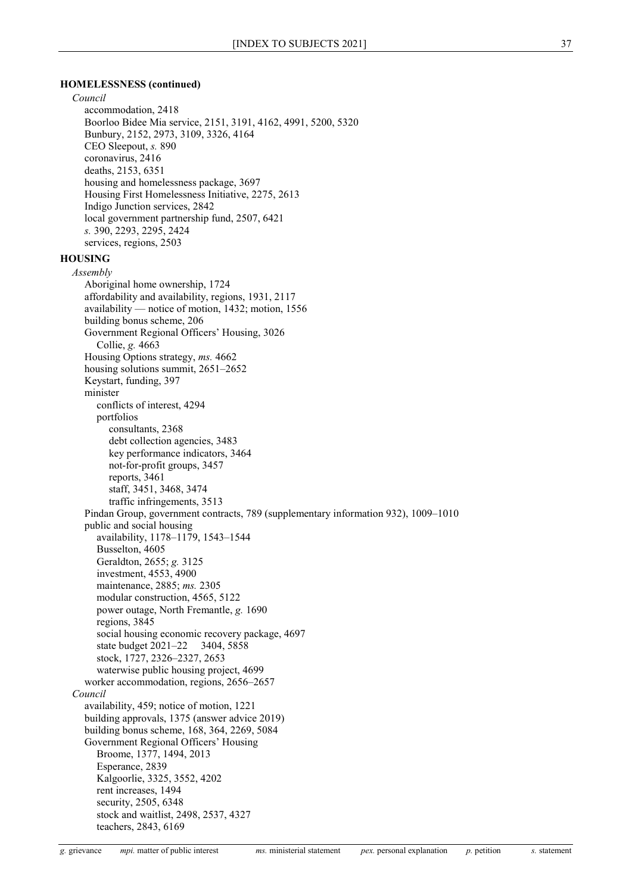**HOMELESSNESS (continued)**

*Council*

- accommodation, 2418
- Boorloo Bidee Mia service, 2151, 3191, 4162, 4991, 5200, 5320
- Bunbury, 2152, 2973, 3109, 3326, 4164
- CEO Sleepout, *s.* 890
- coronavirus, 2416
- deaths, 2153, 6351
- housing and homelessness package, 3697
- Housing First Homelessness Initiative, 2275, 2613
- Indigo Junction services, 2842
- local government partnership fund, 2507, 6421
- *s.* 390, 2293, 2295, 2424
- services, regions, 2503

**HOUSING**

*Assembly*

- Aboriginal home ownership, 1724
- affordability and availability, regions, 1931, 2117
- availability — notice of motion, 1432; motion, 1556
- building bonus scheme, 206
- Government Regional Officers' Housing, 3026
  - Collie, *g.* 4663
- Housing Options strategy, *ms.* 4662
- housing solutions summit, 2651–2652
- Keystart, funding, 397
- minister
  - conflicts of interest, 4294
  - portfolios
    - consultants, 2368
    - debt collection agencies, 3483
    - key performance indicators, 3464
    - not-for-profit groups, 3457
    - reports, 3461
    - staff, 3451, 3468, 3474
    - traffic infringements, 3513
- Pindan Group, government contracts, 789 (supplementary information 932), 1009–1010
- public and social housing
  - availability, 1178–1179, 1543–1544
  - Busselton, 4605
  - Geraldton, 2655; *g.* 3125
  - investment, 4553, 4900
  - maintenance, 2885; *ms.* 2305
  - modular construction, 4565, 5122
  - power outage, North Fremantle, *g.* 1690
  - regions, 3845
  - social housing economic recovery package, 4697
  - state budget 2021–22 3404, 5858
  - stock, 1727, 2326–2327, 2653
  - waterwise public housing project, 4699
- worker accommodation, regions, 2656–2657

*Council*

- availability, 459; notice of motion, 1221
- building approvals, 1375 (answer advice 2019)
- building bonus scheme, 168, 364, 2269, 5084
- Government Regional Officers' Housing
  - Broome, 1377, 1494, 2013
  - Esperance, 2839
  - Kalgoorlie, 3325, 3552, 4202
  - rent increases, 1494
  - security, 2505, 6348
  - stock and waitlist, 2498, 2537, 4327
  - teachers, 2843, 6169

*g.* grievance *mpi.* matter of public interest *ms.* ministerial statement *pex.* personal explanation *p.* petition *s.* statement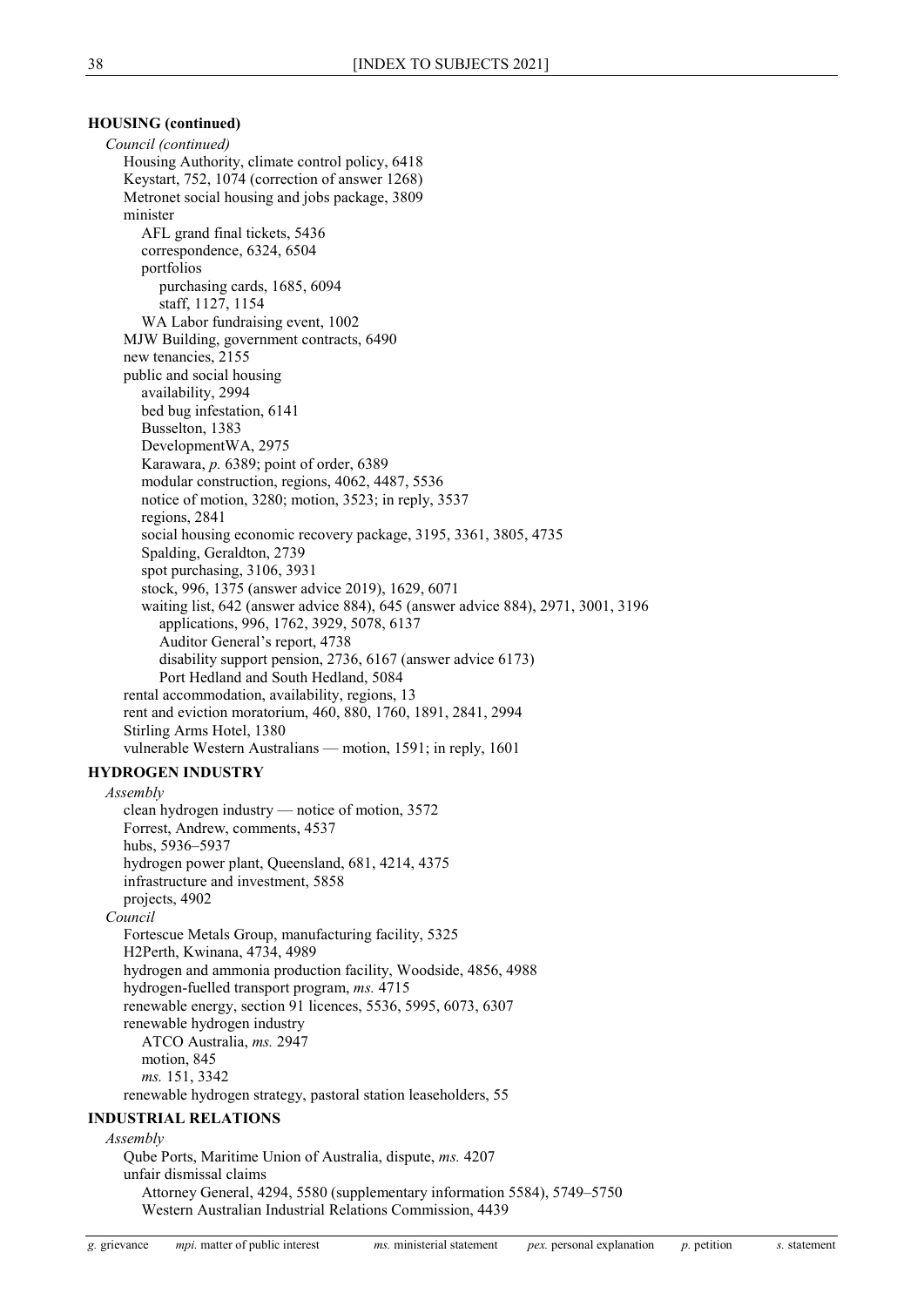## HOUSING (continued)

*Council (continued)*

- Housing Authority, climate control policy, 6418
- Keystart, 752, 1074 (correction of answer 1268)
- Metronet social housing and jobs package, 3809
- minister
  - AFL grand final tickets, 5436
  - correspondence, 6324, 6504
  - portfolios
    - purchasing cards, 1685, 6094
    - staff, 1127, 1154
  - WA Labor fundraising event, 1002
- MJW Building, government contracts, 6490
- new tenancies, 2155
- public and social housing
  - availability, 2994
  - bed bug infestation, 6141
  - Busselton, 1383
  - DevelopmentWA, 2975
  - Karawara, *p.* 6389; point of order, 6389
  - modular construction, regions, 4062, 4487, 5536
  - notice of motion, 3280; motion, 3523; in reply, 3537
  - regions, 2841
  - social housing economic recovery package, 3195, 3361, 3805, 4735
  - Spalding, Geraldton, 2739
  - spot purchasing, 3106, 3931
  - stock, 996, 1375 (answer advice 2019), 1629, 6071
  - waiting list, 642 (answer advice 884), 645 (answer advice 884), 2971, 3001, 3196
    - applications, 996, 1762, 3929, 5078, 6137
    - Auditor General's report, 4738
    - disability support pension, 2736, 6167 (answer advice 6173)
    - Port Hedland and South Hedland, 5084
- rental accommodation, availability, regions, 13
- rent and eviction moratorium, 460, 880, 1760, 1891, 2841, 2994
- Stirling Arms Hotel, 1380
- vulnerable Western Australians — motion, 1591; in reply, 1601

## HYDROGEN INDUSTRY

*Assembly*

- clean hydrogen industry — notice of motion, 3572
- Forrest, Andrew, comments, 4537
- hubs, 5936–5937
- hydrogen power plant, Queensland, 681, 4214, 4375
- infrastructure and investment, 5858
- projects, 4902

*Council*

- Fortescue Metals Group, manufacturing facility, 5325
- H2Perth, Kwinana, 4734, 4989
- hydrogen and ammonia production facility, Woodside, 4856, 4988
- hydrogen-fuelled transport program, *ms.* 4715
- renewable energy, section 91 licences, 5536, 5995, 6073, 6307
- renewable hydrogen industry
  - ATCO Australia, *ms.* 2947
  - motion, 845
  - *ms.* 151, 3342
- renewable hydrogen strategy, pastoral station leaseholders, 55

## INDUSTRIAL RELATIONS

*Assembly*

- Qube Ports, Maritime Union of Australia, dispute, *ms.* 4207
- unfair dismissal claims
  - Attorney General, 4294, 5580 (supplementary information 5584), 5749–5750
  - Western Australian Industrial Relations Commission, 4439

*g.* grievance *mpi.* matter of public interest *ms.* ministerial statement *pex.* personal explanation *p.* petition *s.* statement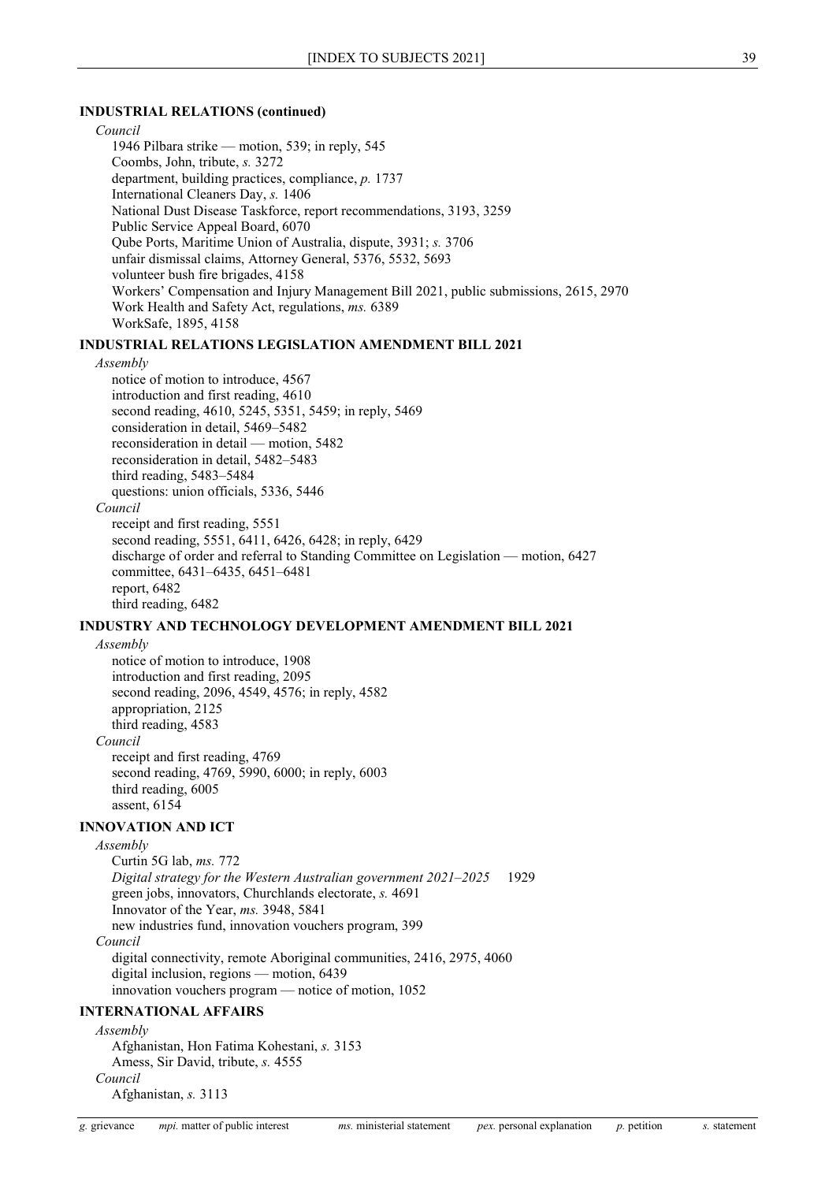**INDUSTRIAL RELATIONS (continued)**

*Council*

1946 Pilbara strike — motion, 539; in reply, 545
Coombs, John, tribute, *s.* 3272
department, building practices, compliance, *p.* 1737
International Cleaners Day, *s.* 1406
National Dust Disease Taskforce, report recommendations, 3193, 3259
Public Service Appeal Board, 6070
Qube Ports, Maritime Union of Australia, dispute, 3931; *s.* 3706
unfair dismissal claims, Attorney General, 5376, 5532, 5693
volunteer bush fire brigades, 4158
Workers' Compensation and Injury Management Bill 2021, public submissions, 2615, 2970
Work Health and Safety Act, regulations, *ms.* 6389
WorkSafe, 1895, 4158

**INDUSTRIAL RELATIONS LEGISLATION AMENDMENT BILL 2021**

*Assembly*

notice of motion to introduce, 4567
introduction and first reading, 4610
second reading, 4610, 5245, 5351, 5459; in reply, 5469
consideration in detail, 5469–5482
reconsideration in detail — motion, 5482
reconsideration in detail, 5482–5483
third reading, 5483–5484
questions: union officials, 5336, 5446

*Council*

receipt and first reading, 5551
second reading, 5551, 6411, 6426, 6428; in reply, 6429
discharge of order and referral to Standing Committee on Legislation — motion, 6427
committee, 6431–6435, 6451–6481
report, 6482
third reading, 6482

**INDUSTRY AND TECHNOLOGY DEVELOPMENT AMENDMENT BILL 2021**

*Assembly*

notice of motion to introduce, 1908
introduction and first reading, 2095
second reading, 2096, 4549, 4576; in reply, 4582
appropriation, 2125
third reading, 4583

*Council*

receipt and first reading, 4769
second reading, 4769, 5990, 6000; in reply, 6003
third reading, 6005
assent, 6154

**INNOVATION AND ICT**

*Assembly*

Curtin 5G lab, *ms.* 772
*Digital strategy for the Western Australian government 2021–2025* 1929
green jobs, innovators, Churchlands electorate, *s.* 4691
Innovator of the Year, *ms.* 3948, 5841
new industries fund, innovation vouchers program, 399

*Council*

digital connectivity, remote Aboriginal communities, 2416, 2975, 4060
digital inclusion, regions — motion, 6439
innovation vouchers program — notice of motion, 1052

**INTERNATIONAL AFFAIRS**

*Assembly*

Afghanistan, Hon Fatima Kohestani, *s.* 3153
Amess, Sir David, tribute, *s.* 4555

*Council*

Afghanistan, *s.* 3113

*g.* grievance *mpi.* matter of public interest *ms.* ministerial statement *pex.* personal explanation *p.* petition *s.* statement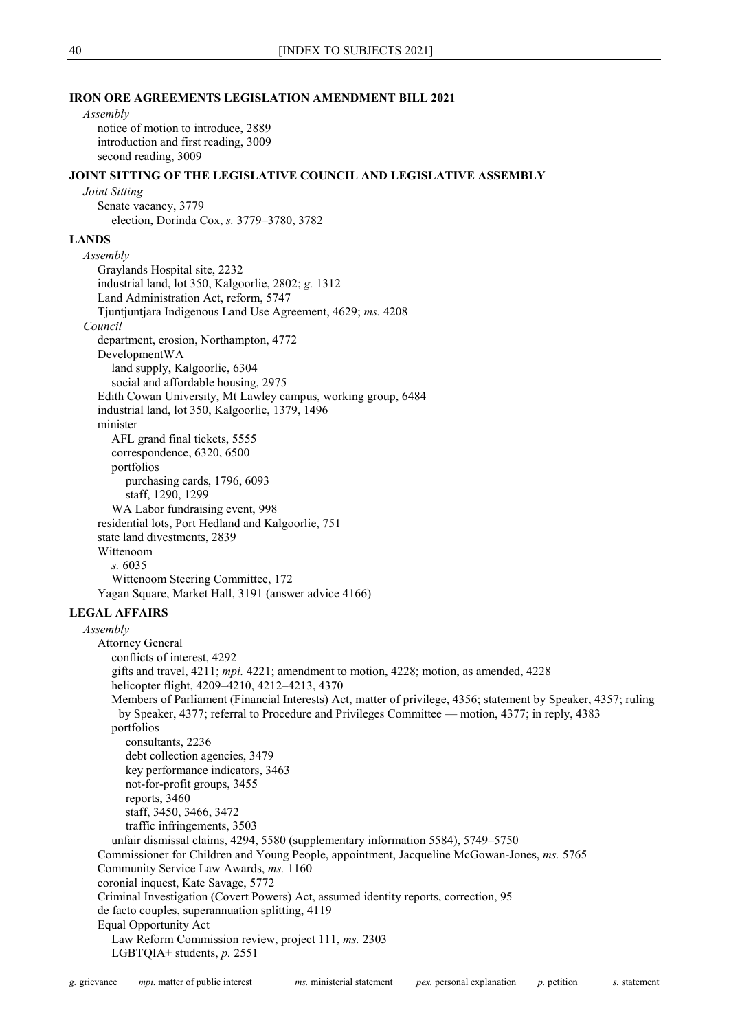## IRON ORE AGREEMENTS LEGISLATION AMENDMENT BILL 2021

*Assembly*

- notice of motion to introduce, 2889
- introduction and first reading, 3009
- second reading, 3009

## JOINT SITTING OF THE LEGISLATIVE COUNCIL AND LEGISLATIVE ASSEMBLY

*Joint Sitting*

- Senate vacancy, 3779
  - election, Dorinda Cox, *s.* 3779–3780, 3782

## LANDS

*Assembly*

- Graylands Hospital site, 2232
- industrial land, lot 350, Kalgoorlie, 2802; *g.* 1312
- Land Administration Act, reform, 5747
- Tjuntjuntjara Indigenous Land Use Agreement, 4629; *ms.* 4208

*Council*

- department, erosion, Northampton, 4772
- DevelopmentWA
  - land supply, Kalgoorlie, 6304
  - social and affordable housing, 2975
- Edith Cowan University, Mt Lawley campus, working group, 6484
- industrial land, lot 350, Kalgoorlie, 1379, 1496
- minister
  - AFL grand final tickets, 5555
  - correspondence, 6320, 6500
  - portfolios
    - purchasing cards, 1796, 6093
    - staff, 1290, 1299
  - WA Labor fundraising event, 998
- residential lots, Port Hedland and Kalgoorlie, 751
- state land divestments, 2839
- Wittenoom
  - *s.* 6035
  - Wittenoom Steering Committee, 172
- Yagan Square, Market Hall, 3191 (answer advice 4166)

## LEGAL AFFAIRS

*Assembly*

- Attorney General
  - conflicts of interest, 4292
  - gifts and travel, 4211; *mpi.* 4221; amendment to motion, 4228; motion, as amended, 4228
  - helicopter flight, 4209–4210, 4212–4213, 4370
  - Members of Parliament (Financial Interests) Act, matter of privilege, 4356; statement by Speaker, 4357; ruling by Speaker, 4377; referral to Procedure and Privileges Committee — motion, 4377; in reply, 4383
  - portfolios
    - consultants, 2236
    - debt collection agencies, 3479
    - key performance indicators, 3463
    - not-for-profit groups, 3455
    - reports, 3460
    - staff, 3450, 3466, 3472
    - traffic infringements, 3503
  - unfair dismissal claims, 4294, 5580 (supplementary information 5584), 5749–5750
- Commissioner for Children and Young People, appointment, Jacqueline McGowan-Jones, *ms.* 5765
- Community Service Law Awards, *ms.* 1160
- coronial inquest, Kate Savage, 5772
- Criminal Investigation (Covert Powers) Act, assumed identity reports, correction, 95
- de facto couples, superannuation splitting, 4119
- Equal Opportunity Act
  - Law Reform Commission review, project 111, *ms.* 2303
  - LGBTQIA+ students, *p.* 2551

*g.* grievance *mpi.* matter of public interest *ms.* ministerial statement *pex.* personal explanation *p.* petition *s.* statement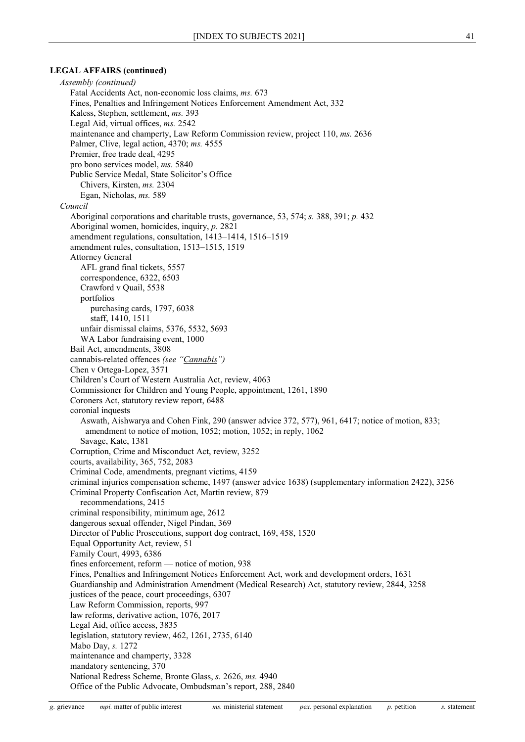**LEGAL AFFAIRS (continued)**

*Assembly (continued)*

- Fatal Accidents Act, non-economic loss claims, *ms.* 673
- Fines, Penalties and Infringement Notices Enforcement Amendment Act, 332
- Kaless, Stephen, settlement, *ms.* 393
- Legal Aid, virtual offices, *ms.* 2542
- maintenance and champerty, Law Reform Commission review, project 110, *ms.* 2636
- Palmer, Clive, legal action, 4370; *ms.* 4555
- Premier, free trade deal, 4295
- pro bono services model, *ms.* 5840
- Public Service Medal, State Solicitor's Office
  - Chivers, Kirsten, *ms.* 2304
  - Egan, Nicholas, *ms.* 589

*Council*

- Aboriginal corporations and charitable trusts, governance, 53, 574; *s.* 388, 391; *p.* 432
- Aboriginal women, homicides, inquiry, *p.* 2821
- amendment regulations, consultation, 1413–1414, 1516–1519
- amendment rules, consultation, 1513–1515, 1519
- Attorney General
  - AFL grand final tickets, 5557
  - correspondence, 6322, 6503
  - Crawford v Quail, 5538
  - portfolios
    - purchasing cards, 1797, 6038
    - staff, 1410, 1511
  - unfair dismissal claims, 5376, 5532, 5693
  - WA Labor fundraising event, 1000
- Bail Act, amendments, 3808
- cannabis-related offences *(see "Cannabis")*
- Chen v Ortega-Lopez, 3571
- Children's Court of Western Australia Act, review, 4063
- Commissioner for Children and Young People, appointment, 1261, 1890
- Coroners Act, statutory review report, 6488
- coronial inquests
  - Aswath, Aishwarya and Cohen Fink, 290 (answer advice 372, 577), 961, 6417; notice of motion, 833; amendment to notice of motion, 1052; motion, 1052; in reply, 1062
  - Savage, Kate, 1381
- Corruption, Crime and Misconduct Act, review, 3252
- courts, availability, 365, 752, 2083
- Criminal Code, amendments, pregnant victims, 4159
- criminal injuries compensation scheme, 1497 (answer advice 1638) (supplementary information 2422), 3256
- Criminal Property Confiscation Act, Martin review, 879
  - recommendations, 2415
- criminal responsibility, minimum age, 2612
- dangerous sexual offender, Nigel Pindan, 369
- Director of Public Prosecutions, support dog contract, 169, 458, 1520
- Equal Opportunity Act, review, 51
- Family Court, 4993, 6386
- fines enforcement, reform — notice of motion, 938
- Fines, Penalties and Infringement Notices Enforcement Act, work and development orders, 1631
- Guardianship and Administration Amendment (Medical Research) Act, statutory review, 2844, 3258
- justices of the peace, court proceedings, 6307
- Law Reform Commission, reports, 997
- law reforms, derivative action, 1076, 2017
- Legal Aid, office access, 3835
- legislation, statutory review, 462, 1261, 2735, 6140
- Mabo Day, *s.* 1272
- maintenance and champerty, 3328
- mandatory sentencing, 370
- National Redress Scheme, Bronte Glass, *s.* 2626, *ms.* 4940
- Office of the Public Advocate, Ombudsman's report, 288, 2840

*g.* grievance *mpi.* matter of public interest *ms.* ministerial statement *pex.* personal explanation *p.* petition *s.* statement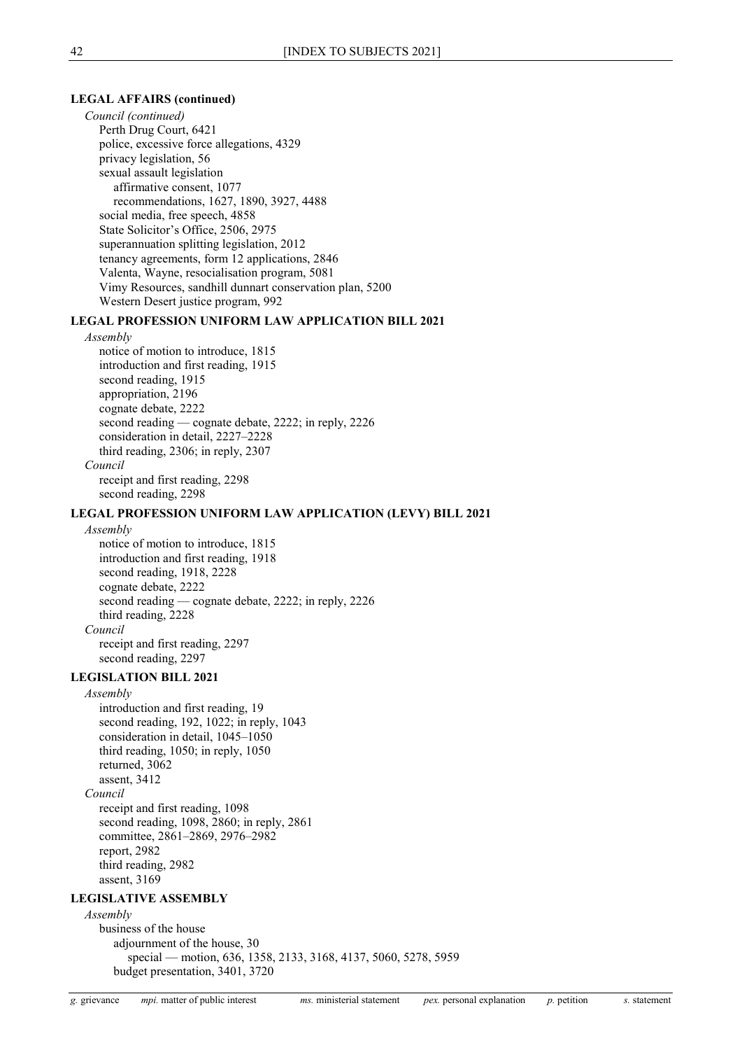**LEGAL AFFAIRS (continued)**

*Council (continued)*

Perth Drug Court, 6421
police, excessive force allegations, 4329
privacy legislation, 56
sexual assault legislation
    affirmative consent, 1077
    recommendations, 1627, 1890, 3927, 4488
social media, free speech, 4858
State Solicitor's Office, 2506, 2975
superannuation splitting legislation, 2012
tenancy agreements, form 12 applications, 2846
Valenta, Wayne, resocialisation program, 5081
Vimy Resources, sandhill dunnart conservation plan, 5200
Western Desert justice program, 992

**LEGAL PROFESSION UNIFORM LAW APPLICATION BILL 2021**

*Assembly*

notice of motion to introduce, 1815
introduction and first reading, 1915
second reading, 1915
appropriation, 2196
cognate debate, 2222
second reading — cognate debate, 2222; in reply, 2226
consideration in detail, 2227–2228
third reading, 2306; in reply, 2307

*Council*

receipt and first reading, 2298
second reading, 2298

**LEGAL PROFESSION UNIFORM LAW APPLICATION (LEVY) BILL 2021**

*Assembly*

notice of motion to introduce, 1815
introduction and first reading, 1918
second reading, 1918, 2228
cognate debate, 2222
second reading — cognate debate, 2222; in reply, 2226
third reading, 2228

*Council*

receipt and first reading, 2297
second reading, 2297

**LEGISLATION BILL 2021**

*Assembly*

introduction and first reading, 19
second reading, 192, 1022; in reply, 1043
consideration in detail, 1045–1050
third reading, 1050; in reply, 1050
returned, 3062
assent, 3412

*Council*

receipt and first reading, 1098
second reading, 1098, 2860; in reply, 2861
committee, 2861–2869, 2976–2982
report, 2982
third reading, 2982
assent, 3169

**LEGISLATIVE ASSEMBLY**

*Assembly*

business of the house
    adjournment of the house, 30
        special — motion, 636, 1358, 2133, 3168, 4137, 5060, 5278, 5959
    budget presentation, 3401, 3720

*g.* grievance *mpi.* matter of public interest *ms.* ministerial statement *pex.* personal explanation *p.* petition *s.* statement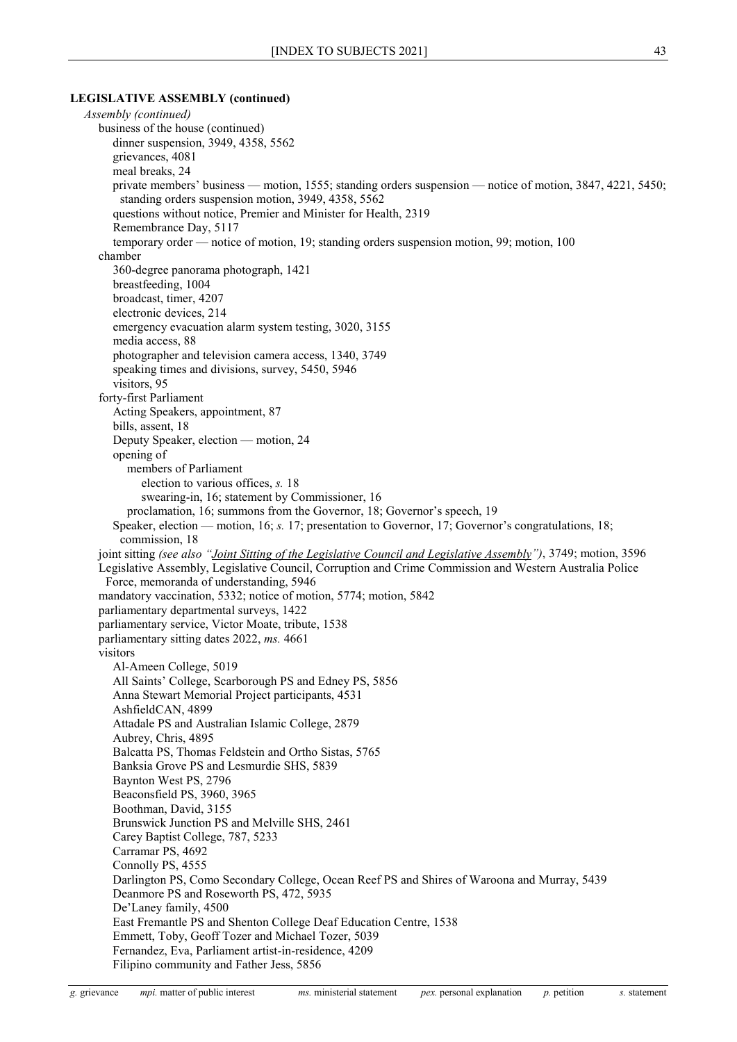**LEGISLATIVE ASSEMBLY (continued)**

*Assembly (continued)*

- business of the house (continued)
  - dinner suspension, 3949, 4358, 5562
  - grievances, 4081
  - meal breaks, 24
  - private members' business — motion, 1555; standing orders suspension — notice of motion, 3847, 4221, 5450; standing orders suspension motion, 3949, 4358, 5562
  - questions without notice, Premier and Minister for Health, 2319
  - Remembrance Day, 5117
  - temporary order — notice of motion, 19; standing orders suspension motion, 99; motion, 100
- chamber
  - 360-degree panorama photograph, 1421
  - breastfeeding, 1004
  - broadcast, timer, 4207
  - electronic devices, 214
  - emergency evacuation alarm system testing, 3020, 3155
  - media access, 88
  - photographer and television camera access, 1340, 3749
  - speaking times and divisions, survey, 5450, 5946
  - visitors, 95
- forty-first Parliament
  - Acting Speakers, appointment, 87
  - bills, assent, 18
  - Deputy Speaker, election — motion, 24
  - opening of
    - members of Parliament
      - election to various offices, *s.* 18
      - swearing-in, 16; statement by Commissioner, 16
    - proclamation, 16; summons from the Governor, 18; Governor's speech, 19
  - Speaker, election — motion, 16; *s.* 17; presentation to Governor, 17; Governor's congratulations, 18; commission, 18
- joint sitting *(see also "Joint Sitting of the Legislative Council and Legislative Assembly")*, 3749; motion, 3596
- Legislative Assembly, Legislative Council, Corruption and Crime Commission and Western Australia Police Force, memoranda of understanding, 5946
- mandatory vaccination, 5332; notice of motion, 5774; motion, 5842
- parliamentary departmental surveys, 1422
- parliamentary service, Victor Moate, tribute, 1538
- parliamentary sitting dates 2022, *ms.* 4661
- visitors
  - Al-Ameen College, 5019
  - All Saints' College, Scarborough PS and Edney PS, 5856
  - Anna Stewart Memorial Project participants, 4531
  - AshfieldCAN, 4899
  - Attadale PS and Australian Islamic College, 2879
  - Aubrey, Chris, 4895
  - Balcatta PS, Thomas Feldstein and Ortho Sistas, 5765
  - Banksia Grove PS and Lesmurdie SHS, 5839
  - Baynton West PS, 2796
  - Beaconsfield PS, 3960, 3965
  - Boothman, David, 3155
  - Brunswick Junction PS and Melville SHS, 2461
  - Carey Baptist College, 787, 5233
  - Carramar PS, 4692
  - Connolly PS, 4555
  - Darlington PS, Como Secondary College, Ocean Reef PS and Shires of Waroona and Murray, 5439
  - Deanmore PS and Roseworth PS, 472, 5935
  - De'Laney family, 4500
  - East Fremantle PS and Shenton College Deaf Education Centre, 1538
  - Emmett, Toby, Geoff Tozer and Michael Tozer, 5039
  - Fernandez, Eva, Parliament artist-in-residence, 4209
  - Filipino community and Father Jess, 5856

*g.* grievance *mpi.* matter of public interest *ms.* ministerial statement *pex.* personal explanation *p.* petition *s.* statement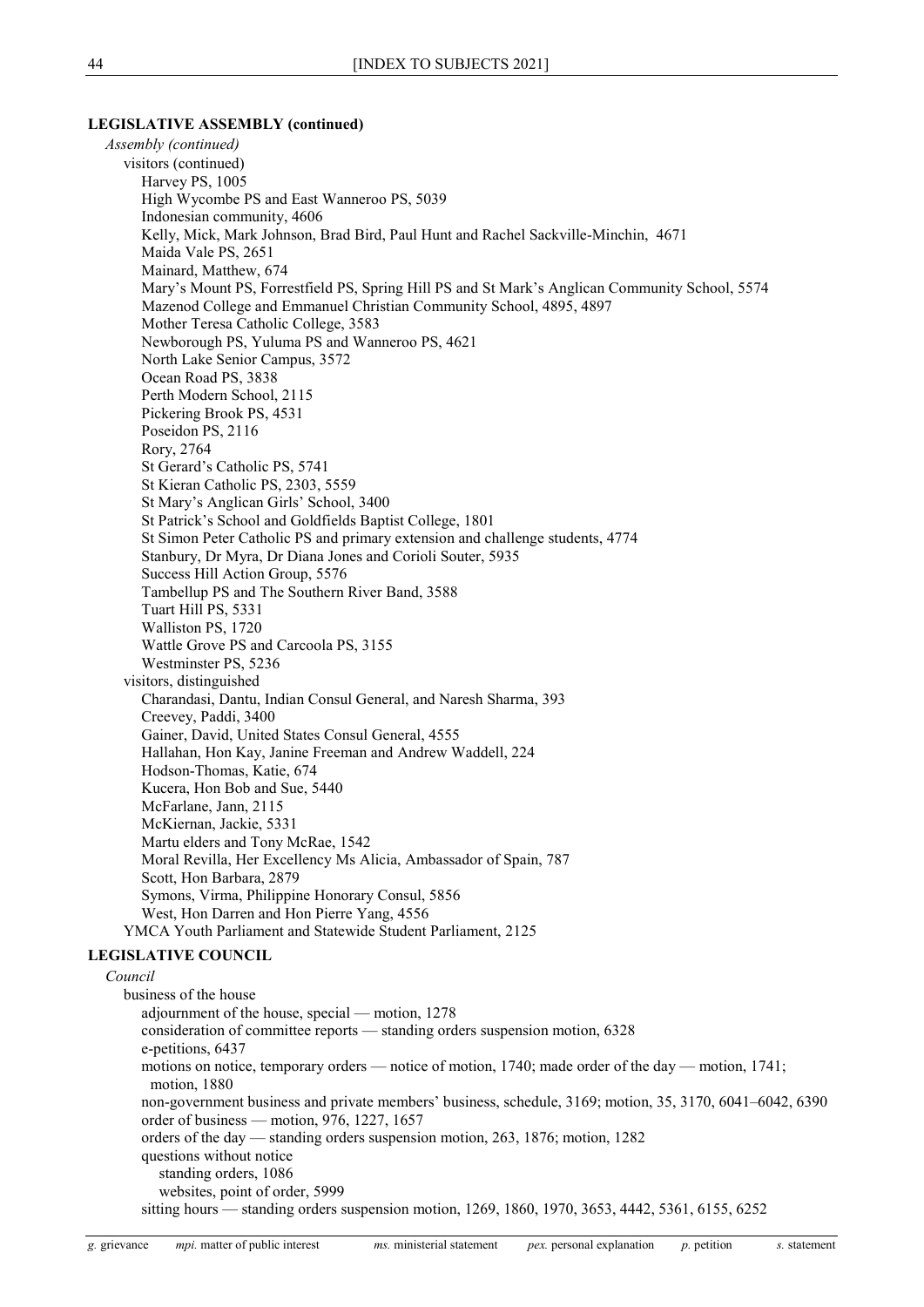**LEGISLATIVE ASSEMBLY (continued)**

*Assembly (continued)*

visitors (continued)

- Harvey PS, 1005
- High Wycombe PS and East Wanneroo PS, 5039
- Indonesian community, 4606
- Kelly, Mick, Mark Johnson, Brad Bird, Paul Hunt and Rachel Sackville-Minchin, 4671
- Maida Vale PS, 2651
- Mainard, Matthew, 674
- Mary's Mount PS, Forrestfield PS, Spring Hill PS and St Mark's Anglican Community School, 5574
- Mazenod College and Emmanuel Christian Community School, 4895, 4897
- Mother Teresa Catholic College, 3583
- Newborough PS, Yuluma PS and Wanneroo PS, 4621
- North Lake Senior Campus, 3572
- Ocean Road PS, 3838
- Perth Modern School, 2115
- Pickering Brook PS, 4531
- Poseidon PS, 2116
- Rory, 2764
- St Gerard's Catholic PS, 5741
- St Kieran Catholic PS, 2303, 5559
- St Mary's Anglican Girls' School, 3400
- St Patrick's School and Goldfields Baptist College, 1801
- St Simon Peter Catholic PS and primary extension and challenge students, 4774
- Stanbury, Dr Myra, Dr Diana Jones and Corioli Souter, 5935
- Success Hill Action Group, 5576
- Tambellup PS and The Southern River Band, 3588
- Tuart Hill PS, 5331
- Walliston PS, 1720
- Wattle Grove PS and Carcoola PS, 3155
- Westminster PS, 5236

visitors, distinguished

- Charandasi, Dantu, Indian Consul General, and Naresh Sharma, 393
- Creevey, Paddi, 3400
- Gainer, David, United States Consul General, 4555
- Hallahan, Hon Kay, Janine Freeman and Andrew Waddell, 224
- Hodson-Thomas, Katie, 674
- Kucera, Hon Bob and Sue, 5440
- McFarlane, Jann, 2115
- McKiernan, Jackie, 5331
- Martu elders and Tony McRae, 1542
- Moral Revilla, Her Excellency Ms Alicia, Ambassador of Spain, 787
- Scott, Hon Barbara, 2879
- Symons, Virma, Philippine Honorary Consul, 5856
- West, Hon Darren and Hon Pierre Yang, 4556

YMCA Youth Parliament and Statewide Student Parliament, 2125

**LEGISLATIVE COUNCIL**

*Council*

business of the house

- adjournment of the house, special — motion, 1278
- consideration of committee reports — standing orders suspension motion, 6328
- e-petitions, 6437
- motions on notice, temporary orders — notice of motion, 1740; made order of the day — motion, 1741; motion, 1880
- non-government business and private members' business, schedule, 3169; motion, 35, 3170, 6041–6042, 6390
- order of business — motion, 976, 1227, 1657
- orders of the day — standing orders suspension motion, 263, 1876; motion, 1282
- questions without notice
  - standing orders, 1086
  - websites, point of order, 5999
- sitting hours — standing orders suspension motion, 1269, 1860, 1970, 3653, 4442, 5361, 6155, 6252

*g.* grievance *mpi.* matter of public interest *ms.* ministerial statement *pex.* personal explanation *p.* petition *s.* statement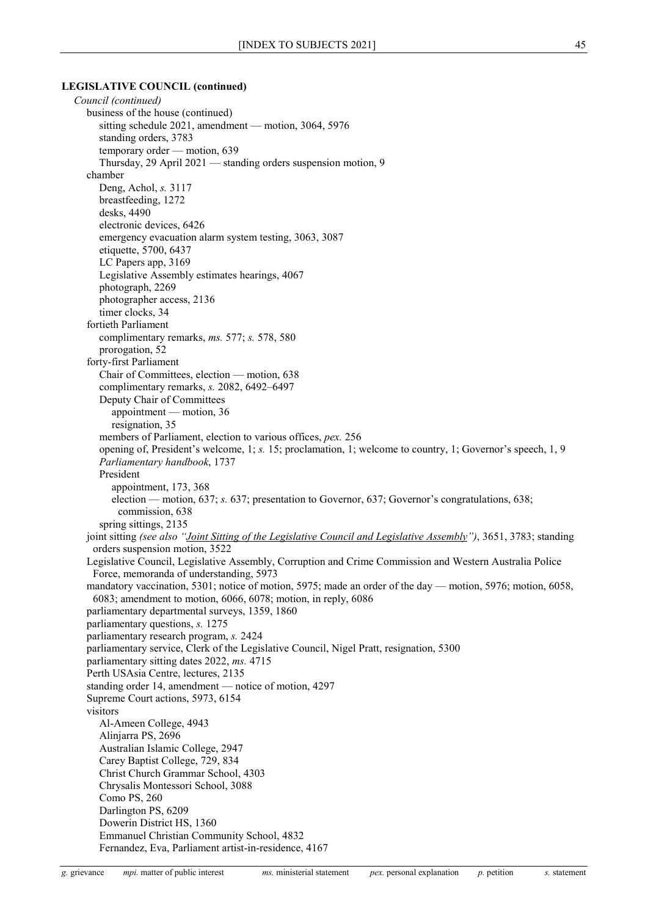**LEGISLATIVE COUNCIL (continued)**

*Council (continued)*

- business of the house (continued)
  - sitting schedule 2021, amendment — motion, 3064, 5976
  - standing orders, 3783
  - temporary order — motion, 639
  - Thursday, 29 April 2021 — standing orders suspension motion, 9
- chamber
  - Deng, Achol, *s.* 3117
  - breastfeeding, 1272
  - desks, 4490
  - electronic devices, 6426
  - emergency evacuation alarm system testing, 3063, 3087
  - etiquette, 5700, 6437
  - LC Papers app, 3169
  - Legislative Assembly estimates hearings, 4067
  - photograph, 2269
  - photographer access, 2136
  - timer clocks, 34
- fortieth Parliament
  - complimentary remarks, *ms.* 577; *s.* 578, 580
  - prorogation, 52
- forty-first Parliament
  - Chair of Committees, election — motion, 638
  - complimentary remarks, *s.* 2082, 6492–6497
  - Deputy Chair of Committees
    - appointment — motion, 36
    - resignation, 35
  - members of Parliament, election to various offices, *pex.* 256
  - opening of, President's welcome, 1; *s.* 15; proclamation, 1; welcome to country, 1; Governor's speech, 1, 9
  - *Parliamentary handbook*, 1737
  - President
    - appointment, 173, 368
    - election — motion, 637; *s.* 637; presentation to Governor, 637; Governor's congratulations, 638; commission, 638
  - spring sittings, 2135
- joint sitting *(see also "Joint Sitting of the Legislative Council and Legislative Assembly")*, 3651, 3783; standing orders suspension motion, 3522
- Legislative Council, Legislative Assembly, Corruption and Crime Commission and Western Australia Police Force, memoranda of understanding, 5973
- mandatory vaccination, 5301; notice of motion, 5975; made an order of the day — motion, 5976; motion, 6058, 6083; amendment to motion, 6066, 6078; motion, in reply, 6086
- parliamentary departmental surveys, 1359, 1860
- parliamentary questions, *s.* 1275
- parliamentary research program, *s.* 2424
- parliamentary service, Clerk of the Legislative Council, Nigel Pratt, resignation, 5300
- parliamentary sitting dates 2022, *ms.* 4715
- Perth USAsia Centre, lectures, 2135
- standing order 14, amendment — notice of motion, 4297
- Supreme Court actions, 5973, 6154
- visitors
  - Al-Ameen College, 4943
  - Alinjarra PS, 2696
  - Australian Islamic College, 2947
  - Carey Baptist College, 729, 834
  - Christ Church Grammar School, 4303
  - Chrysalis Montessori School, 3088
  - Como PS, 260
  - Darlington PS, 6209
  - Dowerin District HS, 1360
  - Emmanuel Christian Community School, 4832
  - Fernandez, Eva, Parliament artist-in-residence, 4167

*g.* grievance *mpi.* matter of public interest *ms.* ministerial statement *pex.* personal explanation *p.* petition *s.* statement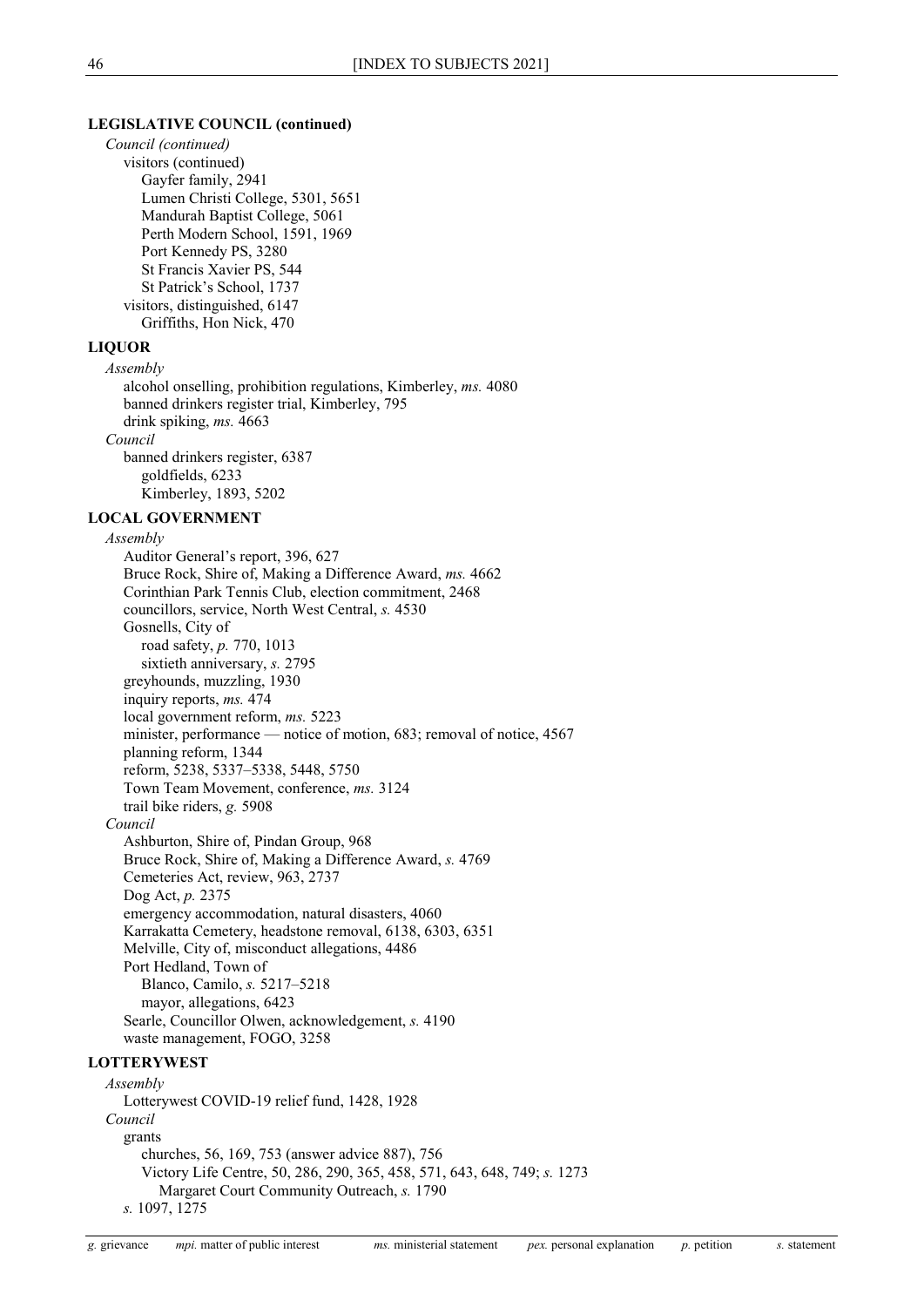**LEGISLATIVE COUNCIL (continued)**

*Council (continued)*

visitors (continued)

Gayfer family, 2941

Lumen Christi College, 5301, 5651

Mandurah Baptist College, 5061

Perth Modern School, 1591, 1969

Port Kennedy PS, 3280

St Francis Xavier PS, 544

St Patrick's School, 1737

visitors, distinguished, 6147

Griffiths, Hon Nick, 470

**LIQUOR**

*Assembly*

alcohol onselling, prohibition regulations, Kimberley, *ms.* 4080

banned drinkers register trial, Kimberley, 795

drink spiking, *ms.* 4663

*Council*

banned drinkers register, 6387

goldfields, 6233

Kimberley, 1893, 5202

**LOCAL GOVERNMENT**

*Assembly*

Auditor General's report, 396, 627

Bruce Rock, Shire of, Making a Difference Award, *ms.* 4662

Corinthian Park Tennis Club, election commitment, 2468

councillors, service, North West Central, *s.* 4530

Gosnells, City of

road safety, *p.* 770, 1013

sixtieth anniversary, *s.* 2795

greyhounds, muzzling, 1930

inquiry reports, *ms.* 474

local government reform, *ms.* 5223

minister, performance — notice of motion, 683; removal of notice, 4567

planning reform, 1344

reform, 5238, 5337–5338, 5448, 5750

Town Team Movement, conference, *ms.* 3124

trail bike riders, *g.* 5908

*Council*

Ashburton, Shire of, Pindan Group, 968

Bruce Rock, Shire of, Making a Difference Award, *s.* 4769

Cemeteries Act, review, 963, 2737

Dog Act, *p.* 2375

emergency accommodation, natural disasters, 4060

Karrakatta Cemetery, headstone removal, 6138, 6303, 6351

Melville, City of, misconduct allegations, 4486

Port Hedland, Town of

Blanco, Camilo, *s.* 5217–5218

mayor, allegations, 6423

Searle, Councillor Olwen, acknowledgement, *s.* 4190

waste management, FOGO, 3258

**LOTTERYWEST**

*Assembly*

Lotterywest COVID-19 relief fund, 1428, 1928

*Council*

grants

churches, 56, 169, 753 (answer advice 887), 756

Victory Life Centre, 50, 286, 290, 365, 458, 571, 643, 648, 749; *s.* 1273

Margaret Court Community Outreach, *s.* 1790

*s.* 1097, 1275

*g.* grievance *mpi.* matter of public interest *ms.* ministerial statement *pex.* personal explanation *p.* petition *s.* statement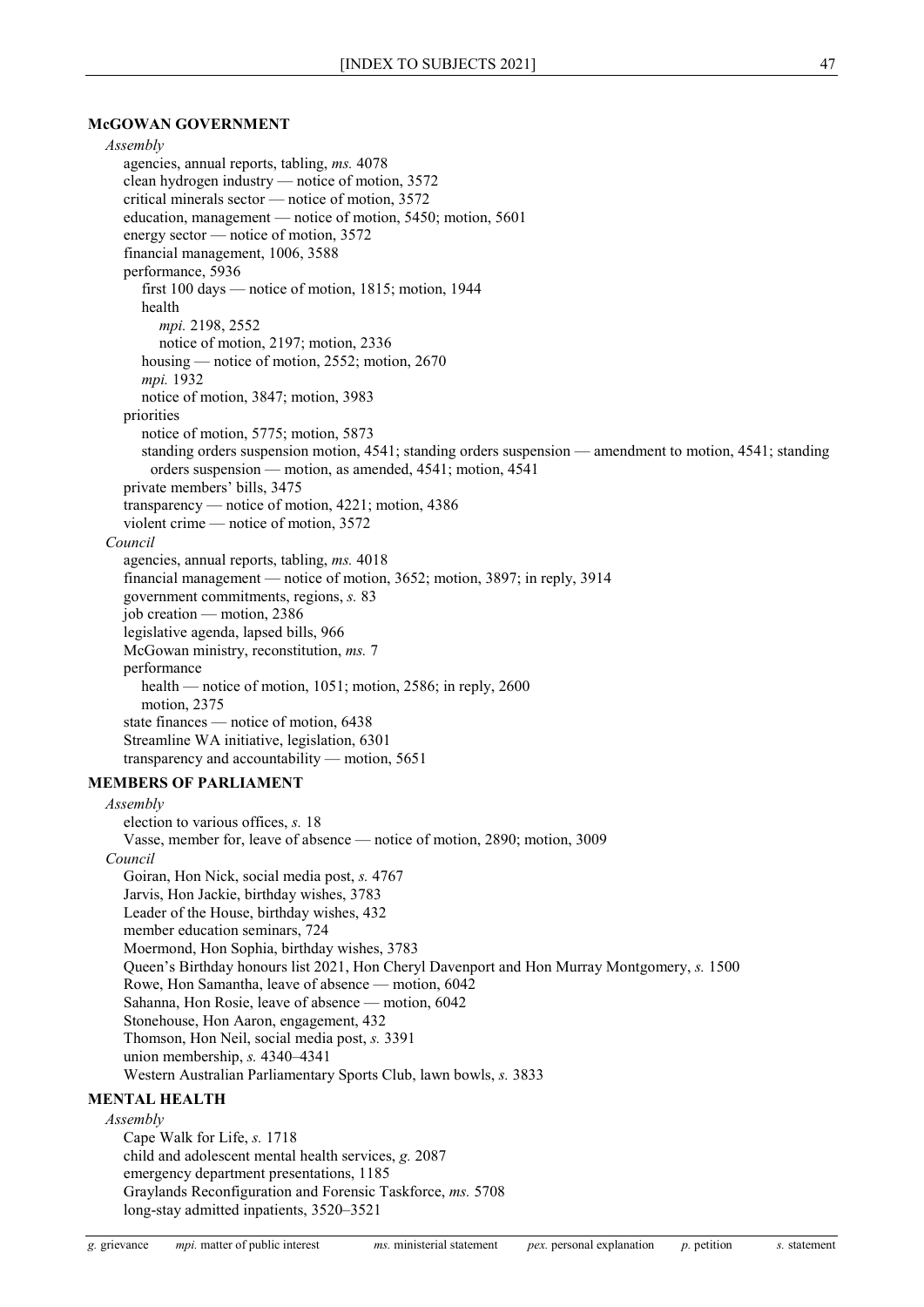## McGOWAN GOVERNMENT

*Assembly*

- agencies, annual reports, tabling, *ms.* 4078
- clean hydrogen industry — notice of motion, 3572
- critical minerals sector — notice of motion, 3572
- education, management — notice of motion, 5450; motion, 5601
- energy sector — notice of motion, 3572
- financial management, 1006, 3588
- performance, 5936
  - first 100 days — notice of motion, 1815; motion, 1944
  - health
    - *mpi.* 2198, 2552
    - notice of motion, 2197; motion, 2336
  - housing — notice of motion, 2552; motion, 2670
  - *mpi.* 1932
  - notice of motion, 3847; motion, 3983
- priorities
  - notice of motion, 5775; motion, 5873
  - standing orders suspension motion, 4541; standing orders suspension — amendment to motion, 4541; standing orders suspension — motion, as amended, 4541; motion, 4541
- private members' bills, 3475
- transparency — notice of motion, 4221; motion, 4386
- violent crime — notice of motion, 3572

*Council*

- agencies, annual reports, tabling, *ms.* 4018
- financial management — notice of motion, 3652; motion, 3897; in reply, 3914
- government commitments, regions, *s.* 83
- job creation — motion, 2386
- legislative agenda, lapsed bills, 966
- McGowan ministry, reconstitution, *ms.* 7
- performance
  - health — notice of motion, 1051; motion, 2586; in reply, 2600
  - motion, 2375
- state finances — notice of motion, 6438
- Streamline WA initiative, legislation, 6301
- transparency and accountability — motion, 5651

## MEMBERS OF PARLIAMENT

*Assembly*

- election to various offices, *s.* 18
- Vasse, member for, leave of absence — notice of motion, 2890; motion, 3009

*Council*

- Goiran, Hon Nick, social media post, *s.* 4767
- Jarvis, Hon Jackie, birthday wishes, 3783
- Leader of the House, birthday wishes, 432
- member education seminars, 724
- Moermond, Hon Sophia, birthday wishes, 3783
- Queen's Birthday honours list 2021, Hon Cheryl Davenport and Hon Murray Montgomery, *s.* 1500
- Rowe, Hon Samantha, leave of absence — motion, 6042
- Sahanna, Hon Rosie, leave of absence — motion, 6042
- Stonehouse, Hon Aaron, engagement, 432
- Thomson, Hon Neil, social media post, *s.* 3391
- union membership, *s.* 4340–4341
- Western Australian Parliamentary Sports Club, lawn bowls, *s.* 3833

## MENTAL HEALTH

*Assembly*

- Cape Walk for Life, *s.* 1718
- child and adolescent mental health services, *g.* 2087
- emergency department presentations, 1185
- Graylands Reconfiguration and Forensic Taskforce, *ms.* 5708
- long-stay admitted inpatients, 3520–3521

*g.* grievance *mpi.* matter of public interest *ms.* ministerial statement *pex.* personal explanation *p.* petition *s.* statement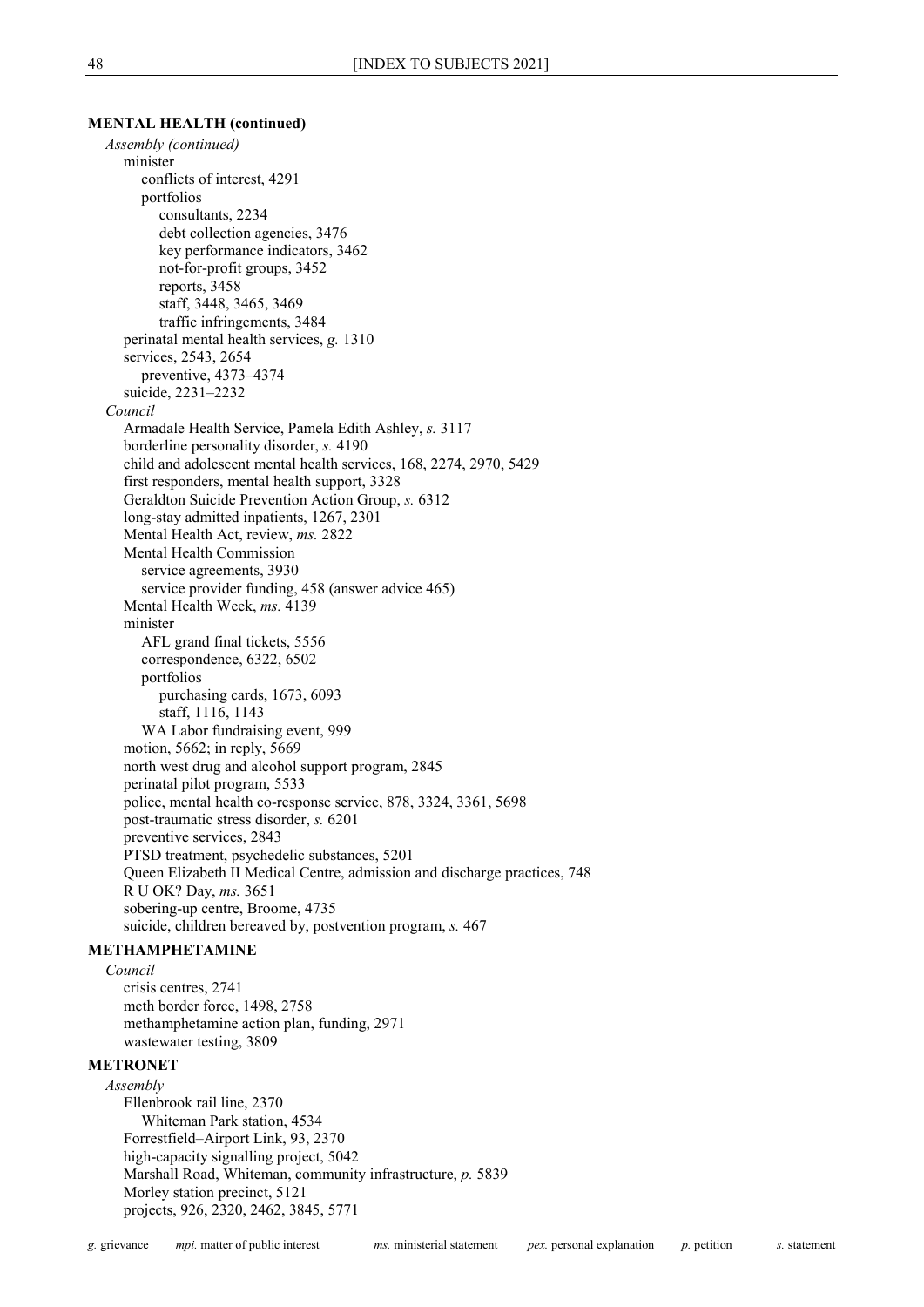**MENTAL HEALTH (continued)**

*Assembly (continued)*

- minister
  - conflicts of interest, 4291
  - portfolios
    - consultants, 2234
    - debt collection agencies, 3476
    - key performance indicators, 3462
    - not-for-profit groups, 3452
    - reports, 3458
    - staff, 3448, 3465, 3469
    - traffic infringements, 3484
- perinatal mental health services, *g.* 1310
- services, 2543, 2654
  - preventive, 4373–4374
- suicide, 2231–2232

*Council*

- Armadale Health Service, Pamela Edith Ashley, *s.* 3117
- borderline personality disorder, *s.* 4190
- child and adolescent mental health services, 168, 2274, 2970, 5429
- first responders, mental health support, 3328
- Geraldton Suicide Prevention Action Group, *s.* 6312
- long-stay admitted inpatients, 1267, 2301
- Mental Health Act, review, *ms.* 2822
- Mental Health Commission
  - service agreements, 3930
  - service provider funding, 458 (answer advice 465)
- Mental Health Week, *ms.* 4139
- minister
  - AFL grand final tickets, 5556
  - correspondence, 6322, 6502
  - portfolios
    - purchasing cards, 1673, 6093
    - staff, 1116, 1143
  - WA Labor fundraising event, 999
- motion, 5662; in reply, 5669
- north west drug and alcohol support program, 2845
- perinatal pilot program, 5533
- police, mental health co-response service, 878, 3324, 3361, 5698
- post-traumatic stress disorder, *s.* 6201
- preventive services, 2843
- PTSD treatment, psychedelic substances, 5201
- Queen Elizabeth II Medical Centre, admission and discharge practices, 748
- R U OK? Day, *ms.* 3651
- sobering-up centre, Broome, 4735
- suicide, children bereaved by, postvention program, *s.* 467

**METHAMPHETAMINE**

*Council*

- crisis centres, 2741
- meth border force, 1498, 2758
- methamphetamine action plan, funding, 2971
- wastewater testing, 3809

**METRONET**

*Assembly*

- Ellenbrook rail line, 2370
  - Whiteman Park station, 4534
- Forrestfield–Airport Link, 93, 2370
- high-capacity signalling project, 5042
- Marshall Road, Whiteman, community infrastructure, *p.* 5839
- Morley station precinct, 5121
- projects, 926, 2320, 2462, 3845, 5771

*g.* grievance *mpi.* matter of public interest *ms.* ministerial statement *pex.* personal explanation *p.* petition *s.* statement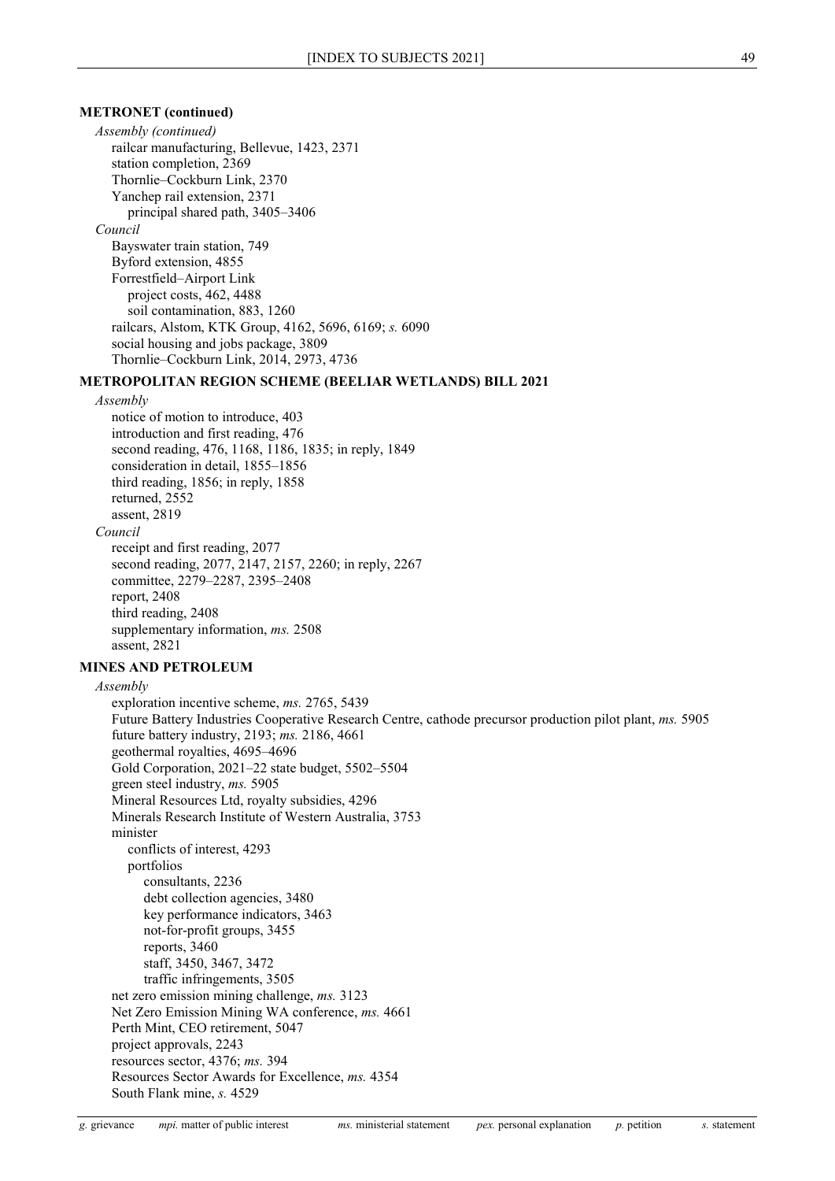**METRONET (continued)**

*Assembly (continued)*

railcar manufacturing, Bellevue, 1423, 2371
station completion, 2369
Thornlie–Cockburn Link, 2370
Yanchep rail extension, 2371
principal shared path, 3405–3406

*Council*

Bayswater train station, 749
Byford extension, 4855
Forrestfield–Airport Link
project costs, 462, 4488
soil contamination, 883, 1260
railcars, Alstom, KTK Group, 4162, 5696, 6169; *s.* 6090
social housing and jobs package, 3809
Thornlie–Cockburn Link, 2014, 2973, 4736

**METROPOLITAN REGION SCHEME (BEELIAR WETLANDS) BILL 2021**

*Assembly*

notice of motion to introduce, 403
introduction and first reading, 476
second reading, 476, 1168, 1186, 1835; in reply, 1849
consideration in detail, 1855–1856
third reading, 1856; in reply, 1858
returned, 2552
assent, 2819

*Council*

receipt and first reading, 2077
second reading, 2077, 2147, 2157, 2260; in reply, 2267
committee, 2279–2287, 2395–2408
report, 2408
third reading, 2408
supplementary information, *ms.* 2508
assent, 2821

**MINES AND PETROLEUM**

*Assembly*

exploration incentive scheme, *ms.* 2765, 5439
Future Battery Industries Cooperative Research Centre, cathode precursor production pilot plant, *ms.* 5905
future battery industry, 2193; *ms.* 2186, 4661
geothermal royalties, 4695–4696
Gold Corporation, 2021–22 state budget, 5502–5504
green steel industry, *ms.* 5905
Mineral Resources Ltd, royalty subsidies, 4296
Minerals Research Institute of Western Australia, 3753
minister
conflicts of interest, 4293
portfolios
consultants, 2236
debt collection agencies, 3480
key performance indicators, 3463
not-for-profit groups, 3455
reports, 3460
staff, 3450, 3467, 3472
traffic infringements, 3505
net zero emission mining challenge, *ms.* 3123
Net Zero Emission Mining WA conference, *ms.* 4661
Perth Mint, CEO retirement, 5047
project approvals, 2243
resources sector, 4376; *ms.* 394
Resources Sector Awards for Excellence, *ms.* 4354
South Flank mine, *s.* 4529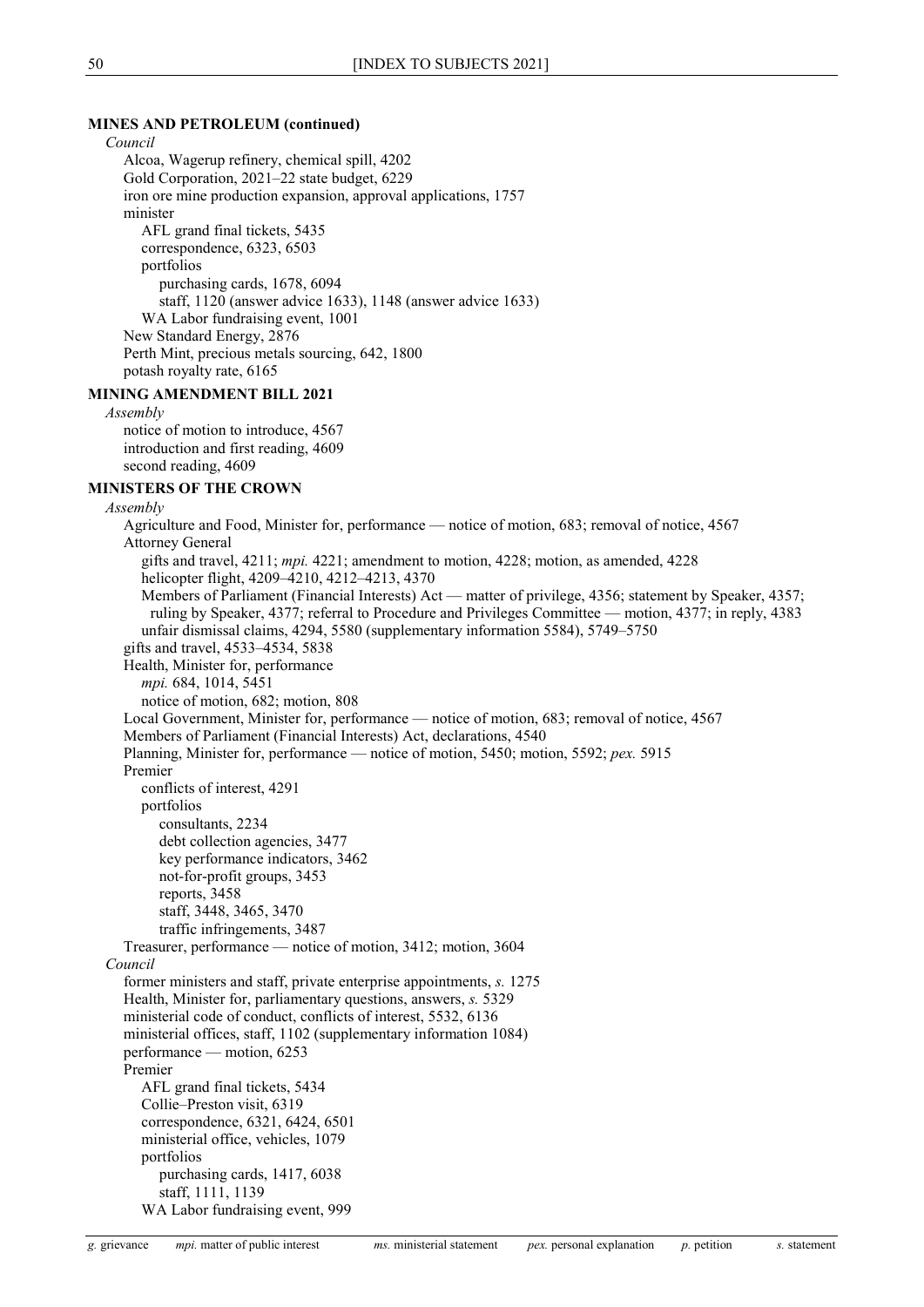**MINES AND PETROLEUM (continued)**

*Council*

- Alcoa, Wagerup refinery, chemical spill, 4202
- Gold Corporation, 2021–22 state budget, 6229
- iron ore mine production expansion, approval applications, 1757
- minister
  - AFL grand final tickets, 5435
  - correspondence, 6323, 6503
  - portfolios
    - purchasing cards, 1678, 6094
    - staff, 1120 (answer advice 1633), 1148 (answer advice 1633)
  - WA Labor fundraising event, 1001
- New Standard Energy, 2876
- Perth Mint, precious metals sourcing, 642, 1800
- potash royalty rate, 6165

**MINING AMENDMENT BILL 2021**

*Assembly*

- notice of motion to introduce, 4567
- introduction and first reading, 4609
- second reading, 4609

**MINISTERS OF THE CROWN**

*Assembly*

- Agriculture and Food, Minister for, performance — notice of motion, 683; removal of notice, 4567
- Attorney General
  - gifts and travel, 4211; *mpi.* 4221; amendment to motion, 4228; motion, as amended, 4228
  - helicopter flight, 4209–4210, 4212–4213, 4370
  - Members of Parliament (Financial Interests) Act — matter of privilege, 4356; statement by Speaker, 4357; ruling by Speaker, 4377; referral to Procedure and Privileges Committee — motion, 4377; in reply, 4383
  - unfair dismissal claims, 4294, 5580 (supplementary information 5584), 5749–5750
- gifts and travel, 4533–4534, 5838
- Health, Minister for, performance
  - *mpi.* 684, 1014, 5451
  - notice of motion, 682; motion, 808
- Local Government, Minister for, performance — notice of motion, 683; removal of notice, 4567
- Members of Parliament (Financial Interests) Act, declarations, 4540
- Planning, Minister for, performance — notice of motion, 5450; motion, 5592; *pex.* 5915
- Premier
  - conflicts of interest, 4291
  - portfolios
    - consultants, 2234
    - debt collection agencies, 3477
    - key performance indicators, 3462
    - not-for-profit groups, 3453
    - reports, 3458
    - staff, 3448, 3465, 3470
    - traffic infringements, 3487
- Treasurer, performance — notice of motion, 3412; motion, 3604

*Council*

- former ministers and staff, private enterprise appointments, *s.* 1275
- Health, Minister for, parliamentary questions, answers, *s.* 5329
- ministerial code of conduct, conflicts of interest, 5532, 6136
- ministerial offices, staff, 1102 (supplementary information 1084)
- performance — motion, 6253
- Premier
  - AFL grand final tickets, 5434
  - Collie–Preston visit, 6319
  - correspondence, 6321, 6424, 6501
  - ministerial office, vehicles, 1079
  - portfolios
    - purchasing cards, 1417, 6038
    - staff, 1111, 1139
  - WA Labor fundraising event, 999

*g.* grievance *mpi.* matter of public interest *ms.* ministerial statement *pex.* personal explanation *p.* petition *s.* statement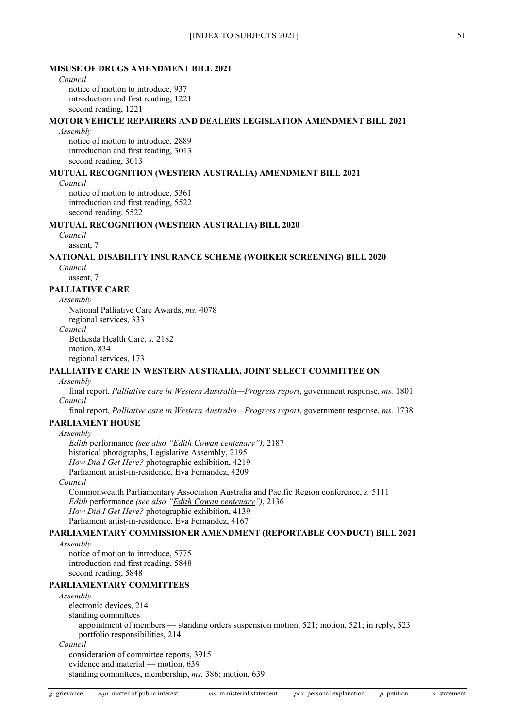**MISUSE OF DRUGS AMENDMENT BILL 2021**

*Council*

notice of motion to introduce, 937
introduction and first reading, 1221
second reading, 1221

**MOTOR VEHICLE REPAIRERS AND DEALERS LEGISLATION AMENDMENT BILL 2021**

*Assembly*

notice of motion to introduce, 2889
introduction and first reading, 3013
second reading, 3013

**MUTUAL RECOGNITION (WESTERN AUSTRALIA) AMENDMENT BILL 2021**

*Council*

notice of motion to introduce, 5361
introduction and first reading, 5522
second reading, 5522

**MUTUAL RECOGNITION (WESTERN AUSTRALIA) BILL 2020**

*Council*

assent, 7

**NATIONAL DISABILITY INSURANCE SCHEME (WORKER SCREENING) BILL 2020**

*Council*

assent, 7

**PALLIATIVE CARE**

*Assembly*

National Palliative Care Awards, *ms.* 4078
regional services, 333

*Council*

Bethesda Health Care, *s.* 2182
motion, 834
regional services, 173

**PALLIATIVE CARE IN WESTERN AUSTRALIA, JOINT SELECT COMMITTEE ON**

*Assembly*

final report, *Palliative care in Western Australia—Progress report*, government response, *ms.* 1801

*Council*

final report, *Palliative care in Western Australia—Progress report*, government response, *ms.* 1738

**PARLIAMENT HOUSE**

*Assembly*

*Edith* performance *(see also "Edith Cowan centenary")*, 2187
historical photographs, Legislative Assembly, 2195
*How Did I Get Here?* photographic exhibition, 4219
Parliament artist-in-residence, Eva Fernandez, 4209

*Council*

Commonwealth Parliamentary Association Australia and Pacific Region conference, *s.* 5111
*Edith* performance *(see also "Edith Cowan centenary")*, 2136
*How Did I Get Here?* photographic exhibition, 4139
Parliament artist-in-residence, Eva Fernandez, 4167

**PARLIAMENTARY COMMISSIONER AMENDMENT (REPORTABLE CONDUCT) BILL 2021**

*Assembly*

notice of motion to introduce, 5775
introduction and first reading, 5848
second reading, 5848

**PARLIAMENTARY COMMITTEES**

*Assembly*

electronic devices, 214
standing committees
- appointment of members — standing orders suspension motion, 521; motion, 521; in reply, 523
- portfolio responsibilities, 214

*Council*

consideration of committee reports, 3915
evidence and material — motion, 639
standing committees, membership, *ms.* 386; motion, 639

*g.* grievance *mpi.* matter of public interest *ms.* ministerial statement *pex.* personal explanation *p.* petition *s.* statement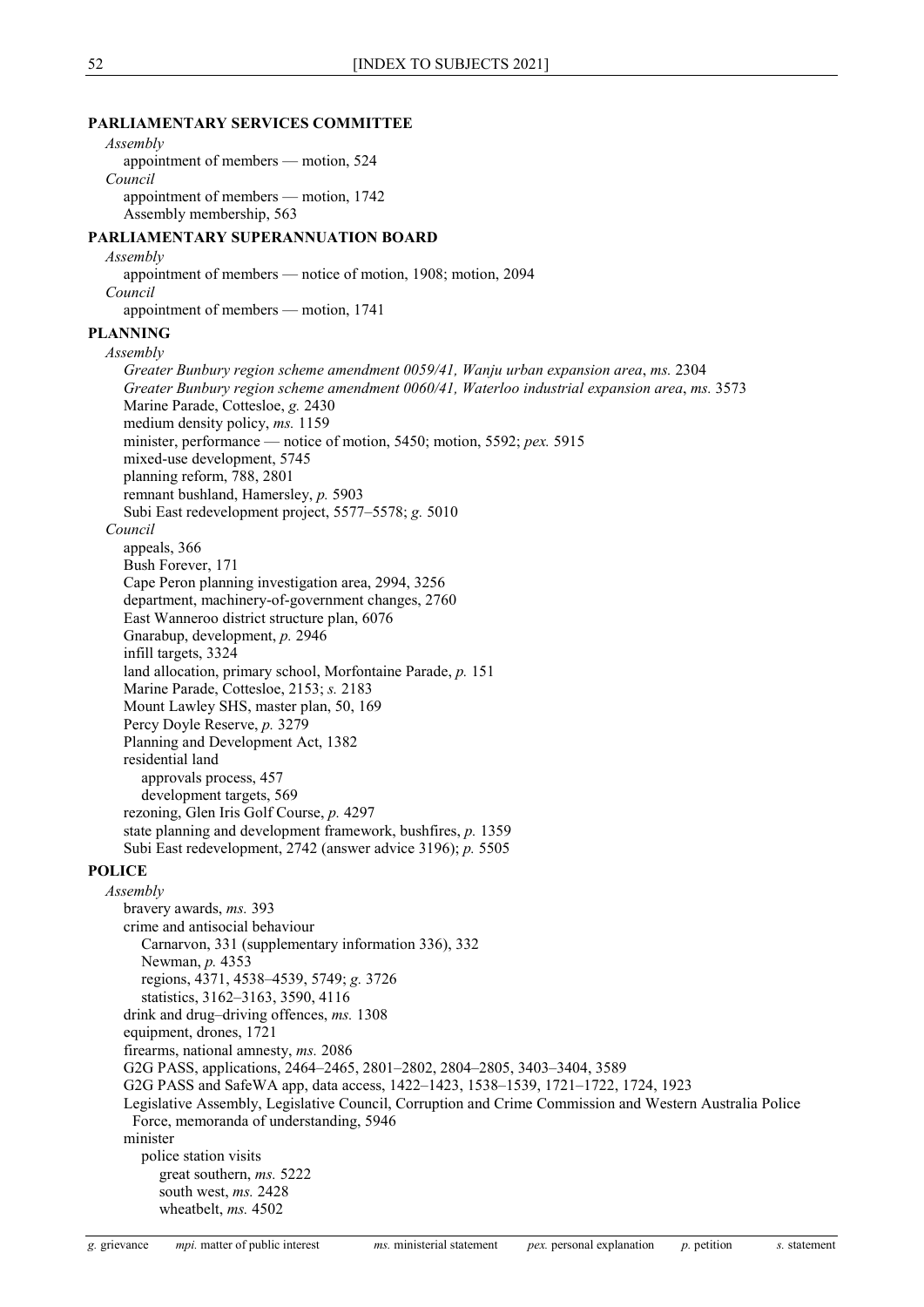**PARLIAMENTARY SERVICES COMMITTEE**

*Assembly*

appointment of members — motion, 524

*Council*

appointment of members — motion, 1742

Assembly membership, 563

**PARLIAMENTARY SUPERANNUATION BOARD**

*Assembly*

appointment of members — notice of motion, 1908; motion, 2094

*Council*

appointment of members — motion, 1741

**PLANNING**

*Assembly*

*Greater Bunbury region scheme amendment 0059/41, Wanju urban expansion area*, *ms.* 2304

*Greater Bunbury region scheme amendment 0060/41, Waterloo industrial expansion area*, *ms.* 3573

Marine Parade, Cottesloe, *g.* 2430

medium density policy, *ms.* 1159

minister, performance — notice of motion, 5450; motion, 5592; *pex.* 5915

mixed-use development, 5745

planning reform, 788, 2801

remnant bushland, Hamersley, *p.* 5903

Subi East redevelopment project, 5577–5578; *g.* 5010

*Council*

appeals, 366

Bush Forever, 171

Cape Peron planning investigation area, 2994, 3256

department, machinery-of-government changes, 2760

East Wanneroo district structure plan, 6076

Gnarabup, development, *p.* 2946

infill targets, 3324

land allocation, primary school, Morfontaine Parade, *p.* 151

Marine Parade, Cottesloe, 2153; *s.* 2183

Mount Lawley SHS, master plan, 50, 169

Percy Doyle Reserve, *p.* 3279

Planning and Development Act, 1382

residential land

  approvals process, 457

  development targets, 569

rezoning, Glen Iris Golf Course, *p.* 4297

state planning and development framework, bushfires, *p.* 1359

Subi East redevelopment, 2742 (answer advice 3196); *p.* 5505

**POLICE**

*Assembly*

bravery awards, *ms.* 393

crime and antisocial behaviour

  Carnarvon, 331 (supplementary information 336), 332

  Newman, *p.* 4353

  regions, 4371, 4538–4539, 5749; *g.* 3726

  statistics, 3162–3163, 3590, 4116

drink and drug–driving offences, *ms.* 1308

equipment, drones, 1721

firearms, national amnesty, *ms.* 2086

G2G PASS, applications, 2464–2465, 2801–2802, 2804–2805, 3403–3404, 3589

G2G PASS and SafeWA app, data access, 1422–1423, 1538–1539, 1721–1722, 1724, 1923

Legislative Assembly, Legislative Council, Corruption and Crime Commission and Western Australia Police Force, memoranda of understanding, 5946

minister

  police station visits

    great southern, *ms.* 5222

    south west, *ms.* 2428

    wheatbelt, *ms.* 4502

*g.* grievance *mpi.* matter of public interest *ms.* ministerial statement *pex.* personal explanation *p.* petition *s.* statement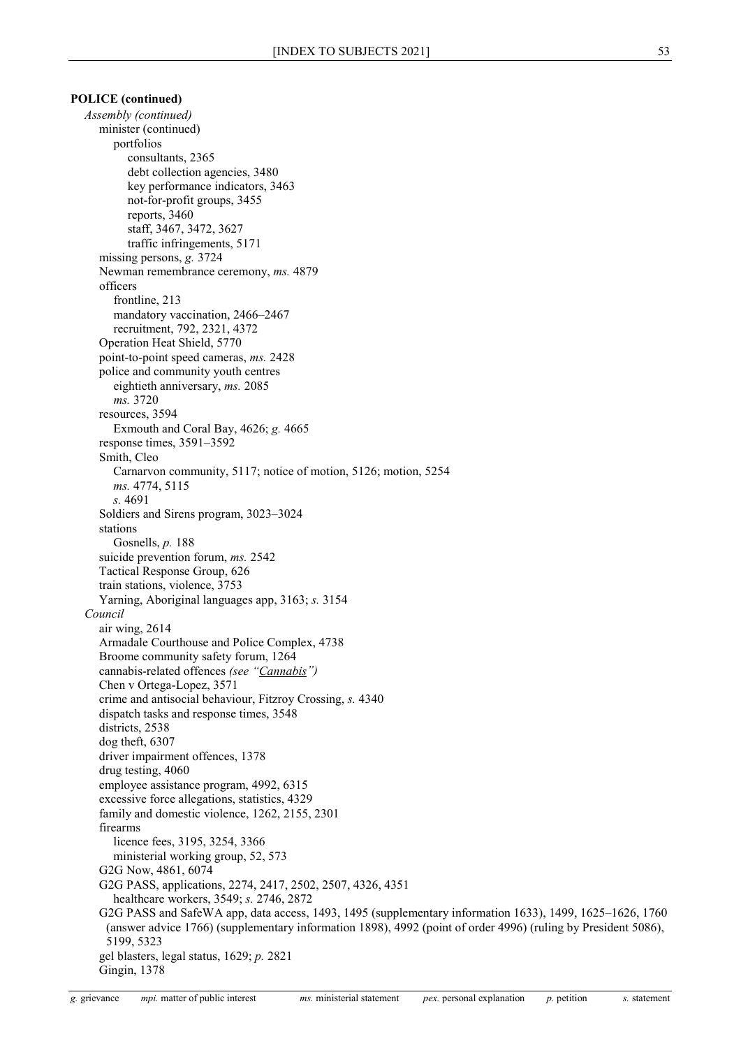**POLICE (continued)**

*Assembly (continued)*

- minister (continued)
  - portfolios
    - consultants, 2365
    - debt collection agencies, 3480
    - key performance indicators, 3463
    - not-for-profit groups, 3455
    - reports, 3460
    - staff, 3467, 3472, 3627
    - traffic infringements, 5171
- missing persons, *g.* 3724
- Newman remembrance ceremony, *ms.* 4879
- officers
  - frontline, 213
  - mandatory vaccination, 2466–2467
  - recruitment, 792, 2321, 4372
- Operation Heat Shield, 5770
- point-to-point speed cameras, *ms.* 2428
- police and community youth centres
  - eightieth anniversary, *ms.* 2085
  - *ms.* 3720
- resources, 3594
  - Exmouth and Coral Bay, 4626; *g.* 4665
- response times, 3591–3592
- Smith, Cleo
  - Carnarvon community, 5117; notice of motion, 5126; motion, 5254
  - *ms.* 4774, 5115
  - *s.* 4691
- Soldiers and Sirens program, 3023–3024
- stations
  - Gosnells, *p.* 188
- suicide prevention forum, *ms.* 2542
- Tactical Response Group, 626
- train stations, violence, 3753
- Yarning, Aboriginal languages app, 3163; *s.* 3154

*Council*

- air wing, 2614
- Armadale Courthouse and Police Complex, 4738
- Broome community safety forum, 1264
- cannabis-related offences *(see "Cannabis")*
- Chen v Ortega-Lopez, 3571
- crime and antisocial behaviour, Fitzroy Crossing, *s.* 4340
- dispatch tasks and response times, 3548
- districts, 2538
- dog theft, 6307
- driver impairment offences, 1378
- drug testing, 4060
- employee assistance program, 4992, 6315
- excessive force allegations, statistics, 4329
- family and domestic violence, 1262, 2155, 2301
- firearms
  - licence fees, 3195, 3254, 3366
  - ministerial working group, 52, 573
- G2G Now, 4861, 6074
- G2G PASS, applications, 2274, 2417, 2502, 2507, 4326, 4351
  - healthcare workers, 3549; *s.* 2746, 2872
- G2G PASS and SafeWA app, data access, 1493, 1495 (supplementary information 1633), 1499, 1625–1626, 1760 (answer advice 1766) (supplementary information 1898), 4992 (point of order 4996) (ruling by President 5086), 5199, 5323
- gel blasters, legal status, 1629; *p.* 2821
- Gingin, 1378

*g.* grievance *mpi.* matter of public interest *ms.* ministerial statement *pex.* personal explanation *p.* petition *s.* statement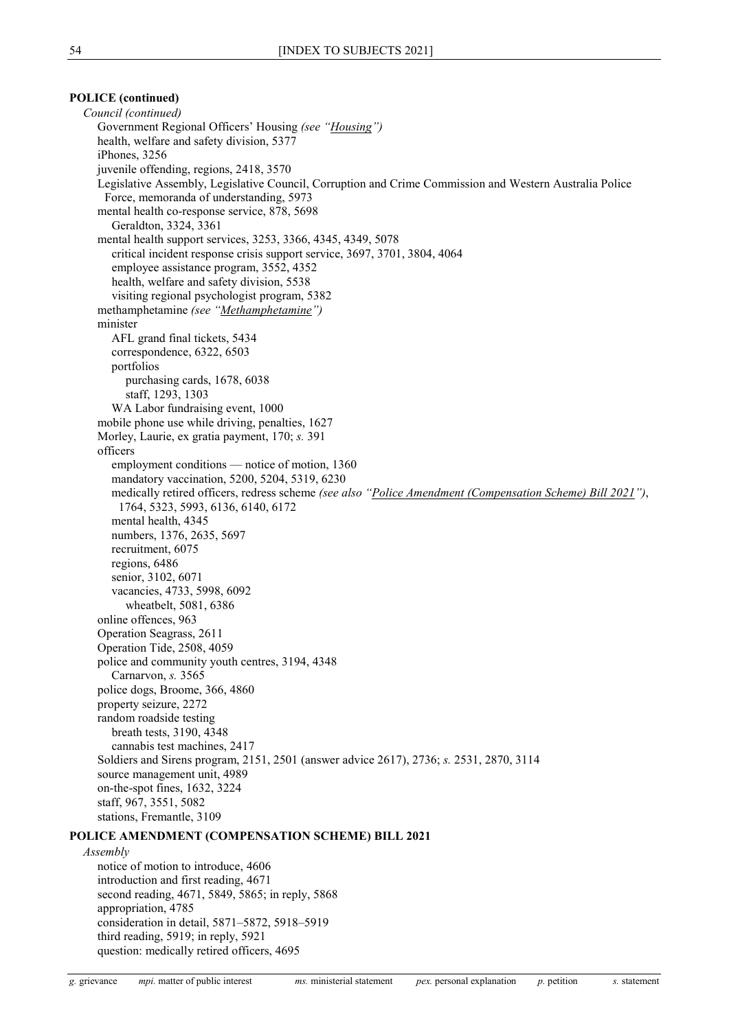**POLICE (continued)**

*Council (continued)*

Government Regional Officers' Housing *(see "Housing")*
health, welfare and safety division, 5377
iPhones, 3256
juvenile offending, regions, 2418, 3570
Legislative Assembly, Legislative Council, Corruption and Crime Commission and Western Australia Police Force, memoranda of understanding, 5973
mental health co-response service, 878, 5698
  Geraldton, 3324, 3361
mental health support services, 3253, 3366, 4345, 4349, 5078
  critical incident response crisis support service, 3697, 3701, 3804, 4064
  employee assistance program, 3552, 4352
  health, welfare and safety division, 5538
  visiting regional psychologist program, 5382
methamphetamine *(see "Methamphetamine")*
minister
  AFL grand final tickets, 5434
  correspondence, 6322, 6503
  portfolios
    purchasing cards, 1678, 6038
    staff, 1293, 1303
  WA Labor fundraising event, 1000
mobile phone use while driving, penalties, 1627
Morley, Laurie, ex gratia payment, 170; *s.* 391
officers
  employment conditions — notice of motion, 1360
  mandatory vaccination, 5200, 5204, 5319, 6230
  medically retired officers, redress scheme *(see also "Police Amendment (Compensation Scheme) Bill 2021")*, 1764, 5323, 5993, 6136, 6140, 6172
  mental health, 4345
  numbers, 1376, 2635, 5697
  recruitment, 6075
  regions, 6486
  senior, 3102, 6071
  vacancies, 4733, 5998, 6092
    wheatbelt, 5081, 6386
online offences, 963
Operation Seagrass, 2611
Operation Tide, 2508, 4059
police and community youth centres, 3194, 4348
  Carnarvon, *s.* 3565
police dogs, Broome, 366, 4860
property seizure, 2272
random roadside testing
  breath tests, 3190, 4348
  cannabis test machines, 2417
Soldiers and Sirens program, 2151, 2501 (answer advice 2617), 2736; *s.* 2531, 2870, 3114
source management unit, 4989
on-the-spot fines, 1632, 3224
staff, 967, 3551, 5082
stations, Fremantle, 3109

**POLICE AMENDMENT (COMPENSATION SCHEME) BILL 2021**

*Assembly*

notice of motion to introduce, 4606
introduction and first reading, 4671
second reading, 4671, 5849, 5865; in reply, 5868
appropriation, 4785
consideration in detail, 5871–5872, 5918–5919
third reading, 5919; in reply, 5921
question: medically retired officers, 4695

*g.* grievance  *mpi.* matter of public interest  *ms.* ministerial statement  *pex.* personal explanation  *p.* petition  *s.* statement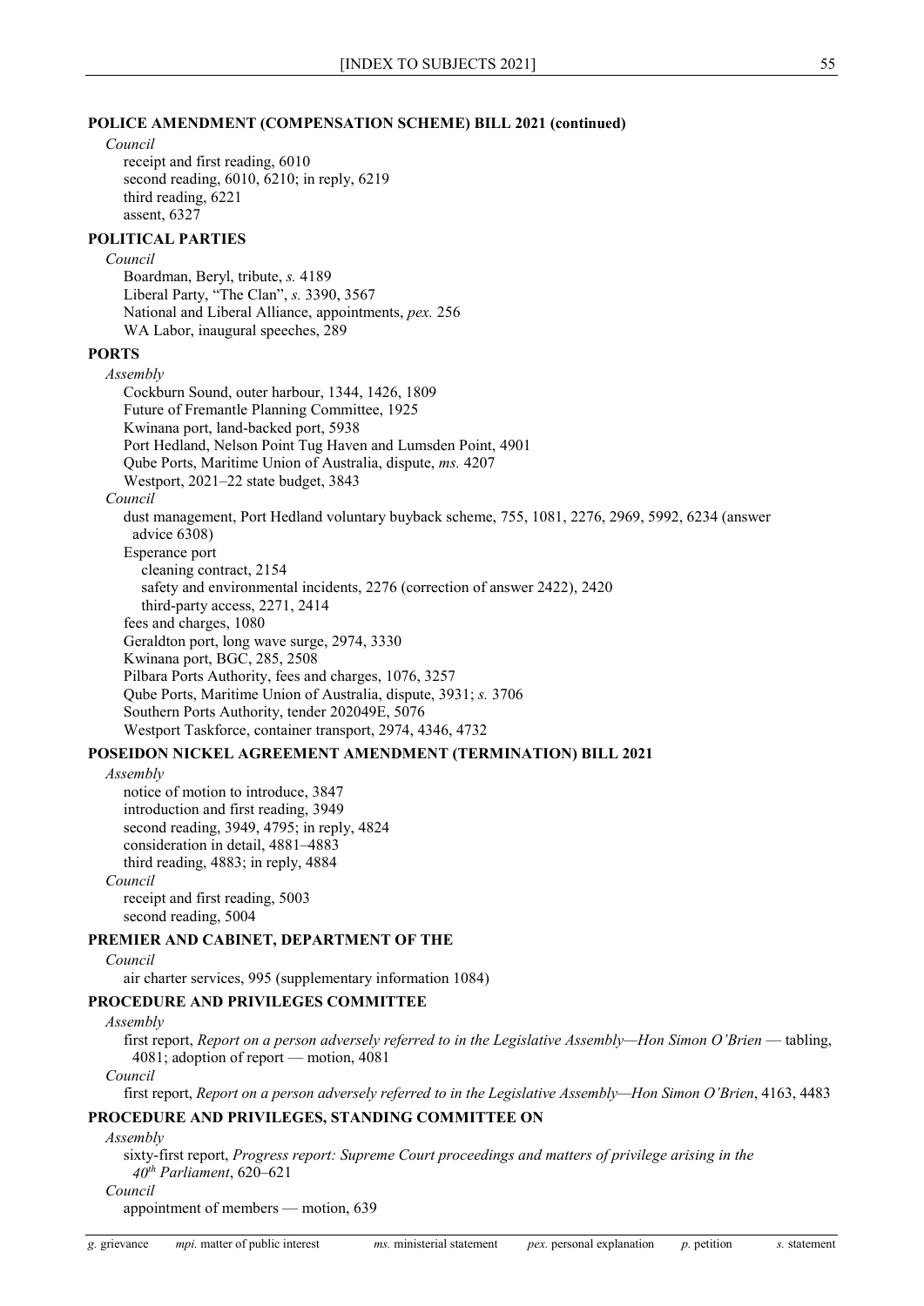## POLICE AMENDMENT (COMPENSATION SCHEME) BILL 2021 (continued)

*Council*

receipt and first reading, 6010
second reading, 6010, 6210; in reply, 6219
third reading, 6221
assent, 6327

## POLITICAL PARTIES

*Council*

Boardman, Beryl, tribute, *s.* 4189
Liberal Party, "The Clan", *s.* 3390, 3567
National and Liberal Alliance, appointments, *pex.* 256
WA Labor, inaugural speeches, 289

## PORTS

*Assembly*

Cockburn Sound, outer harbour, 1344, 1426, 1809
Future of Fremantle Planning Committee, 1925
Kwinana port, land-backed port, 5938
Port Hedland, Nelson Point Tug Haven and Lumsden Point, 4901
Qube Ports, Maritime Union of Australia, dispute, *ms.* 4207
Westport, 2021–22 state budget, 3843

*Council*

dust management, Port Hedland voluntary buyback scheme, 755, 1081, 2276, 2969, 5992, 6234 (answer advice 6308)
Esperance port
  cleaning contract, 2154
  safety and environmental incidents, 2276 (correction of answer 2422), 2420
  third-party access, 2271, 2414
fees and charges, 1080
Geraldton port, long wave surge, 2974, 3330
Kwinana port, BGC, 285, 2508
Pilbara Ports Authority, fees and charges, 1076, 3257
Qube Ports, Maritime Union of Australia, dispute, 3931; *s.* 3706
Southern Ports Authority, tender 202049E, 5076
Westport Taskforce, container transport, 2974, 4346, 4732

## POSEIDON NICKEL AGREEMENT AMENDMENT (TERMINATION) BILL 2021

*Assembly*

notice of motion to introduce, 3847
introduction and first reading, 3949
second reading, 3949, 4795; in reply, 4824
consideration in detail, 4881–4883
third reading, 4883; in reply, 4884

*Council*

receipt and first reading, 5003
second reading, 5004

## PREMIER AND CABINET, DEPARTMENT OF THE

*Council*

air charter services, 995 (supplementary information 1084)

## PROCEDURE AND PRIVILEGES COMMITTEE

*Assembly*

first report, *Report on a person adversely referred to in the Legislative Assembly—Hon Simon O'Brien* — tabling, 4081; adoption of report — motion, 4081

*Council*

first report, *Report on a person adversely referred to in the Legislative Assembly—Hon Simon O'Brien*, 4163, 4483

## PROCEDURE AND PRIVILEGES, STANDING COMMITTEE ON

*Assembly*

sixty-first report, *Progress report: Supreme Court proceedings and matters of privilege arising in the 40th Parliament*, 620–621

*Council*

appointment of members — motion, 639

*g.* grievance *mpi.* matter of public interest *ms.* ministerial statement *pex.* personal explanation *p.* petition *s.* statement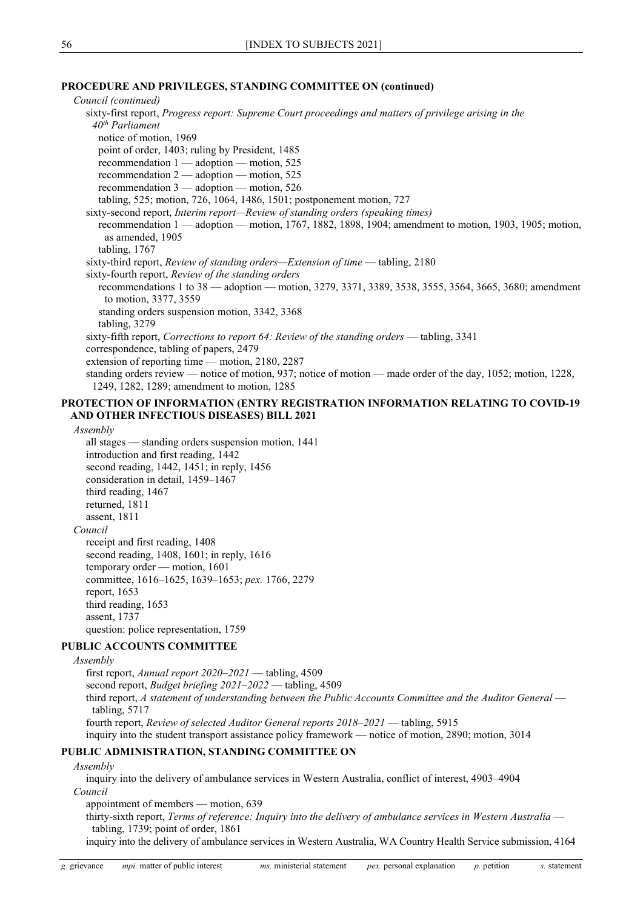**PROCEDURE AND PRIVILEGES, STANDING COMMITTEE ON (continued)**

*Council (continued)*

sixty-first report, *Progress report: Supreme Court proceedings and matters of privilege arising in the 40th Parliament*

notice of motion, 1969

point of order, 1403; ruling by President, 1485

recommendation 1 — adoption — motion, 525

recommendation 2 — adoption — motion, 525

recommendation 3 — adoption — motion, 526

tabling, 525; motion, 726, 1064, 1486, 1501; postponement motion, 727

sixty-second report, *Interim report—Review of standing orders (speaking times)*

recommendation 1 — adoption — motion, 1767, 1882, 1898, 1904; amendment to motion, 1903, 1905; motion, as amended, 1905

tabling, 1767

sixty-third report, *Review of standing orders—Extension of time* — tabling, 2180

sixty-fourth report, *Review of the standing orders*

recommendations 1 to 38 — adoption — motion, 3279, 3371, 3389, 3538, 3555, 3564, 3665, 3680; amendment to motion, 3377, 3559

standing orders suspension motion, 3342, 3368

tabling, 3279

sixty-fifth report, *Corrections to report 64: Review of the standing orders* — tabling, 3341

correspondence, tabling of papers, 2479

extension of reporting time — motion, 2180, 2287

standing orders review — notice of motion, 937; notice of motion — made order of the day, 1052; motion, 1228, 1249, 1282, 1289; amendment to motion, 1285

**PROTECTION OF INFORMATION (ENTRY REGISTRATION INFORMATION RELATING TO COVID-19 AND OTHER INFECTIOUS DISEASES) BILL 2021**

*Assembly*

all stages — standing orders suspension motion, 1441

introduction and first reading, 1442

second reading, 1442, 1451; in reply, 1456

consideration in detail, 1459–1467

third reading, 1467

returned, 1811

assent, 1811

*Council*

receipt and first reading, 1408

second reading, 1408, 1601; in reply, 1616

temporary order — motion, 1601

committee, 1616–1625, 1639–1653; *pex.* 1766, 2279

report, 1653

third reading, 1653

assent, 1737

question: police representation, 1759

**PUBLIC ACCOUNTS COMMITTEE**

*Assembly*

first report, *Annual report 2020–2021* — tabling, 4509

second report, *Budget briefing 2021–2022* — tabling, 4509

third report, *A statement of understanding between the Public Accounts Committee and the Auditor General* — tabling, 5717

fourth report, *Review of selected Auditor General reports 2018–2021* — tabling, 5915

inquiry into the student transport assistance policy framework — notice of motion, 2890; motion, 3014

**PUBLIC ADMINISTRATION, STANDING COMMITTEE ON**

*Assembly*

inquiry into the delivery of ambulance services in Western Australia, conflict of interest, 4903–4904

*Council*

appointment of members — motion, 639

thirty-sixth report, *Terms of reference: Inquiry into the delivery of ambulance services in Western Australia* — tabling, 1739; point of order, 1861

inquiry into the delivery of ambulance services in Western Australia, WA Country Health Service submission, 4164

*g.* grievance *mpi.* matter of public interest *ms.* ministerial statement *pex.* personal explanation *p.* petition *s.* statement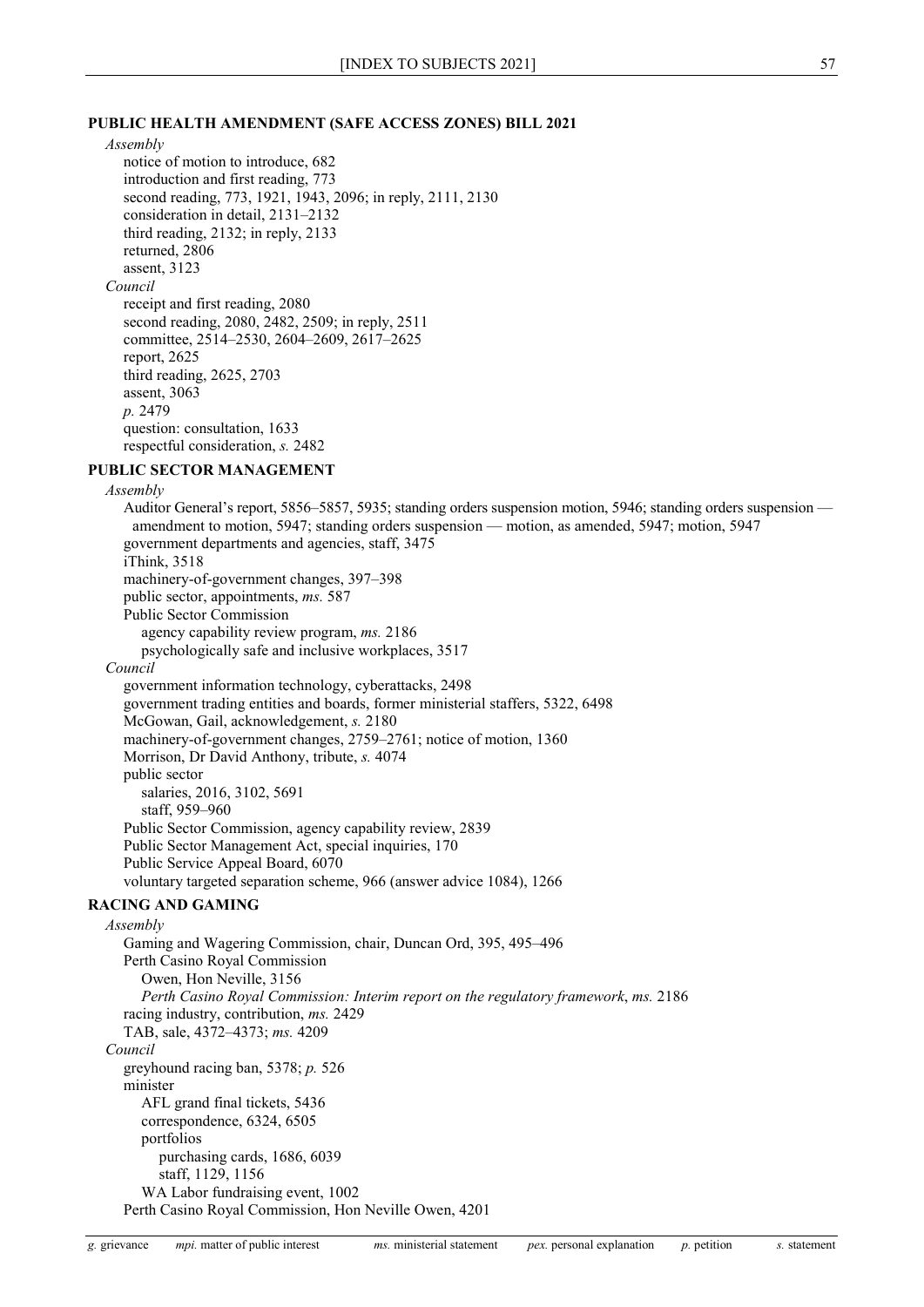## PUBLIC HEALTH AMENDMENT (SAFE ACCESS ZONES) BILL 2021

*Assembly*

- notice of motion to introduce, 682
- introduction and first reading, 773
- second reading, 773, 1921, 1943, 2096; in reply, 2111, 2130
- consideration in detail, 2131–2132
- third reading, 2132; in reply, 2133
- returned, 2806
- assent, 3123

*Council*

- receipt and first reading, 2080
- second reading, 2080, 2482, 2509; in reply, 2511
- committee, 2514–2530, 2604–2609, 2617–2625
- report, 2625
- third reading, 2625, 2703
- assent, 3063
- *p.* 2479
- question: consultation, 1633
- respectful consideration, *s.* 2482

## PUBLIC SECTOR MANAGEMENT

*Assembly*

- Auditor General's report, 5856–5857, 5935; standing orders suspension motion, 5946; standing orders suspension — amendment to motion, 5947; standing orders suspension — motion, as amended, 5947; motion, 5947
- government departments and agencies, staff, 3475
- iThink, 3518
- machinery-of-government changes, 397–398
- public sector, appointments, *ms.* 587
- Public Sector Commission
  - agency capability review program, *ms.* 2186
  - psychologically safe and inclusive workplaces, 3517

*Council*

- government information technology, cyberattacks, 2498
- government trading entities and boards, former ministerial staffers, 5322, 6498
- McGowan, Gail, acknowledgement, *s.* 2180
- machinery-of-government changes, 2759–2761; notice of motion, 1360
- Morrison, Dr David Anthony, tribute, *s.* 4074
- public sector
  - salaries, 2016, 3102, 5691
  - staff, 959–960
- Public Sector Commission, agency capability review, 2839
- Public Sector Management Act, special inquiries, 170
- Public Service Appeal Board, 6070
- voluntary targeted separation scheme, 966 (answer advice 1084), 1266

## RACING AND GAMING

*Assembly*

- Gaming and Wagering Commission, chair, Duncan Ord, 395, 495–496
- Perth Casino Royal Commission
  - Owen, Hon Neville, 3156
  - *Perth Casino Royal Commission: Interim report on the regulatory framework*, *ms.* 2186
- racing industry, contribution, *ms.* 2429
- TAB, sale, 4372–4373; *ms.* 4209

*Council*

- greyhound racing ban, 5378; *p.* 526
- minister
  - AFL grand final tickets, 5436
  - correspondence, 6324, 6505
  - portfolios
    - purchasing cards, 1686, 6039
    - staff, 1129, 1156
  - WA Labor fundraising event, 1002
- Perth Casino Royal Commission, Hon Neville Owen, 4201

*g.* grievance *mpi.* matter of public interest *ms.* ministerial statement *pex.* personal explanation *p.* petition *s.* statement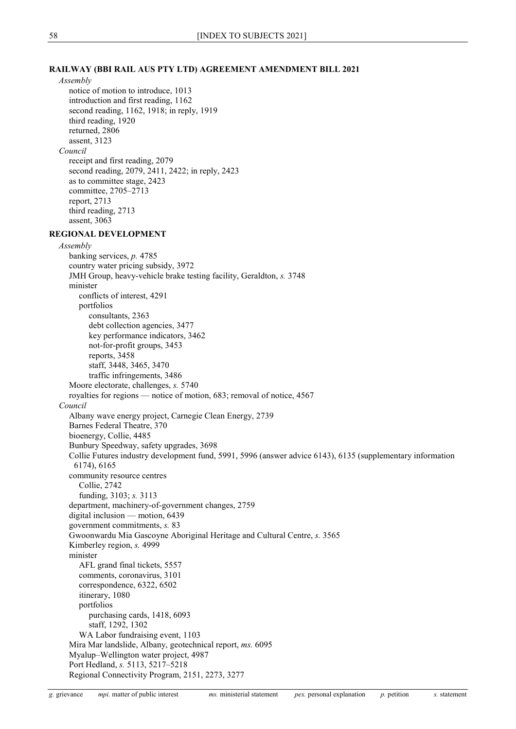**RAILWAY (BBI RAIL AUS PTY LTD) AGREEMENT AMENDMENT BILL 2021**

*Assembly*

- notice of motion to introduce, 1013
- introduction and first reading, 1162
- second reading, 1162, 1918; in reply, 1919
- third reading, 1920
- returned, 2806
- assent, 3123

*Council*

- receipt and first reading, 2079
- second reading, 2079, 2411, 2422; in reply, 2423
- as to committee stage, 2423
- committee, 2705–2713
- report, 2713
- third reading, 2713
- assent, 3063

**REGIONAL DEVELOPMENT**

*Assembly*

- banking services, *p.* 4785
- country water pricing subsidy, 3972
- JMH Group, heavy-vehicle brake testing facility, Geraldton, *s.* 3748
- minister
  - conflicts of interest, 4291
  - portfolios
    - consultants, 2363
    - debt collection agencies, 3477
    - key performance indicators, 3462
    - not-for-profit groups, 3453
    - reports, 3458
    - staff, 3448, 3465, 3470
    - traffic infringements, 3486
- Moore electorate, challenges, *s.* 5740
- royalties for regions — notice of motion, 683; removal of notice, 4567

*Council*

- Albany wave energy project, Carnegie Clean Energy, 2739
- Barnes Federal Theatre, 370
- bioenergy, Collie, 4485
- Bunbury Speedway, safety upgrades, 3698
- Collie Futures industry development fund, 5991, 5996 (answer advice 6143), 6135 (supplementary information 6174), 6165
- community resource centres
  - Collie, 2742
  - funding, 3103; *s.* 3113
- department, machinery-of-government changes, 2759
- digital inclusion — motion, 6439
- government commitments, *s.* 83
- Gwoonwardu Mia Gascoyne Aboriginal Heritage and Cultural Centre, *s.* 3565
- Kimberley region, *s.* 4999
- minister
  - AFL grand final tickets, 5557
  - comments, coronavirus, 3101
  - correspondence, 6322, 6502
  - itinerary, 1080
  - portfolios
    - purchasing cards, 1418, 6093
    - staff, 1292, 1302
  - WA Labor fundraising event, 1103
- Mira Mar landslide, Albany, geotechnical report, *ms.* 6095
- Myalup–Wellington water project, 4987
- Port Hedland, *s.* 5113, 5217–5218
- Regional Connectivity Program, 2151, 2273, 3277

*g.* grievance *mpi.* matter of public interest *ms.* ministerial statement *pex.* personal explanation *p.* petition *s.* statement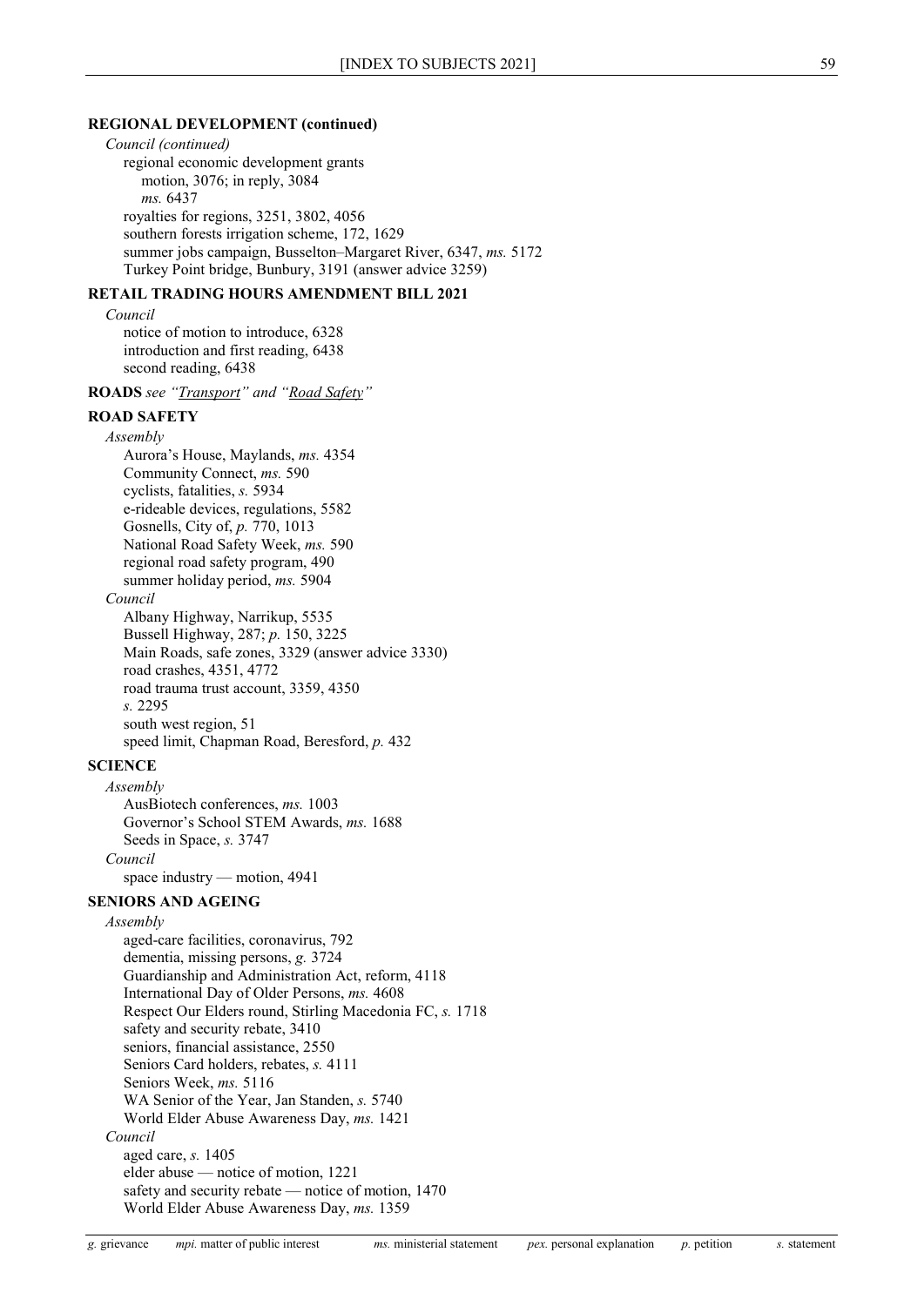## REGIONAL DEVELOPMENT (continued)

*Council (continued)*

regional economic development grants

motion, 3076; in reply, 3084

*ms.* 6437

royalties for regions, 3251, 3802, 4056

southern forests irrigation scheme, 172, 1629

summer jobs campaign, Busselton–Margaret River, 6347, *ms.* 5172

Turkey Point bridge, Bunbury, 3191 (answer advice 3259)

## RETAIL TRADING HOURS AMENDMENT BILL 2021

*Council*

notice of motion to introduce, 6328

introduction and first reading, 6438

second reading, 6438

**ROADS** *see "Transport" and "Road Safety"*

## ROAD SAFETY

*Assembly*

Aurora's House, Maylands, *ms.* 4354

Community Connect, *ms.* 590

cyclists, fatalities, *s.* 5934

e-rideable devices, regulations, 5582

Gosnells, City of, *p.* 770, 1013

National Road Safety Week, *ms.* 590

regional road safety program, 490

summer holiday period, *ms.* 5904

*Council*

Albany Highway, Narrikup, 5535

Bussell Highway, 287; *p.* 150, 3225

Main Roads, safe zones, 3329 (answer advice 3330)

road crashes, 4351, 4772

road trauma trust account, 3359, 4350

*s.* 2295

south west region, 51

speed limit, Chapman Road, Beresford, *p.* 432

## SCIENCE

*Assembly*

AusBiotech conferences, *ms.* 1003

Governor's School STEM Awards, *ms.* 1688

Seeds in Space, *s.* 3747

*Council*

space industry — motion, 4941

## SENIORS AND AGEING

*Assembly*

aged-care facilities, coronavirus, 792

dementia, missing persons, *g.* 3724

Guardianship and Administration Act, reform, 4118

International Day of Older Persons, *ms.* 4608

Respect Our Elders round, Stirling Macedonia FC, *s.* 1718

safety and security rebate, 3410

seniors, financial assistance, 2550

Seniors Card holders, rebates, *s.* 4111

Seniors Week, *ms.* 5116

WA Senior of the Year, Jan Standen, *s.* 5740

World Elder Abuse Awareness Day, *ms.* 1421

*Council*

aged care, *s.* 1405

elder abuse — notice of motion, 1221

safety and security rebate — notice of motion, 1470

World Elder Abuse Awareness Day, *ms.* 1359

*g.* grievance *mpi.* matter of public interest *ms.* ministerial statement *pex.* personal explanation *p.* petition *s.* statement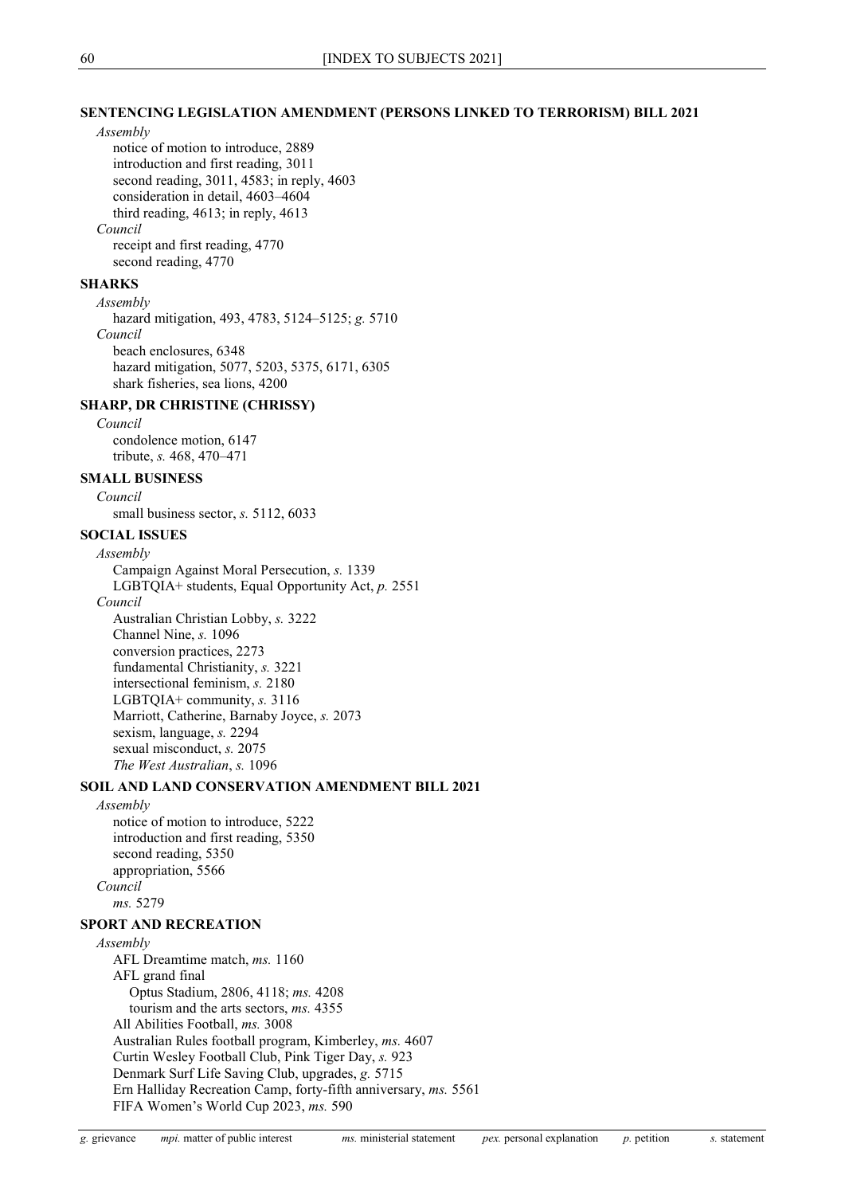**SENTENCING LEGISLATION AMENDMENT (PERSONS LINKED TO TERRORISM) BILL 2021**

*Assembly*

notice of motion to introduce, 2889
introduction and first reading, 3011
second reading, 3011, 4583; in reply, 4603
consideration in detail, 4603–4604
third reading, 4613; in reply, 4613

*Council*

receipt and first reading, 4770
second reading, 4770

**SHARKS**

*Assembly*

hazard mitigation, 493, 4783, 5124–5125; *g.* 5710

*Council*

beach enclosures, 6348
hazard mitigation, 5077, 5203, 5375, 6171, 6305
shark fisheries, sea lions, 4200

**SHARP, DR CHRISTINE (CHRISSY)**

*Council*

condolence motion, 6147
tribute, *s.* 468, 470–471

**SMALL BUSINESS**

*Council*

small business sector, *s.* 5112, 6033

**SOCIAL ISSUES**

*Assembly*

Campaign Against Moral Persecution, *s.* 1339
LGBTQIA+ students, Equal Opportunity Act, *p.* 2551

*Council*

Australian Christian Lobby, *s.* 3222
Channel Nine, *s.* 1096
conversion practices, 2273
fundamental Christianity, *s.* 3221
intersectional feminism, *s.* 2180
LGBTQIA+ community, *s.* 3116
Marriott, Catherine, Barnaby Joyce, *s.* 2073
sexism, language, *s.* 2294
sexual misconduct, *s.* 2075
*The West Australian*, *s.* 1096

**SOIL AND LAND CONSERVATION AMENDMENT BILL 2021**

*Assembly*

notice of motion to introduce, 5222
introduction and first reading, 5350
second reading, 5350
appropriation, 5566

*Council*

*ms.* 5279

**SPORT AND RECREATION**

*Assembly*

AFL Dreamtime match, *ms.* 1160
AFL grand final
- Optus Stadium, 2806, 4118; *ms.* 4208
- tourism and the arts sectors, *ms.* 4355

All Abilities Football, *ms.* 3008
Australian Rules football program, Kimberley, *ms.* 4607
Curtin Wesley Football Club, Pink Tiger Day, *s.* 923
Denmark Surf Life Saving Club, upgrades, *g.* 5715
Ern Halliday Recreation Camp, forty-fifth anniversary, *ms.* 5561
FIFA Women's World Cup 2023, *ms.* 590

*g.* grievance *mpi.* matter of public interest *ms.* ministerial statement *pex.* personal explanation *p.* petition *s.* statement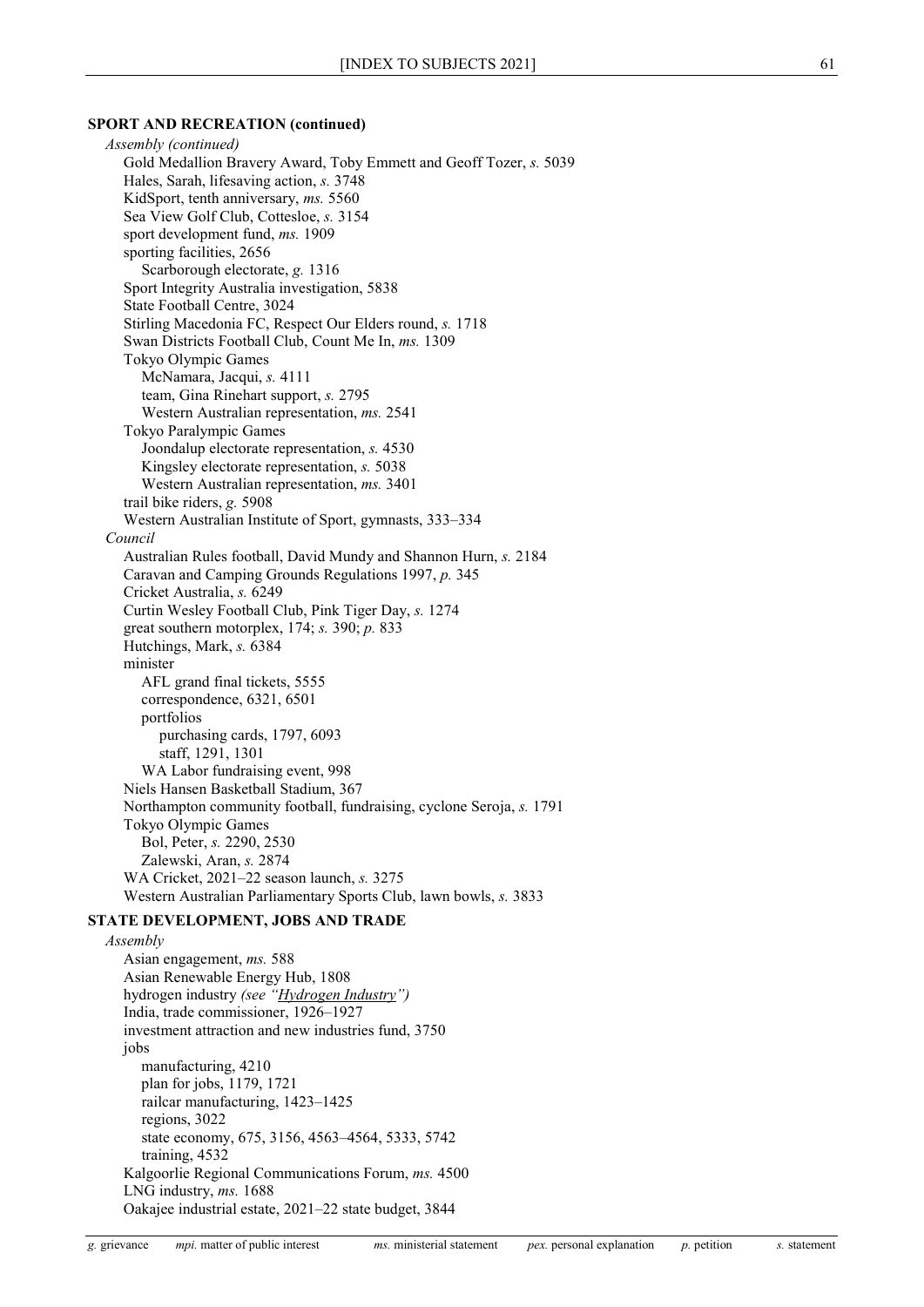**SPORT AND RECREATION (continued)**

*Assembly (continued)*

- Gold Medallion Bravery Award, Toby Emmett and Geoff Tozer, *s.* 5039
- Hales, Sarah, lifesaving action, *s.* 3748
- KidSport, tenth anniversary, *ms.* 5560
- Sea View Golf Club, Cottesloe, *s.* 3154
- sport development fund, *ms.* 1909
- sporting facilities, 2656
  - Scarborough electorate, *g.* 1316
- Sport Integrity Australia investigation, 5838
- State Football Centre, 3024
- Stirling Macedonia FC, Respect Our Elders round, *s.* 1718
- Swan Districts Football Club, Count Me In, *ms.* 1309
- Tokyo Olympic Games
  - McNamara, Jacqui, *s.* 4111
  - team, Gina Rinehart support, *s.* 2795
  - Western Australian representation, *ms.* 2541
- Tokyo Paralympic Games
  - Joondalup electorate representation, *s.* 4530
  - Kingsley electorate representation, *s.* 5038
  - Western Australian representation, *ms.* 3401
- trail bike riders, *g.* 5908
- Western Australian Institute of Sport, gymnasts, 333–334

*Council*

- Australian Rules football, David Mundy and Shannon Hurn, *s.* 2184
- Caravan and Camping Grounds Regulations 1997, *p.* 345
- Cricket Australia, *s.* 6249
- Curtin Wesley Football Club, Pink Tiger Day, *s.* 1274
- great southern motorplex, 174; *s.* 390; *p.* 833
- Hutchings, Mark, *s.* 6384
- minister
  - AFL grand final tickets, 5555
  - correspondence, 6321, 6501
  - portfolios
    - purchasing cards, 1797, 6093
    - staff, 1291, 1301
  - WA Labor fundraising event, 998
- Niels Hansen Basketball Stadium, 367
- Northampton community football, fundraising, cyclone Seroja, *s.* 1791
- Tokyo Olympic Games
  - Bol, Peter, *s.* 2290, 2530
  - Zalewski, Aran, *s.* 2874
- WA Cricket, 2021–22 season launch, *s.* 3275
- Western Australian Parliamentary Sports Club, lawn bowls, *s.* 3833

**STATE DEVELOPMENT, JOBS AND TRADE**

*Assembly*

- Asian engagement, *ms.* 588
- Asian Renewable Energy Hub, 1808
- hydrogen industry *(see "Hydrogen Industry")*
- India, trade commissioner, 1926–1927
- investment attraction and new industries fund, 3750
- jobs
  - manufacturing, 4210
  - plan for jobs, 1179, 1721
  - railcar manufacturing, 1423–1425
  - regions, 3022
  - state economy, 675, 3156, 4563–4564, 5333, 5742
  - training, 4532
- Kalgoorlie Regional Communications Forum, *ms.* 4500
- LNG industry, *ms.* 1688
- Oakajee industrial estate, 2021–22 state budget, 3844

*g.* grievance *mpi.* matter of public interest *ms.* ministerial statement *pex.* personal explanation *p.* petition *s.* statement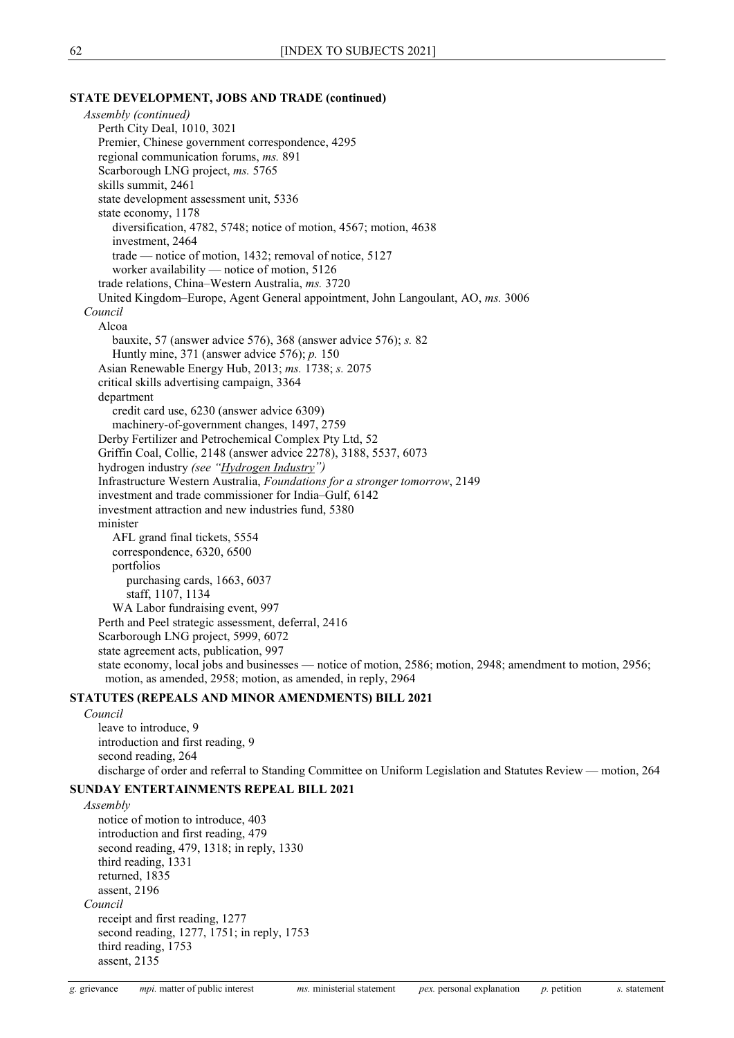**STATE DEVELOPMENT, JOBS AND TRADE (continued)**

*Assembly (continued)*

- Perth City Deal, 1010, 3021
- Premier, Chinese government correspondence, 4295
- regional communication forums, *ms.* 891
- Scarborough LNG project, *ms.* 5765
- skills summit, 2461
- state development assessment unit, 5336
- state economy, 1178
  - diversification, 4782, 5748; notice of motion, 4567; motion, 4638
  - investment, 2464
  - trade — notice of motion, 1432; removal of notice, 5127
  - worker availability — notice of motion, 5126
- trade relations, China–Western Australia, *ms.* 3720
- United Kingdom–Europe, Agent General appointment, John Langoulant, AO, *ms.* 3006

*Council*

- Alcoa
  - bauxite, 57 (answer advice 576), 368 (answer advice 576); *s.* 82
  - Huntly mine, 371 (answer advice 576); *p.* 150
- Asian Renewable Energy Hub, 2013; *ms.* 1738; *s.* 2075
- critical skills advertising campaign, 3364
- department
  - credit card use, 6230 (answer advice 6309)
  - machinery-of-government changes, 1497, 2759
- Derby Fertilizer and Petrochemical Complex Pty Ltd, 52
- Griffin Coal, Collie, 2148 (answer advice 2278), 3188, 5537, 6073
- hydrogen industry *(see "Hydrogen Industry")*
- Infrastructure Western Australia, *Foundations for a stronger tomorrow*, 2149
- investment and trade commissioner for India–Gulf, 6142
- investment attraction and new industries fund, 5380
- minister
  - AFL grand final tickets, 5554
  - correspondence, 6320, 6500
  - portfolios
    - purchasing cards, 1663, 6037
    - staff, 1107, 1134
  - WA Labor fundraising event, 997
- Perth and Peel strategic assessment, deferral, 2416
- Scarborough LNG project, 5999, 6072
- state agreement acts, publication, 997
- state economy, local jobs and businesses — notice of motion, 2586; motion, 2948; amendment to motion, 2956; motion, as amended, 2958; motion, as amended, in reply, 2964

**STATUTES (REPEALS AND MINOR AMENDMENTS) BILL 2021**

*Council*

- leave to introduce, 9
- introduction and first reading, 9
- second reading, 264
- discharge of order and referral to Standing Committee on Uniform Legislation and Statutes Review — motion, 264

**SUNDAY ENTERTAINMENTS REPEAL BILL 2021**

*Assembly*

- notice of motion to introduce, 403
- introduction and first reading, 479
- second reading, 479, 1318; in reply, 1330
- third reading, 1331
- returned, 1835
- assent, 2196

*Council*

- receipt and first reading, 1277
- second reading, 1277, 1751; in reply, 1753
- third reading, 1753
- assent, 2135

*g.* grievance *mpi.* matter of public interest *ms.* ministerial statement *pex.* personal explanation *p.* petition *s.* statement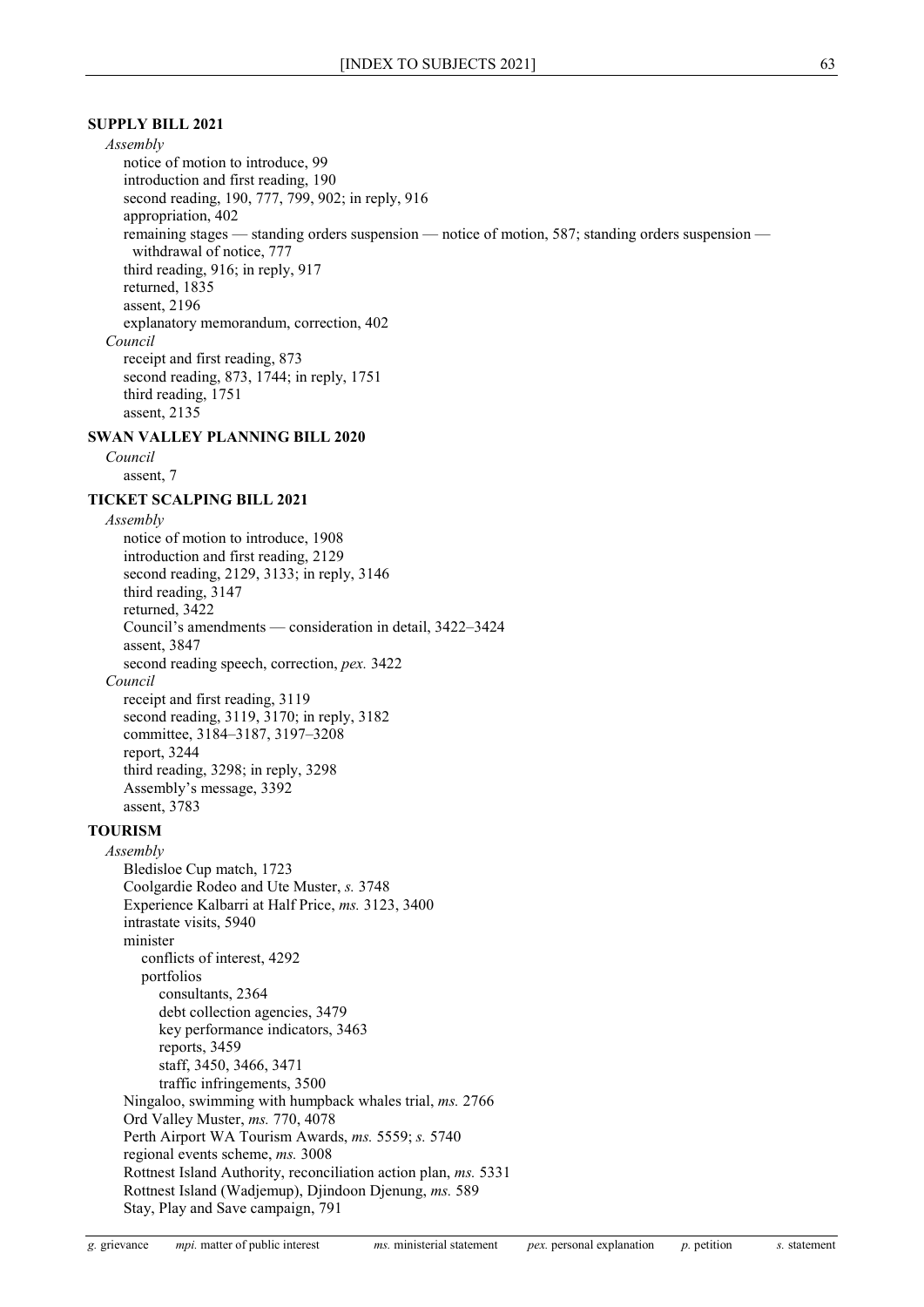**SUPPLY BILL 2021**

*Assembly*

- notice of motion to introduce, 99
- introduction and first reading, 190
- second reading, 190, 777, 799, 902; in reply, 916
- appropriation, 402
- remaining stages — standing orders suspension — notice of motion, 587; standing orders suspension — withdrawal of notice, 777
- third reading, 916; in reply, 917
- returned, 1835
- assent, 2196
- explanatory memorandum, correction, 402

*Council*

- receipt and first reading, 873
- second reading, 873, 1744; in reply, 1751
- third reading, 1751
- assent, 2135

**SWAN VALLEY PLANNING BILL 2020**

*Council*

- assent, 7

**TICKET SCALPING BILL 2021**

*Assembly*

- notice of motion to introduce, 1908
- introduction and first reading, 2129
- second reading, 2129, 3133; in reply, 3146
- third reading, 3147
- returned, 3422
- Council's amendments — consideration in detail, 3422–3424
- assent, 3847
- second reading speech, correction, *pex.* 3422

*Council*

- receipt and first reading, 3119
- second reading, 3119, 3170; in reply, 3182
- committee, 3184–3187, 3197–3208
- report, 3244
- third reading, 3298; in reply, 3298
- Assembly's message, 3392
- assent, 3783

**TOURISM**

*Assembly*

- Bledisloe Cup match, 1723
- Coolgardie Rodeo and Ute Muster, *s.* 3748
- Experience Kalbarri at Half Price, *ms.* 3123, 3400
- intrastate visits, 5940
- minister
  - conflicts of interest, 4292
  - portfolios
    - consultants, 2364
    - debt collection agencies, 3479
    - key performance indicators, 3463
    - reports, 3459
    - staff, 3450, 3466, 3471
    - traffic infringements, 3500
- Ningaloo, swimming with humpback whales trial, *ms.* 2766
- Ord Valley Muster, *ms.* 770, 4078
- Perth Airport WA Tourism Awards, *ms.* 5559; *s.* 5740
- regional events scheme, *ms.* 3008
- Rottnest Island Authority, reconciliation action plan, *ms.* 5331
- Rottnest Island (Wadjemup), Djindoon Djenung, *ms.* 589
- Stay, Play and Save campaign, 791

*g.* grievance *mpi.* matter of public interest *ms.* ministerial statement *pex.* personal explanation *p.* petition *s.* statement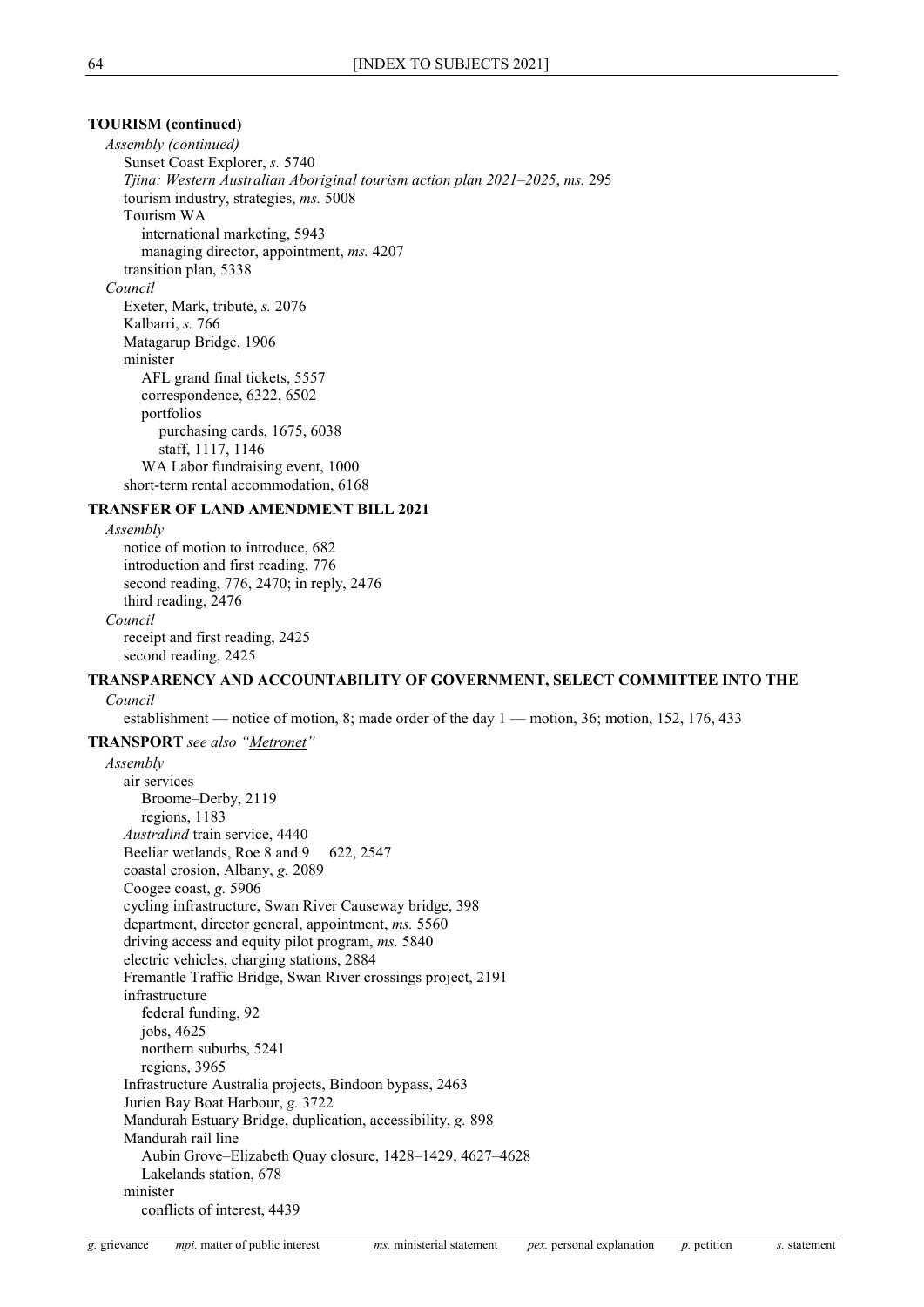**TOURISM (continued)**

*Assembly (continued)*

- Sunset Coast Explorer, *s.* 5740
- *Tjina: Western Australian Aboriginal tourism action plan 2021–2025*, *ms.* 295
- tourism industry, strategies, *ms.* 5008
- Tourism WA
  - international marketing, 5943
  - managing director, appointment, *ms.* 4207
- transition plan, 5338

*Council*

- Exeter, Mark, tribute, *s.* 2076
- Kalbarri, *s.* 766
- Matagarup Bridge, 1906
- minister
  - AFL grand final tickets, 5557
  - correspondence, 6322, 6502
  - portfolios
    - purchasing cards, 1675, 6038
    - staff, 1117, 1146
  - WA Labor fundraising event, 1000
- short-term rental accommodation, 6168

**TRANSFER OF LAND AMENDMENT BILL 2021**

*Assembly*

- notice of motion to introduce, 682
- introduction and first reading, 776
- second reading, 776, 2470; in reply, 2476
- third reading, 2476

*Council*

- receipt and first reading, 2425
- second reading, 2425

**TRANSPARENCY AND ACCOUNTABILITY OF GOVERNMENT, SELECT COMMITTEE INTO THE**

*Council*

- establishment — notice of motion, 8; made order of the day 1 — motion, 36; motion, 152, 176, 433

**TRANSPORT** *see also "Metronet"*

*Assembly*

- air services
  - Broome–Derby, 2119
  - regions, 1183
- *Australind* train service, 4440
- Beeliar wetlands, Roe 8 and 9 622, 2547
- coastal erosion, Albany, *g.* 2089
- Coogee coast, *g.* 5906
- cycling infrastructure, Swan River Causeway bridge, 398
- department, director general, appointment, *ms.* 5560
- driving access and equity pilot program, *ms.* 5840
- electric vehicles, charging stations, 2884
- Fremantle Traffic Bridge, Swan River crossings project, 2191
- infrastructure
  - federal funding, 92
  - jobs, 4625
  - northern suburbs, 5241
  - regions, 3965
- Infrastructure Australia projects, Bindoon bypass, 2463
- Jurien Bay Boat Harbour, *g.* 3722
- Mandurah Estuary Bridge, duplication, accessibility, *g.* 898
- Mandurah rail line
  - Aubin Grove–Elizabeth Quay closure, 1428–1429, 4627–4628
  - Lakelands station, 678
- minister
  - conflicts of interest, 4439

*g.* grievance *mpi.* matter of public interest *ms.* ministerial statement *pex.* personal explanation *p.* petition *s.* statement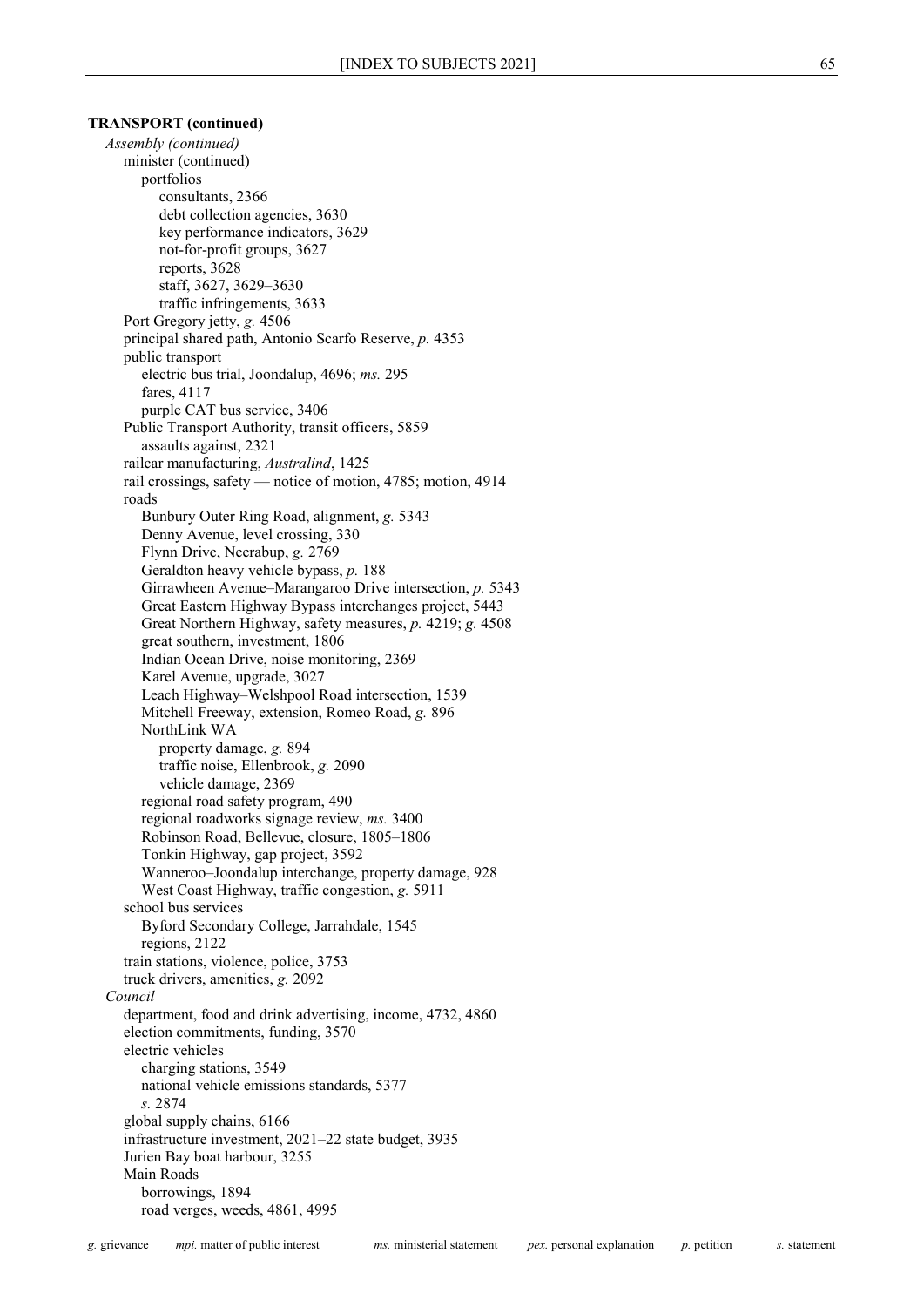**TRANSPORT (continued)**

*Assembly (continued)*

- minister (continued)
  - portfolios
    - consultants, 2366
    - debt collection agencies, 3630
    - key performance indicators, 3629
    - not-for-profit groups, 3627
    - reports, 3628
    - staff, 3627, 3629–3630
    - traffic infringements, 3633
- Port Gregory jetty, *g.* 4506
- principal shared path, Antonio Scarfo Reserve, *p.* 4353
- public transport
  - electric bus trial, Joondalup, 4696; *ms.* 295
  - fares, 4117
  - purple CAT bus service, 3406
- Public Transport Authority, transit officers, 5859
  - assaults against, 2321
- railcar manufacturing, *Australind*, 1425
- rail crossings, safety — notice of motion, 4785; motion, 4914
- roads
  - Bunbury Outer Ring Road, alignment, *g.* 5343
  - Denny Avenue, level crossing, 330
  - Flynn Drive, Neerabup, *g.* 2769
  - Geraldton heavy vehicle bypass, *p.* 188
  - Girrawheen Avenue–Marangaroo Drive intersection, *p.* 5343
  - Great Eastern Highway Bypass interchanges project, 5443
  - Great Northern Highway, safety measures, *p.* 4219; *g.* 4508
  - great southern, investment, 1806
  - Indian Ocean Drive, noise monitoring, 2369
  - Karel Avenue, upgrade, 3027
  - Leach Highway–Welshpool Road intersection, 1539
  - Mitchell Freeway, extension, Romeo Road, *g.* 896
  - NorthLink WA
    - property damage, *g.* 894
    - traffic noise, Ellenbrook, *g.* 2090
    - vehicle damage, 2369
  - regional road safety program, 490
  - regional roadworks signage review, *ms.* 3400
  - Robinson Road, Bellevue, closure, 1805–1806
  - Tonkin Highway, gap project, 3592
  - Wanneroo–Joondalup interchange, property damage, 928
  - West Coast Highway, traffic congestion, *g.* 5911
- school bus services
  - Byford Secondary College, Jarrahdale, 1545
  - regions, 2122
- train stations, violence, police, 3753
- truck drivers, amenities, *g.* 2092

*Council*

- department, food and drink advertising, income, 4732, 4860
- election commitments, funding, 3570
- electric vehicles
  - charging stations, 3549
  - national vehicle emissions standards, 5377
  - *s.* 2874
- global supply chains, 6166
- infrastructure investment, 2021–22 state budget, 3935
- Jurien Bay boat harbour, 3255
- Main Roads
  - borrowings, 1894
  - road verges, weeds, 4861, 4995

*g.* grievance  *mpi.* matter of public interest  *ms.* ministerial statement  *pex.* personal explanation  *p.* petition  *s.* statement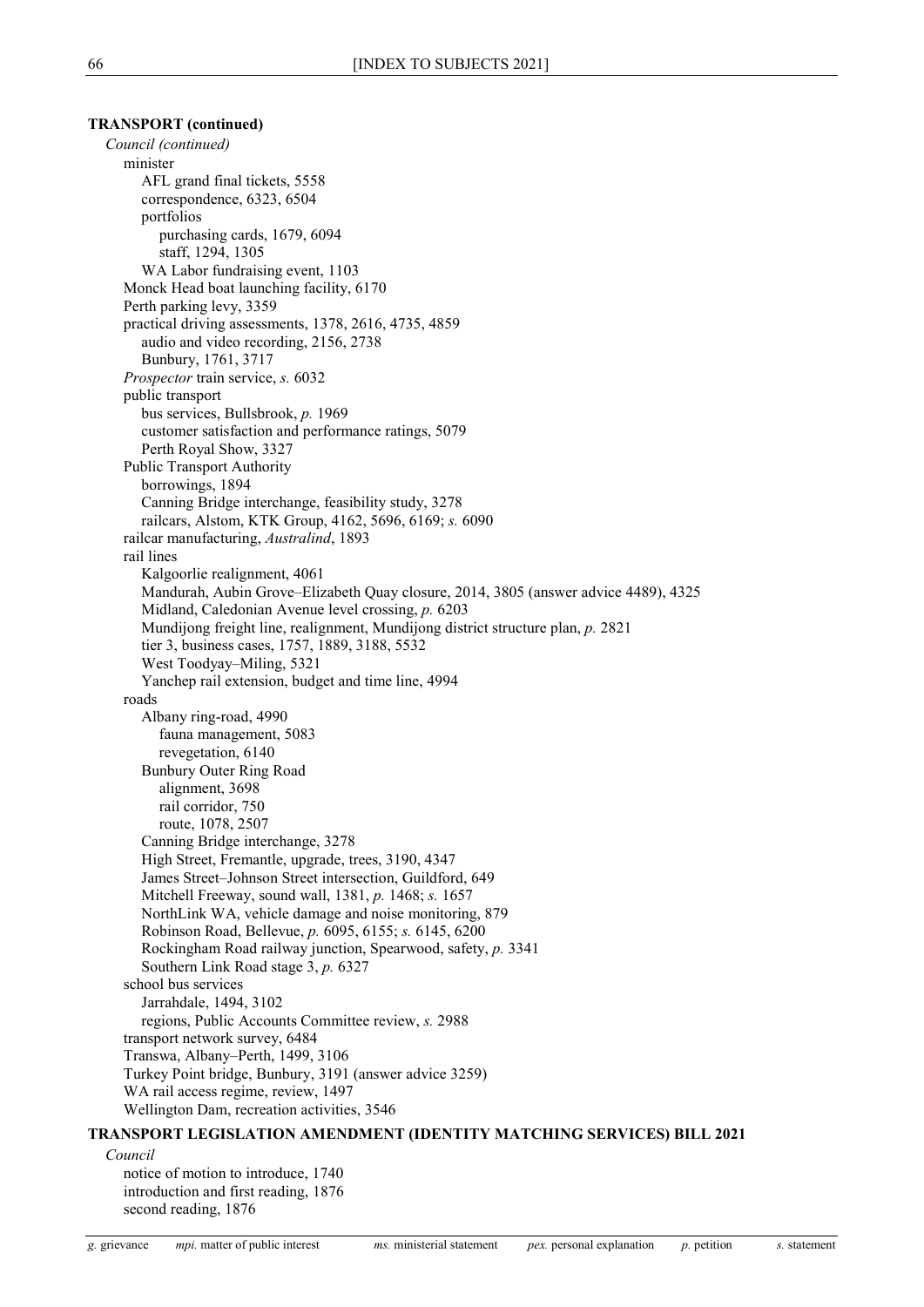**TRANSPORT (continued)**

*Council (continued)*

- minister
    - AFL grand final tickets, 5558
    - correspondence, 6323, 6504
    - portfolios
        - purchasing cards, 1679, 6094
        - staff, 1294, 1305
    - WA Labor fundraising event, 1103
- Monck Head boat launching facility, 6170
- Perth parking levy, 3359
- practical driving assessments, 1378, 2616, 4735, 4859
    - audio and video recording, 2156, 2738
    - Bunbury, 1761, 3717
- *Prospector* train service, *s.* 6032
- public transport
    - bus services, Bullsbrook, *p.* 1969
    - customer satisfaction and performance ratings, 5079
    - Perth Royal Show, 3327
- Public Transport Authority
    - borrowings, 1894
    - Canning Bridge interchange, feasibility study, 3278
    - railcars, Alstom, KTK Group, 4162, 5696, 6169; *s.* 6090
- railcar manufacturing, *Australind*, 1893
- rail lines
    - Kalgoorlie realignment, 4061
    - Mandurah, Aubin Grove–Elizabeth Quay closure, 2014, 3805 (answer advice 4489), 4325
    - Midland, Caledonian Avenue level crossing, *p.* 6203
    - Mundijong freight line, realignment, Mundijong district structure plan, *p.* 2821
    - tier 3, business cases, 1757, 1889, 3188, 5532
    - West Toodyay–Miling, 5321
    - Yanchep rail extension, budget and time line, 4994
- roads
    - Albany ring-road, 4990
        - fauna management, 5083
        - revegetation, 6140
    - Bunbury Outer Ring Road
        - alignment, 3698
        - rail corridor, 750
        - route, 1078, 2507
    - Canning Bridge interchange, 3278
    - High Street, Fremantle, upgrade, trees, 3190, 4347
    - James Street–Johnson Street intersection, Guildford, 649
    - Mitchell Freeway, sound wall, 1381, *p.* 1468; *s.* 1657
    - NorthLink WA, vehicle damage and noise monitoring, 879
    - Robinson Road, Bellevue, *p.* 6095, 6155; *s.* 6145, 6200
    - Rockingham Road railway junction, Spearwood, safety, *p.* 3341
    - Southern Link Road stage 3, *p.* 6327
- school bus services
    - Jarrahdale, 1494, 3102
    - regions, Public Accounts Committee review, *s.* 2988
- transport network survey, 6484
- Transwa, Albany–Perth, 1499, 3106
- Turkey Point bridge, Bunbury, 3191 (answer advice 3259)
- WA rail access regime, review, 1497
- Wellington Dam, recreation activities, 3546

**TRANSPORT LEGISLATION AMENDMENT (IDENTITY MATCHING SERVICES) BILL 2021**

*Council*

- notice of motion to introduce, 1740
- introduction and first reading, 1876
- second reading, 1876

*g.* grievance *mpi.* matter of public interest *ms.* ministerial statement *pex.* personal explanation *p.* petition *s.* statement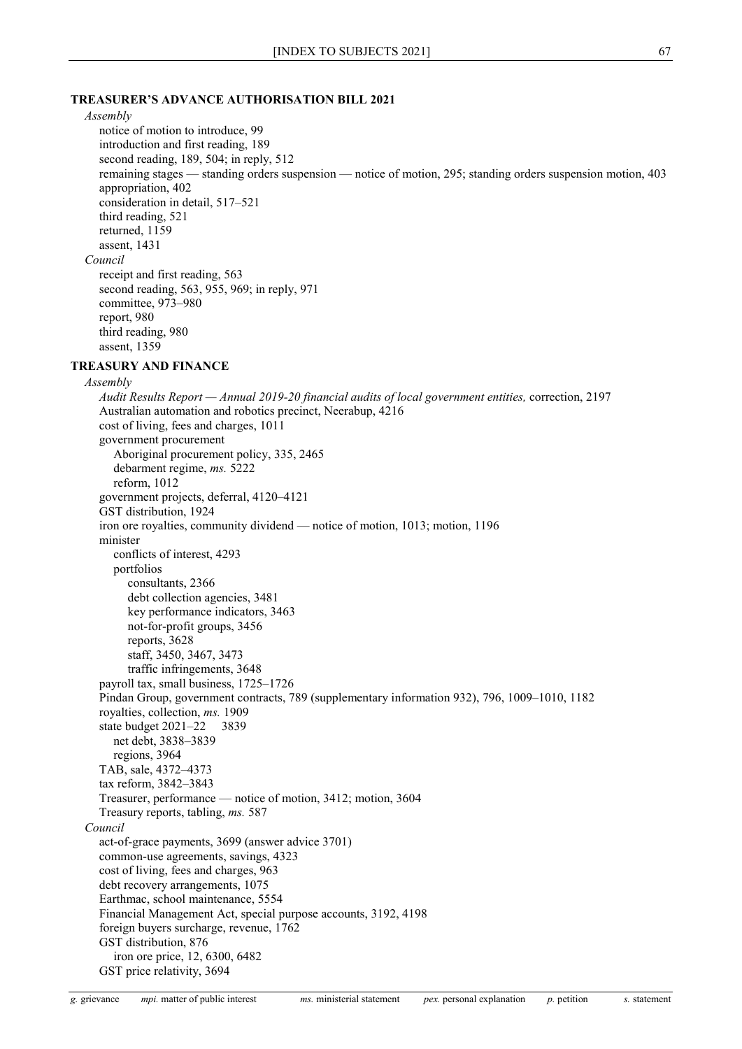**TREASURER'S ADVANCE AUTHORISATION BILL 2021**

*Assembly*

- notice of motion to introduce, 99
- introduction and first reading, 189
- second reading, 189, 504; in reply, 512
- remaining stages — standing orders suspension — notice of motion, 295; standing orders suspension motion, 403
- appropriation, 402
- consideration in detail, 517–521
- third reading, 521
- returned, 1159
- assent, 1431

*Council*

- receipt and first reading, 563
- second reading, 563, 955, 969; in reply, 971
- committee, 973–980
- report, 980
- third reading, 980
- assent, 1359

**TREASURY AND FINANCE**

*Assembly*

- *Audit Results Report — Annual 2019-20 financial audits of local government entities,* correction, 2197
- Australian automation and robotics precinct, Neerabup, 4216
- cost of living, fees and charges, 1011
- government procurement
    - Aboriginal procurement policy, 335, 2465
    - debarment regime, *ms.* 5222
    - reform, 1012
- government projects, deferral, 4120–4121
- GST distribution, 1924
- iron ore royalties, community dividend — notice of motion, 1013; motion, 1196
- minister
    - conflicts of interest, 4293
    - portfolios
        - consultants, 2366
        - debt collection agencies, 3481
        - key performance indicators, 3463
        - not-for-profit groups, 3456
        - reports, 3628
        - staff, 3450, 3467, 3473
        - traffic infringements, 3648
- payroll tax, small business, 1725–1726
- Pindan Group, government contracts, 789 (supplementary information 932), 796, 1009–1010, 1182
- royalties, collection, *ms.* 1909
- state budget 2021–22 3839
    - net debt, 3838–3839
    - regions, 3964
- TAB, sale, 4372–4373
- tax reform, 3842–3843
- Treasurer, performance — notice of motion, 3412; motion, 3604
- Treasury reports, tabling, *ms.* 587

*Council*

- act-of-grace payments, 3699 (answer advice 3701)
- common-use agreements, savings, 4323
- cost of living, fees and charges, 963
- debt recovery arrangements, 1075
- Earthmac, school maintenance, 5554
- Financial Management Act, special purpose accounts, 3192, 4198
- foreign buyers surcharge, revenue, 1762
- GST distribution, 876
    - iron ore price, 12, 6300, 6482
- GST price relativity, 3694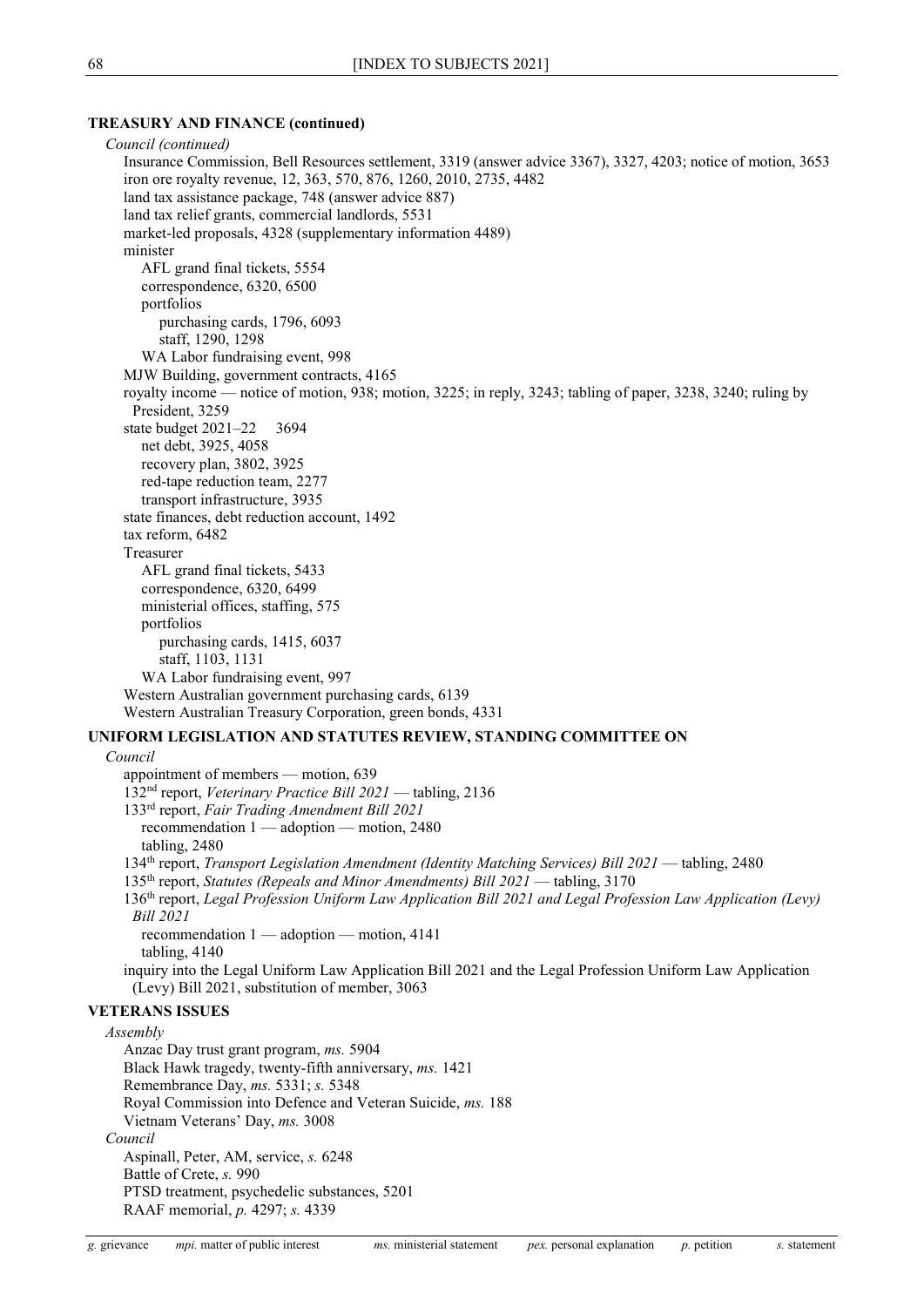**TREASURY AND FINANCE (continued)**

*Council (continued)*

Insurance Commission, Bell Resources settlement, 3319 (answer advice 3367), 3327, 4203; notice of motion, 3653
iron ore royalty revenue, 12, 363, 570, 876, 1260, 2010, 2735, 4482
land tax assistance package, 748 (answer advice 887)
land tax relief grants, commercial landlords, 5531
market-led proposals, 4328 (supplementary information 4489)
minister
  AFL grand final tickets, 5554
  correspondence, 6320, 6500
  portfolios
    purchasing cards, 1796, 6093
    staff, 1290, 1298
  WA Labor fundraising event, 998
MJW Building, government contracts, 4165
royalty income — notice of motion, 938; motion, 3225; in reply, 3243; tabling of paper, 3238, 3240; ruling by President, 3259
state budget 2021–22 3694
  net debt, 3925, 4058
  recovery plan, 3802, 3925
  red-tape reduction team, 2277
  transport infrastructure, 3935
state finances, debt reduction account, 1492
tax reform, 6482
Treasurer
  AFL grand final tickets, 5433
  correspondence, 6320, 6499
  ministerial offices, staffing, 575
  portfolios
    purchasing cards, 1415, 6037
    staff, 1103, 1131
  WA Labor fundraising event, 997
Western Australian government purchasing cards, 6139
Western Australian Treasury Corporation, green bonds, 4331

**UNIFORM LEGISLATION AND STATUTES REVIEW, STANDING COMMITTEE ON**

*Council*

appointment of members — motion, 639
132nd report, *Veterinary Practice Bill 2021* — tabling, 2136
133rd report, *Fair Trading Amendment Bill 2021*
  recommendation 1 — adoption — motion, 2480
  tabling, 2480
134th report, *Transport Legislation Amendment (Identity Matching Services) Bill 2021* — tabling, 2480
135th report, *Statutes (Repeals and Minor Amendments) Bill 2021* — tabling, 3170
136th report, *Legal Profession Uniform Law Application Bill 2021 and Legal Profession Law Application (Levy) Bill 2021*
  recommendation 1 — adoption — motion, 4141
  tabling, 4140
inquiry into the Legal Uniform Law Application Bill 2021 and the Legal Profession Uniform Law Application (Levy) Bill 2021, substitution of member, 3063

**VETERANS ISSUES**

*Assembly*

Anzac Day trust grant program, *ms.* 5904
Black Hawk tragedy, twenty-fifth anniversary, *ms.* 1421
Remembrance Day, *ms.* 5331; *s.* 5348
Royal Commission into Defence and Veteran Suicide, *ms.* 188
Vietnam Veterans' Day, *ms.* 3008

*Council*

Aspinall, Peter, AM, service, *s.* 6248
Battle of Crete, *s.* 990
PTSD treatment, psychedelic substances, 5201
RAAF memorial, *p.* 4297; *s.* 4339

*g.* grievance *mpi.* matter of public interest *ms.* ministerial statement *pex.* personal explanation *p.* petition *s.* statement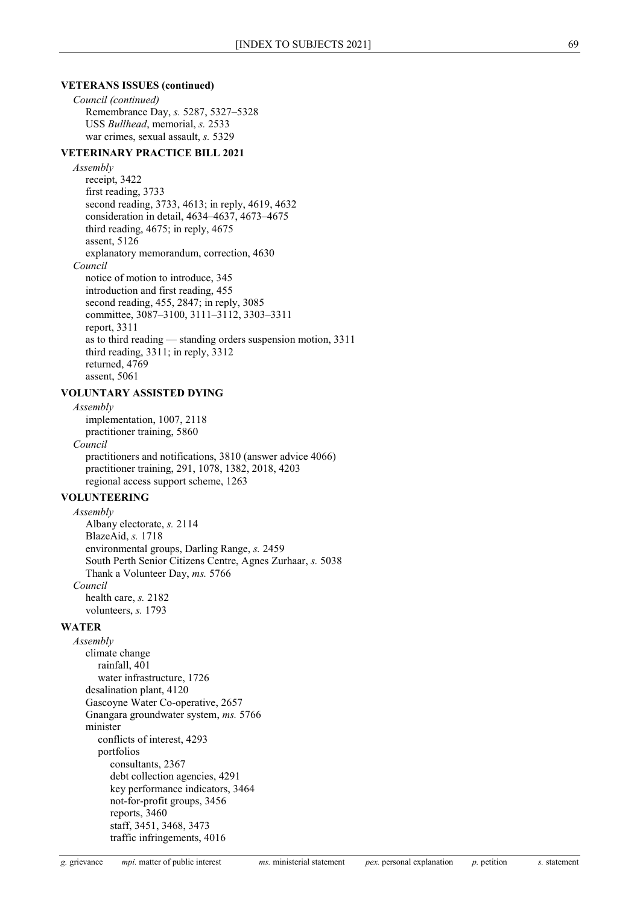**VETERANS ISSUES (continued)**

*Council (continued)*

Remembrance Day, *s.* 5287, 5327–5328
USS *Bullhead*, memorial, *s.* 2533
war crimes, sexual assault, *s.* 5329

**VETERINARY PRACTICE BILL 2021**

*Assembly*

receipt, 3422
first reading, 3733
second reading, 3733, 4613; in reply, 4619, 4632
consideration in detail, 4634–4637, 4673–4675
third reading, 4675; in reply, 4675
assent, 5126
explanatory memorandum, correction, 4630

*Council*

notice of motion to introduce, 345
introduction and first reading, 455
second reading, 455, 2847; in reply, 3085
committee, 3087–3100, 3111–3112, 3303–3311
report, 3311
as to third reading — standing orders suspension motion, 3311
third reading, 3311; in reply, 3312
returned, 4769
assent, 5061

**VOLUNTARY ASSISTED DYING**

*Assembly*

implementation, 1007, 2118
practitioner training, 5860

*Council*

practitioners and notifications, 3810 (answer advice 4066)
practitioner training, 291, 1078, 1382, 2018, 4203
regional access support scheme, 1263

**VOLUNTEERING**

*Assembly*

Albany electorate, *s.* 2114
BlazeAid, *s.* 1718
environmental groups, Darling Range, *s.* 2459
South Perth Senior Citizens Centre, Agnes Zurhaar, *s.* 5038
Thank a Volunteer Day, *ms.* 5766

*Council*

health care, *s.* 2182
volunteers, *s.* 1793

**WATER**

*Assembly*

climate change
- rainfall, 401
- water infrastructure, 1726

desalination plant, 4120
Gascoyne Water Co-operative, 2657
Gnangara groundwater system, *ms.* 5766
minister
- conflicts of interest, 4293
- portfolios
  - consultants, 2367
  - debt collection agencies, 4291
  - key performance indicators, 3464
  - not-for-profit groups, 3456
  - reports, 3460
  - staff, 3451, 3468, 3473
  - traffic infringements, 4016

*g.* grievance *mpi.* matter of public interest *ms.* ministerial statement *pex.* personal explanation *p.* petition *s.* statement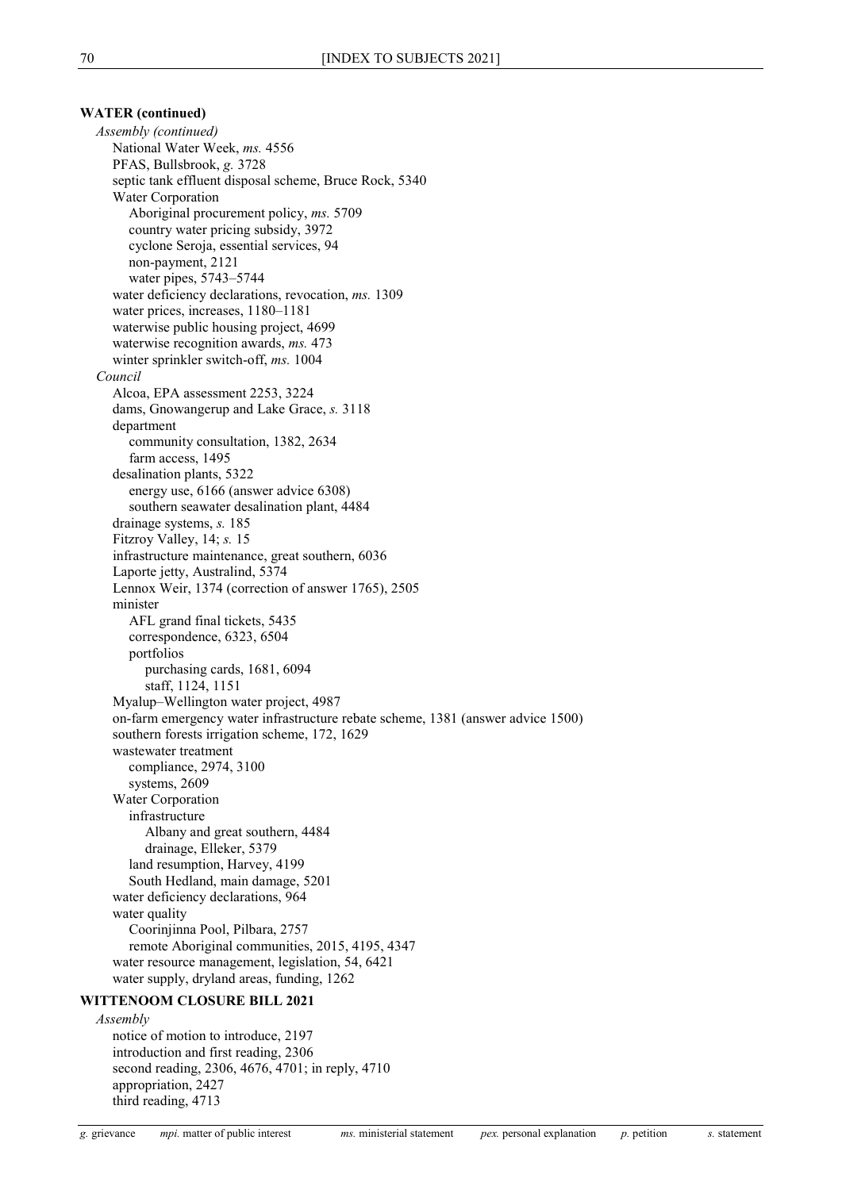**WATER (continued)**

*Assembly (continued)*

- National Water Week, *ms.* 4556
- PFAS, Bullsbrook, *g.* 3728
- septic tank effluent disposal scheme, Bruce Rock, 5340
- Water Corporation
  - Aboriginal procurement policy, *ms.* 5709
  - country water pricing subsidy, 3972
  - cyclone Seroja, essential services, 94
  - non-payment, 2121
  - water pipes, 5743–5744
- water deficiency declarations, revocation, *ms.* 1309
- water prices, increases, 1180–1181
- waterwise public housing project, 4699
- waterwise recognition awards, *ms.* 473
- winter sprinkler switch-off, *ms.* 1004

*Council*

- Alcoa, EPA assessment 2253, 3224
- dams, Gnowangerup and Lake Grace, *s.* 3118
- department
  - community consultation, 1382, 2634
  - farm access, 1495
- desalination plants, 5322
  - energy use, 6166 (answer advice 6308)
  - southern seawater desalination plant, 4484
- drainage systems, *s.* 185
- Fitzroy Valley, 14; *s.* 15
- infrastructure maintenance, great southern, 6036
- Laporte jetty, Australind, 5374
- Lennox Weir, 1374 (correction of answer 1765), 2505
- minister
  - AFL grand final tickets, 5435
  - correspondence, 6323, 6504
  - portfolios
    - purchasing cards, 1681, 6094
    - staff, 1124, 1151
- Myalup–Wellington water project, 4987
- on-farm emergency water infrastructure rebate scheme, 1381 (answer advice 1500)
- southern forests irrigation scheme, 172, 1629
- wastewater treatment
  - compliance, 2974, 3100
  - systems, 2609
- Water Corporation
  - infrastructure
    - Albany and great southern, 4484
    - drainage, Elleker, 5379
  - land resumption, Harvey, 4199
  - South Hedland, main damage, 5201
- water deficiency declarations, 964
- water quality
  - Coorinjinna Pool, Pilbara, 2757
  - remote Aboriginal communities, 2015, 4195, 4347
- water resource management, legislation, 54, 6421
- water supply, dryland areas, funding, 1262

**WITTENOOM CLOSURE BILL 2021**

*Assembly*

- notice of motion to introduce, 2197
- introduction and first reading, 2306
- second reading, 2306, 4676, 4701; in reply, 4710
- appropriation, 2427
- third reading, 4713

*g.* grievance *mpi.* matter of public interest *ms.* ministerial statement *pex.* personal explanation *p.* petition *s.* statement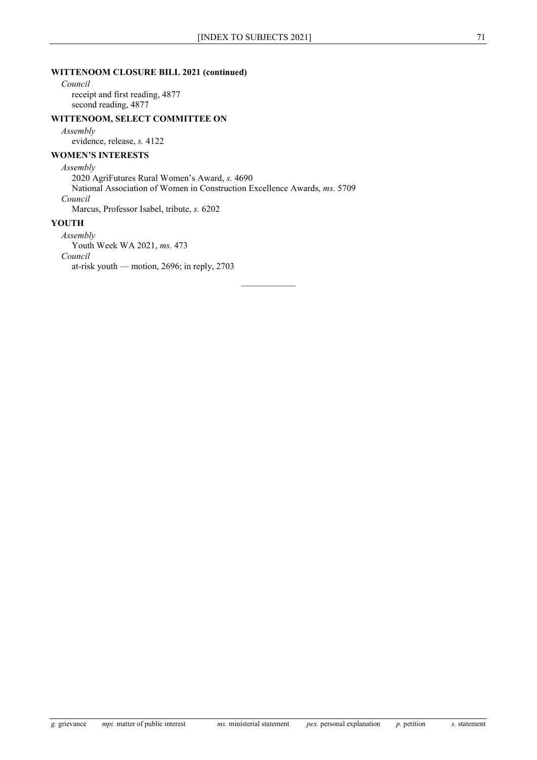**WITTENOOM CLOSURE BILL 2021 (continued)**

*Council*

receipt and first reading, 4877
second reading, 4877

**WITTENOOM, SELECT COMMITTEE ON**

*Assembly*

evidence, release, *s.* 4122

**WOMEN'S INTERESTS**

*Assembly*

2020 AgriFutures Rural Women's Award, *s.* 4690
National Association of Women in Construction Excellence Awards, *ms.* 5709

*Council*

Marcus, Professor Isabel, tribute, *s.* 6202

**YOUTH**

*Assembly*

Youth Week WA 2021, *ms.* 473

*Council*

at-risk youth — motion, 2696; in reply, 2703

---

*g.* grievance *mpi.* matter of public interest *ms.* ministerial statement *pex.* personal explanation *p.* petition *s.* statement